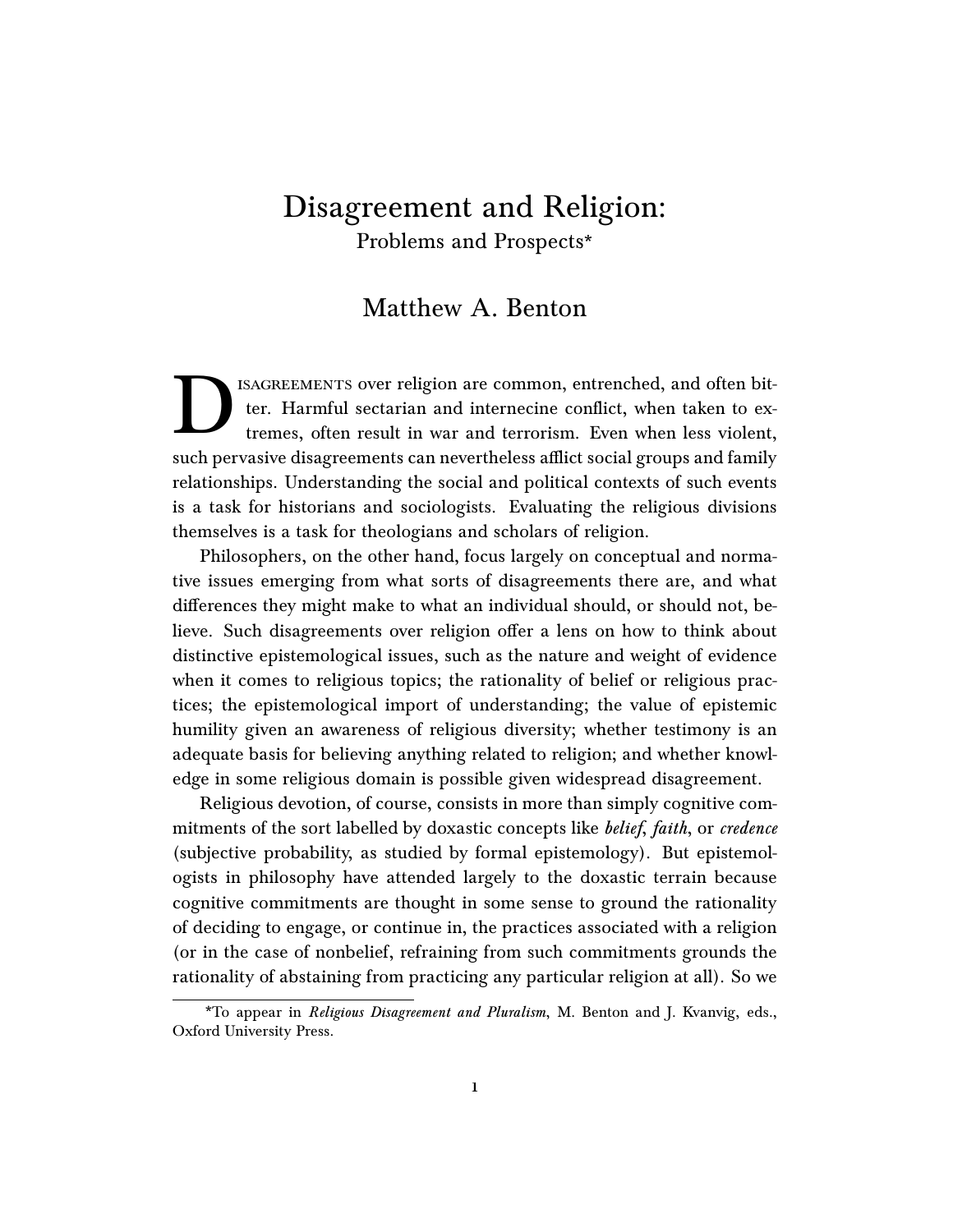# Disagreement and Religion:
## Problems and Prospects*

**Matthew A. Benton**

Disagreements over religion are common, entrenched, and often bitter. Harmful sectarian and internecine conflict, when taken to extremes, often result in war and terrorism. Even when less violent, such pervasive disagreements can nevertheless afflict social groups and family relationships. Understanding the social and political contexts of such events is a task for historians and sociologists. Evaluating the religious divisions themselves is a task for theologians and scholars of religion.

Philosophers, on the other hand, focus largely on conceptual and normative issues emerging from what sorts of disagreements there are, and what differences they might make to what an individual should, or should not, believe. Such disagreements over religion offer a lens on how to think about distinctive epistemological issues, such as the nature and weight of evidence when it comes to religious topics; the rationality of belief or religious practices; the epistemological import of understanding; the value of epistemic humility given an awareness of religious diversity; whether testimony is an adequate basis for believing anything related to religion; and whether knowledge in some religious domain is possible given widespread disagreement.

Religious devotion, of course, consists in more than simply cognitive commitments of the sort labelled by doxastic concepts like *belief*, *faith*, or *credence* (subjective probability, as studied by formal epistemology). But epistemologists in philosophy have attended largely to the doxastic terrain because cognitive commitments are thought in some sense to ground the rationality of deciding to engage, or continue in, the practices associated with a religion (or in the case of nonbelief, refraining from such commitments grounds the rationality of abstaining from practicing any particular religion at all). So we

*To appear in *Religious Disagreement and Pluralism*, M. Benton and J. Kvanvig, eds., Oxford University Press.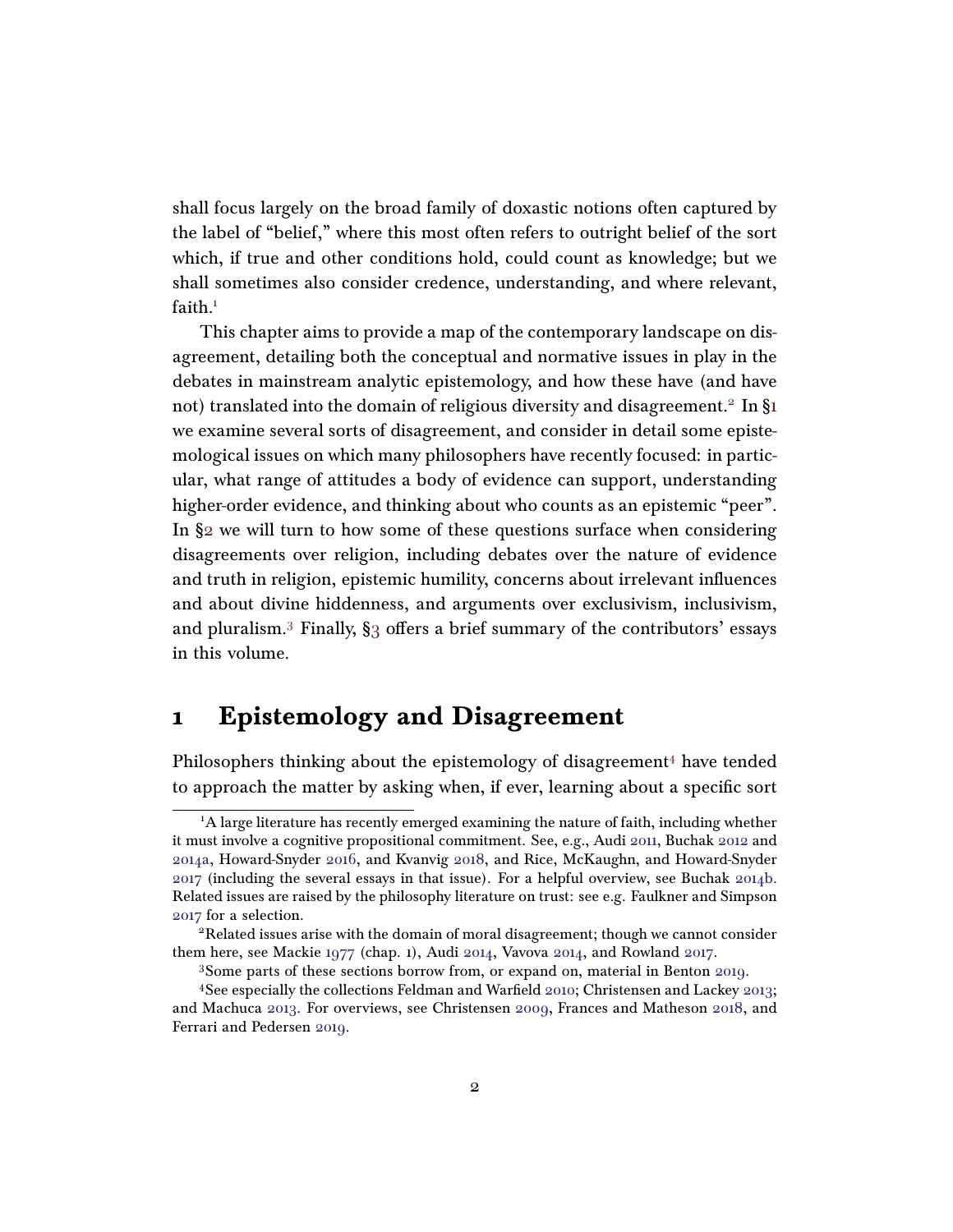shall focus largely on the broad family of doxastic notions often captured by the label of "belief," where this most often refers to outright belief of the sort which, if true and other conditions hold, could count as knowledge; but we shall sometimes also consider credence, understanding, and where relevant, faith.[1]

This chapter aims to provide a map of the contemporary landscape on disagreement, detailing both the conceptual and normative issues in play in the debates in mainstream analytic epistemology, and how these have (and have not) translated into the domain of religious diversity and disagreement.[2] In §1 we examine several sorts of disagreement, and consider in detail some epistemological issues on which many philosophers have recently focused: in particular, what range of attitudes a body of evidence can support, understanding higher-order evidence, and thinking about who counts as an epistemic "peer". In §2 we will turn to how some of these questions surface when considering disagreements over religion, including debates over the nature of evidence and truth in religion, epistemic humility, concerns about irrelevant influences and about divine hiddenness, and arguments over exclusivism, inclusivism, and pluralism.[3] Finally, §3 offers a brief summary of the contributors' essays in this volume.

# 1 Epistemology and Disagreement

Philosophers thinking about the epistemology of disagreement[4] have tended to approach the matter by asking when, if ever, learning about a specific sort

---

[1]A large literature has recently emerged examining the nature of faith, including whether it must involve a cognitive propositional commitment. See, e.g., Audi 2011, Buchak 2012 and 2014a, Howard-Snyder 2016, and Kvanvig 2018, and Rice, McKaughn, and Howard-Snyder 2017 (including the several essays in that issue). For a helpful overview, see Buchak 2014b. Related issues are raised by the philosophy literature on trust: see e.g. Faulkner and Simpson 2017 for a selection.

[2]Related issues arise with the domain of moral disagreement; though we cannot consider them here, see Mackie 1977 (chap. 1), Audi 2014, Vavova 2014, and Rowland 2017.

[3]Some parts of these sections borrow from, or expand on, material in Benton 2019.

[4]See especially the collections Feldman and Warfield 2010; Christensen and Lackey 2013; and Machuca 2013. For overviews, see Christensen 2009, Frances and Matheson 2018, and Ferrari and Pedersen 2019.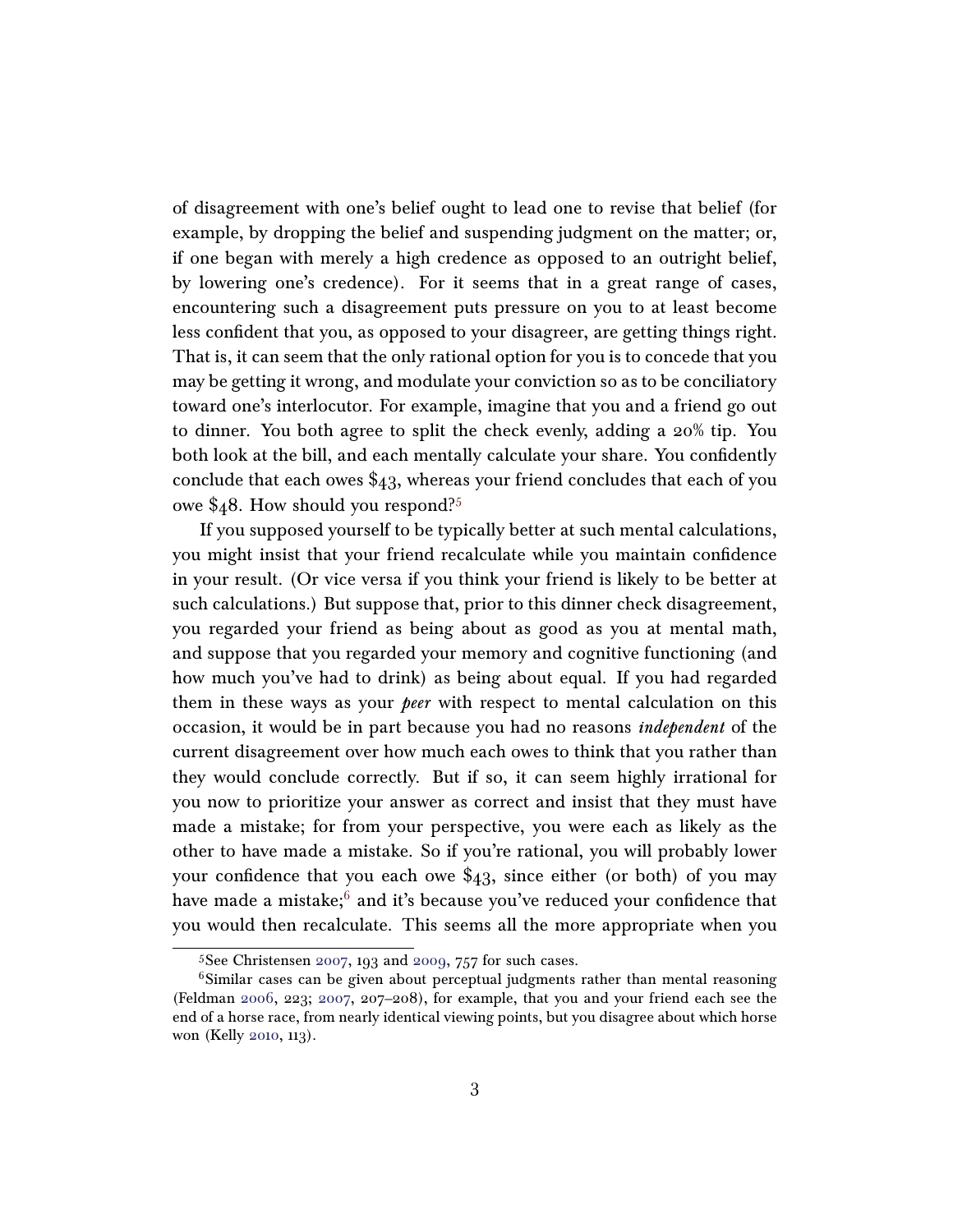of disagreement with one's belief ought to lead one to revise that belief (for example, by dropping the belief and suspending judgment on the matter; or, if one began with merely a high credence as opposed to an outright belief, by lowering one's credence). For it seems that in a great range of cases, encountering such a disagreement puts pressure on you to at least become less confident that you, as opposed to your disagreer, are getting things right. That is, it can seem that the only rational option for you is to concede that you may be getting it wrong, and modulate your conviction so as to be conciliatory toward one's interlocutor. For example, imagine that you and a friend go out to dinner. You both agree to split the check evenly, adding a 20% tip. You both look at the bill, and each mentally calculate your share. You confidently conclude that each owes $43, whereas your friend concludes that each of you owe $48. How should you respond?[5]

If you supposed yourself to be typically better at such mental calculations, you might insist that your friend recalculate while you maintain confidence in your result. (Or vice versa if you think your friend is likely to be better at such calculations.) But suppose that, prior to this dinner check disagreement, you regarded your friend as being about as good as you at mental math, and suppose that you regarded your memory and cognitive functioning (and how much you've had to drink) as being about equal. If you had regarded them in these ways as your *peer* with respect to mental calculation on this occasion, it would be in part because you had no reasons *independent* of the current disagreement over how much each owes to think that you rather than they would conclude correctly. But if so, it can seem highly irrational for you now to prioritize your answer as correct and insist that they must have made a mistake; for from your perspective, you were each as likely as the other to have made a mistake. So if you're rational, you will probably lower your confidence that you each owe $43, since either (or both) of you may have made a mistake;[6] and it's because you've reduced your confidence that you would then recalculate. This seems all the more appropriate when you

[5] See Christensen 2007, 193 and 2009, 757 for such cases.

[6] Similar cases can be given about perceptual judgments rather than mental reasoning (Feldman 2006, 223; 2007, 207–208), for example, that you and your friend each see the end of a horse race, from nearly identical viewing points, but you disagree about which horse won (Kelly 2010, 113).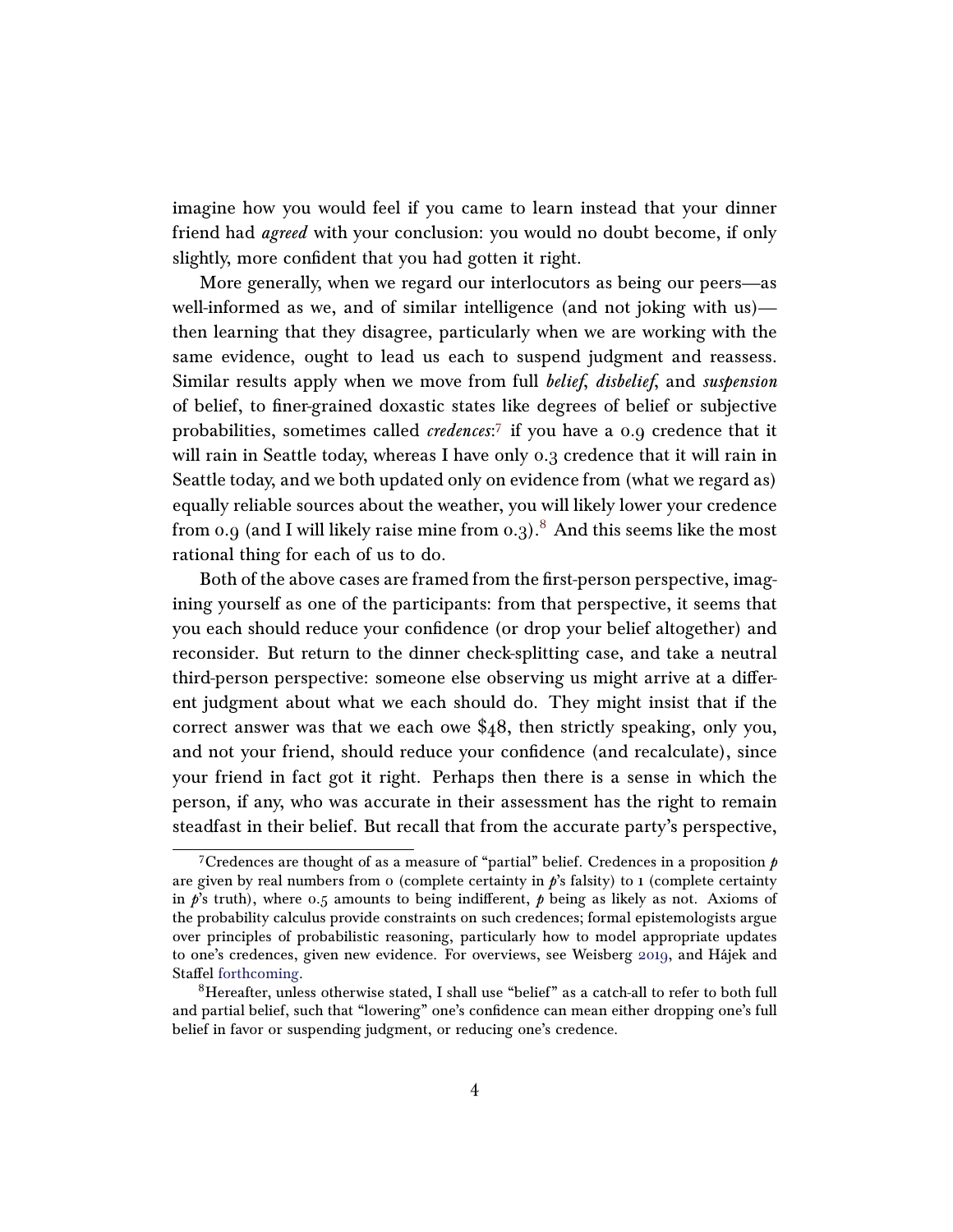imagine how you would feel if you came to learn instead that your dinner friend had *agreed* with your conclusion: you would no doubt become, if only slightly, more confident that you had gotten it right.

More generally, when we regard our interlocutors as being our peers—as well-informed as we, and of similar intelligence (and not joking with us)—then learning that they disagree, particularly when we are working with the same evidence, ought to lead us each to suspend judgment and reassess. Similar results apply when we move from full *belief*, *disbelief*, and *suspension* of belief, to finer-grained doxastic states like degrees of belief or subjective probabilities, sometimes called *credences*:[7] if you have a 0.9 credence that it will rain in Seattle today, whereas I have only 0.3 credence that it will rain in Seattle today, and we both updated only on evidence from (what we regard as) equally reliable sources about the weather, you will likely lower your credence from 0.9 (and I will likely raise mine from 0.3).[8] And this seems like the most rational thing for each of us to do.

Both of the above cases are framed from the first-person perspective, imagining yourself as one of the participants: from that perspective, it seems that you each should reduce your confidence (or drop your belief altogether) and reconsider. But return to the dinner check-splitting case, and take a neutral third-person perspective: someone else observing us might arrive at a different judgment about what we each should do. They might insist that if the correct answer was that we each owe $48, then strictly speaking, only you, and not your friend, should reduce your confidence (and recalculate), since your friend in fact got it right. Perhaps then there is a sense in which the person, if any, who was accurate in their assessment has the right to remain steadfast in their belief. But recall that from the accurate party's perspective,

---

[7] Credences are thought of as a measure of "partial" belief. Credences in a proposition $p$ are given by real numbers from 0 (complete certainty in $p$'s falsity) to 1 (complete certainty in $p$'s truth), where 0.5 amounts to being indifferent, $p$ being as likely as not. Axioms of the probability calculus provide constraints on such credences; formal epistemologists argue over principles of probabilistic reasoning, particularly how to model appropriate updates to one's credences, given new evidence. For overviews, see Weisberg 2019, and Hájek and Staffel forthcoming.

[8] Hereafter, unless otherwise stated, I shall use "belief" as a catch-all to refer to both full and partial belief, such that "lowering" one's confidence can mean either dropping one's full belief in favor or suspending judgment, or reducing one's credence.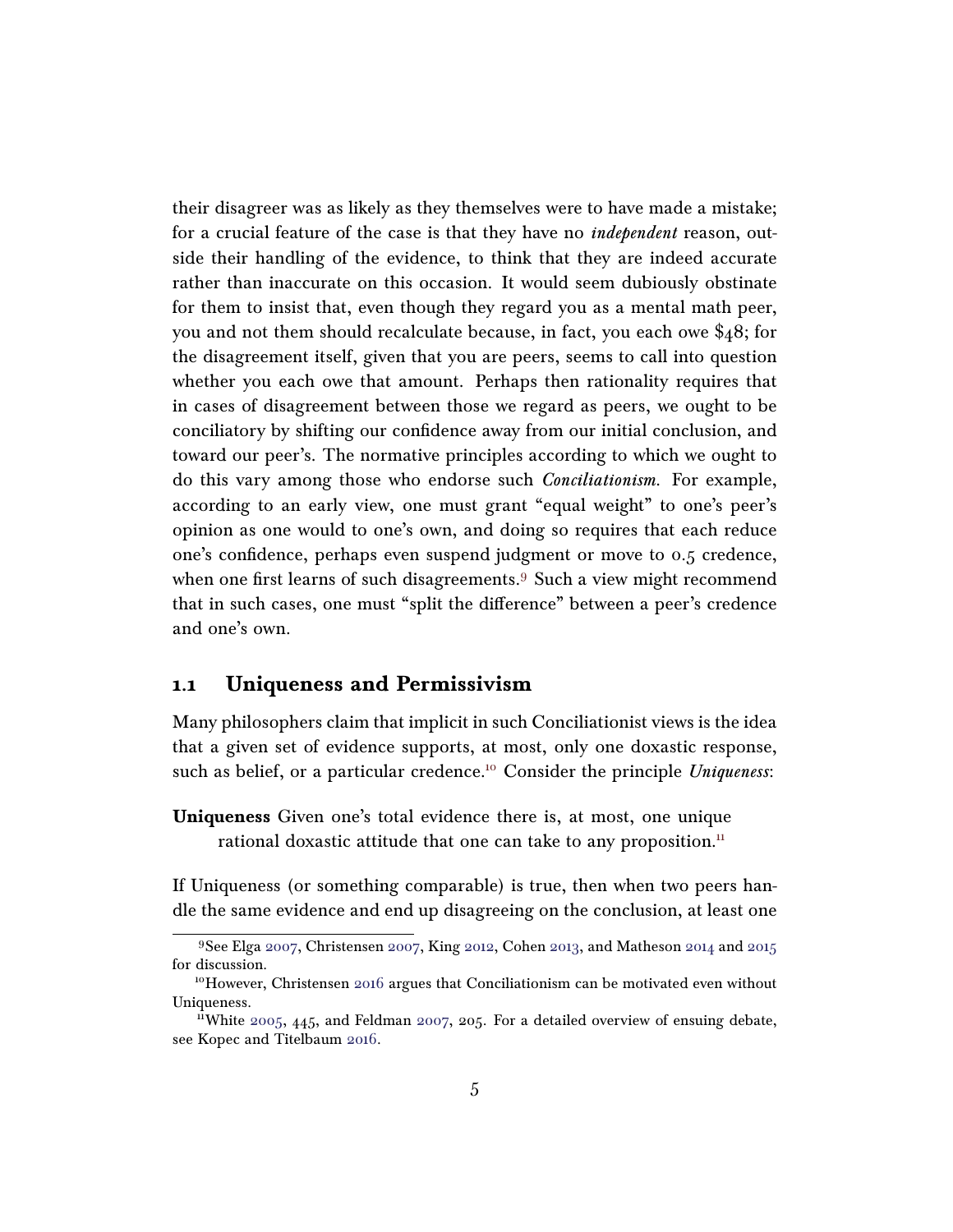their disagreer was as likely as they themselves were to have made a mistake; for a crucial feature of the case is that they have no *independent* reason, outside their handling of the evidence, to think that they are indeed accurate rather than inaccurate on this occasion. It would seem dubiously obstinate for them to insist that, even though they regard you as a mental math peer, you and not them should recalculate because, in fact, you each owe $48; for the disagreement itself, given that you are peers, seems to call into question whether you each owe that amount. Perhaps then rationality requires that in cases of disagreement between those we regard as peers, we ought to be conciliatory by shifting our confidence away from our initial conclusion, and toward our peer's. The normative principles according to which we ought to do this vary among those who endorse such *Conciliationism*. For example, according to an early view, one must grant "equal weight" to one's peer's opinion as one would to one's own, and doing so requires that each reduce one's confidence, perhaps even suspend judgment or move to 0.5 credence, when one first learns of such disagreements.[9] Such a view might recommend that in such cases, one must "split the difference" between a peer's credence and one's own.

## 1.1 Uniqueness and Permissivism

Many philosophers claim that implicit in such Conciliationist views is the idea that a given set of evidence supports, at most, only one doxastic response, such as belief, or a particular credence.[10] Consider the principle *Uniqueness*:

**Uniqueness** Given one's total evidence there is, at most, one unique rational doxastic attitude that one can take to any proposition.[11]

If Uniqueness (or something comparable) is true, then when two peers handle the same evidence and end up disagreeing on the conclusion, at least one

[9] See Elga 2007, Christensen 2007, King 2012, Cohen 2013, and Matheson 2014 and 2015 for discussion.

[10] However, Christensen 2016 argues that Conciliationism can be motivated even without Uniqueness.

[11] White 2005, 445, and Feldman 2007, 205. For a detailed overview of ensuing debate, see Kopec and Titelbaum 2016.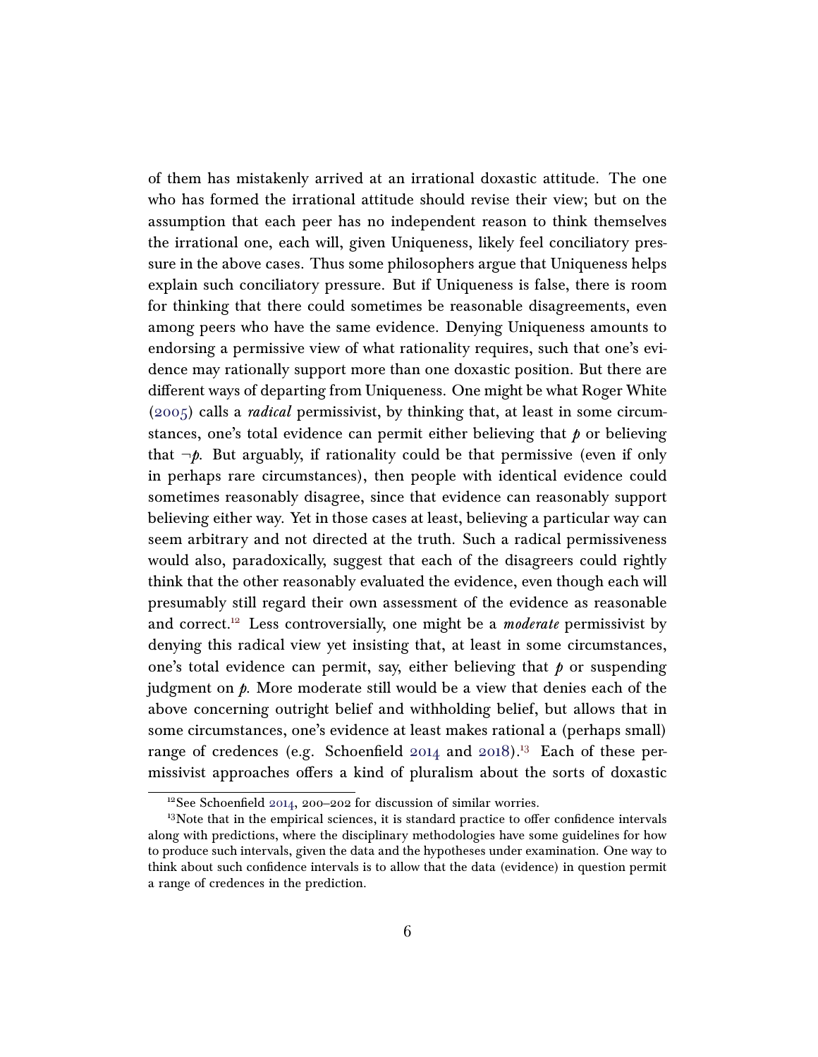of them has mistakenly arrived at an irrational doxastic attitude. The one who has formed the irrational attitude should revise their view; but on the assumption that each peer has no independent reason to think themselves the irrational one, each will, given Uniqueness, likely feel conciliatory pressure in the above cases. Thus some philosophers argue that Uniqueness helps explain such conciliatory pressure. But if Uniqueness is false, there is room for thinking that there could sometimes be reasonable disagreements, even among peers who have the same evidence. Denying Uniqueness amounts to endorsing a permissive view of what rationality requires, such that one's evidence may rationally support more than one doxastic position. But there are different ways of departing from Uniqueness. One might be what Roger White (2005) calls a *radical* permissivist, by thinking that, at least in some circumstances, one's total evidence can permit either believing that $p$ or believing that $\neg p$. But arguably, if rationality could be that permissive (even if only in perhaps rare circumstances), then people with identical evidence could sometimes reasonably disagree, since that evidence can reasonably support believing either way. Yet in those cases at least, believing a particular way can seem arbitrary and not directed at the truth. Such a radical permissiveness would also, paradoxically, suggest that each of the disagreers could rightly think that the other reasonably evaluated the evidence, even though each will presumably still regard their own assessment of the evidence as reasonable and correct.[12] Less controversially, one might be a *moderate* permissivist by denying this radical view yet insisting that, at least in some circumstances, one's total evidence can permit, say, either believing that $p$ or suspending judgment on $p$. More moderate still would be a view that denies each of the above concerning outright belief and withholding belief, but allows that in some circumstances, one's evidence at least makes rational a (perhaps small) range of credences (e.g. Schoenfield 2014 and 2018).[13] Each of these permissivist approaches offers a kind of pluralism about the sorts of doxastic

[12] See Schoenfield 2014, 200–202 for discussion of similar worries.

[13] Note that in the empirical sciences, it is standard practice to offer confidence intervals along with predictions, where the disciplinary methodologies have some guidelines for how to produce such intervals, given the data and the hypotheses under examination. One way to think about such confidence intervals is to allow that the data (evidence) in question permit a range of credences in the prediction.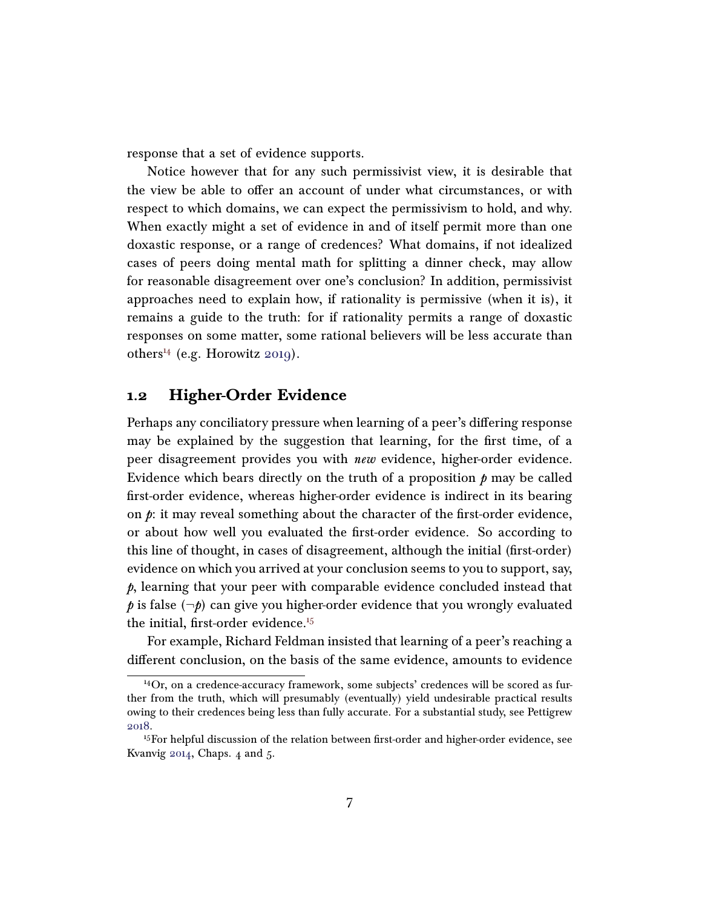response that a set of evidence supports.

Notice however that for any such permissivist view, it is desirable that the view be able to offer an account of under what circumstances, or with respect to which domains, we can expect the permissivism to hold, and why. When exactly might a set of evidence in and of itself permit more than one doxastic response, or a range of credences? What domains, if not idealized cases of peers doing mental math for splitting a dinner check, may allow for reasonable disagreement over one's conclusion? In addition, permissivist approaches need to explain how, if rationality is permissive (when it is), it remains a guide to the truth: for if rationality permits a range of doxastic responses on some matter, some rational believers will be less accurate than others[14] (e.g. Horowitz 2019).

## 1.2 Higher-Order Evidence

Perhaps any conciliatory pressure when learning of a peer's differing response may be explained by the suggestion that learning, for the first time, of a peer disagreement provides you with *new* evidence, higher-order evidence. Evidence which bears directly on the truth of a proposition $p$ may be called first-order evidence, whereas higher-order evidence is indirect in its bearing on $p$: it may reveal something about the character of the first-order evidence, or about how well you evaluated the first-order evidence. So according to this line of thought, in cases of disagreement, although the initial (first-order) evidence on which you arrived at your conclusion seems to you to support, say, $p$, learning that your peer with comparable evidence concluded instead that $p$ is false ($\neg p$) can give you higher-order evidence that you wrongly evaluated the initial, first-order evidence.[15]

For example, Richard Feldman insisted that learning of a peer's reaching a different conclusion, on the basis of the same evidence, amounts to evidence

[14] Or, on a credence-accuracy framework, some subjects' credences will be scored as further from the truth, which will presumably (eventually) yield undesirable practical results owing to their credences being less than fully accurate. For a substantial study, see Pettigrew 2018.

[15] For helpful discussion of the relation between first-order and higher-order evidence, see Kvanvig 2014, Chaps. 4 and 5.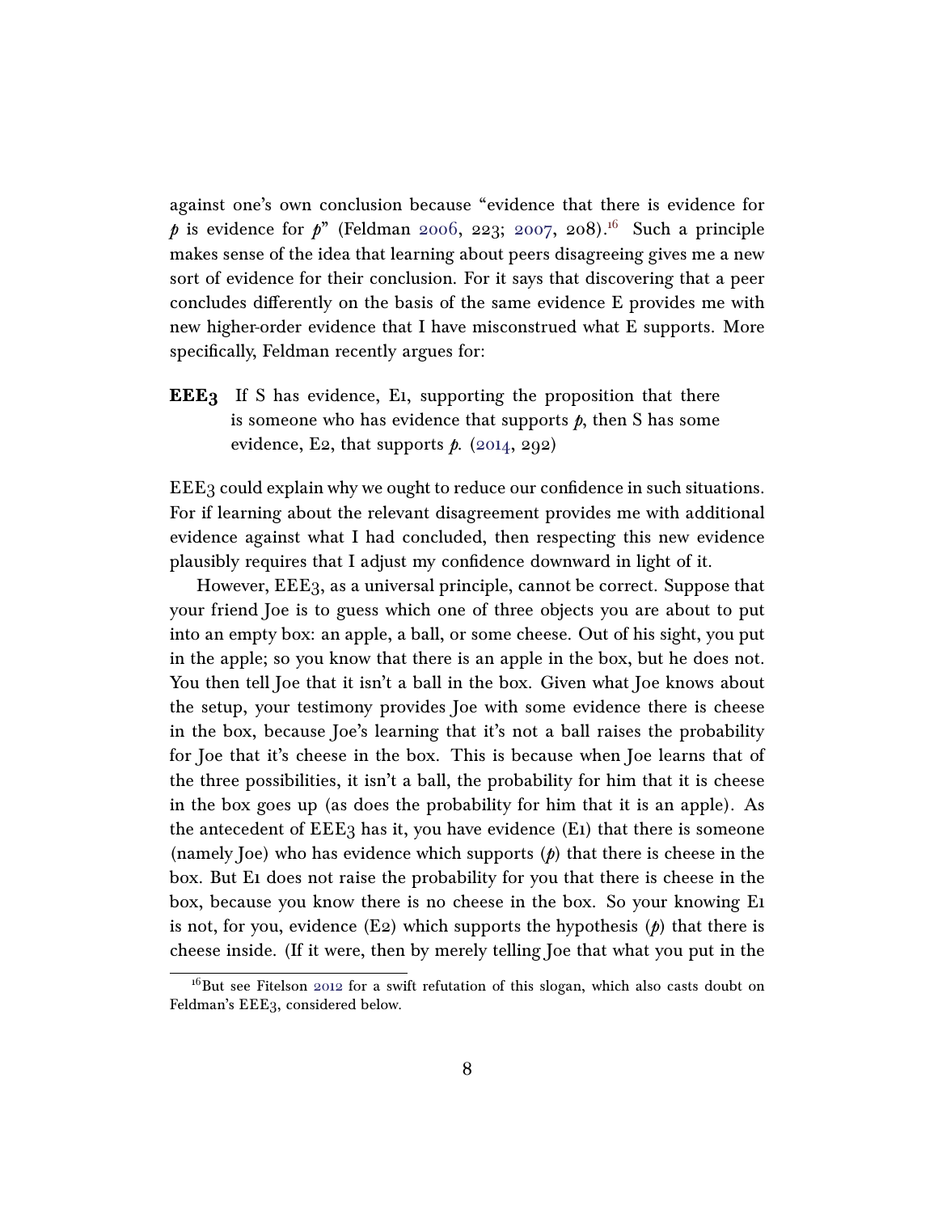against one's own conclusion because "evidence that there is evidence for *p* is evidence for *p*" (Feldman 2006, 223; 2007, 208).[16] Such a principle makes sense of the idea that learning about peers disagreeing gives me a new sort of evidence for their conclusion. For it says that discovering that a peer concludes differently on the basis of the same evidence E provides me with new higher-order evidence that I have misconstrued what E supports. More specifically, Feldman recently argues for:

> **EEE3** If S has evidence, E1, supporting the proposition that there is someone who has evidence that supports *p*, then S has some evidence, E2, that supports *p*. (2014, 292)

EEE3 could explain why we ought to reduce our confidence in such situations. For if learning about the relevant disagreement provides me with additional evidence against what I had concluded, then respecting this new evidence plausibly requires that I adjust my confidence downward in light of it.

However, EEE3, as a universal principle, cannot be correct. Suppose that your friend Joe is to guess which one of three objects you are about to put into an empty box: an apple, a ball, or some cheese. Out of his sight, you put in the apple; so you know that there is an apple in the box, but he does not. You then tell Joe that it isn't a ball in the box. Given what Joe knows about the setup, your testimony provides Joe with some evidence there is cheese in the box, because Joe's learning that it's not a ball raises the probability for Joe that it's cheese in the box. This is because when Joe learns that of the three possibilities, it isn't a ball, the probability for him that it is cheese in the box goes up (as does the probability for him that it is an apple). As the antecedent of EEE3 has it, you have evidence (E1) that there is someone (namely Joe) who has evidence which supports (*p*) that there is cheese in the box. But E1 does not raise the probability for you that there is cheese in the box, because you know there is no cheese in the box. So your knowing E1 is not, for you, evidence (E2) which supports the hypothesis (*p*) that there is cheese inside. (If it were, then by merely telling Joe that what you put in the

[16] But see Fitelson 2012 for a swift refutation of this slogan, which also casts doubt on Feldman's EEE3, considered below.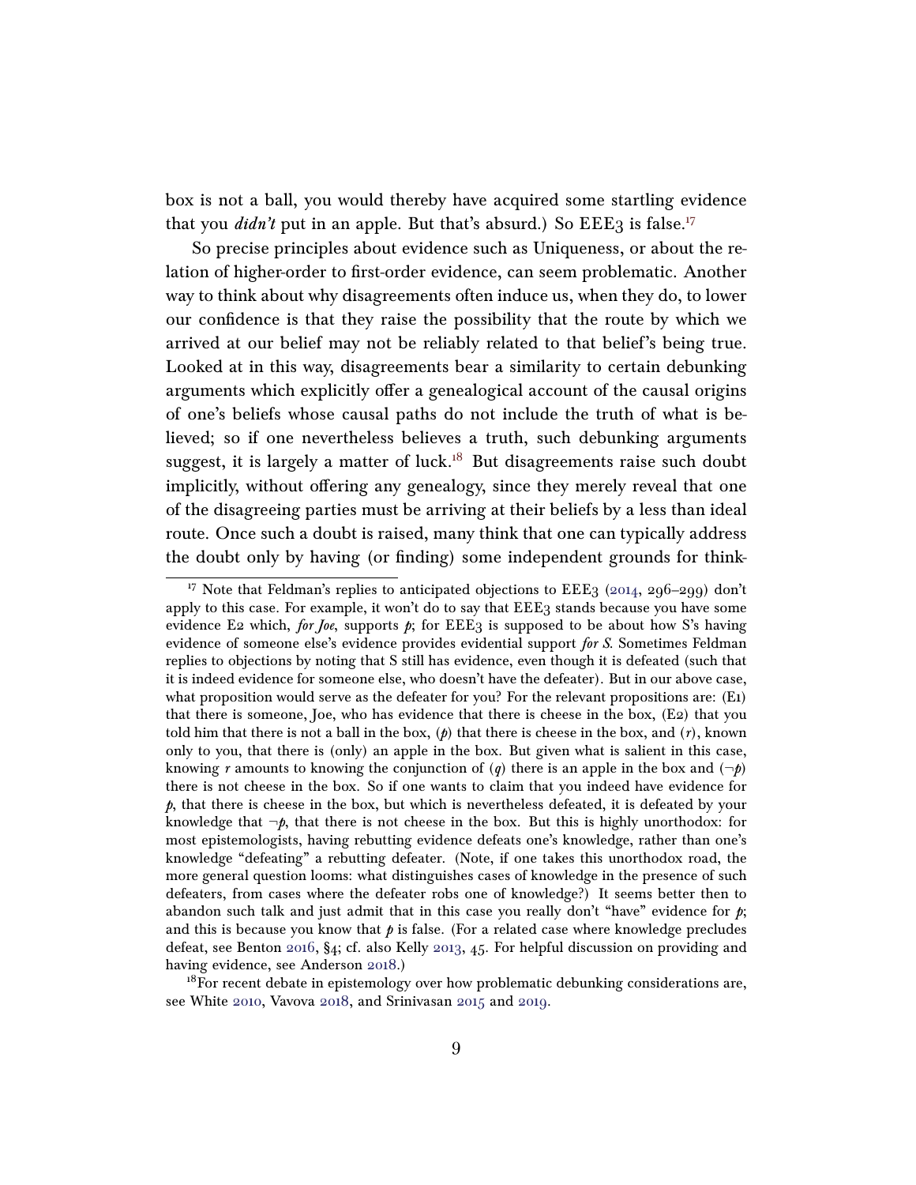box is not a ball, you would thereby have acquired some startling evidence that you *didn't* put in an apple. But that's absurd.) So EEE3 is false.[17]

So precise principles about evidence such as Uniqueness, or about the relation of higher-order to first-order evidence, can seem problematic. Another way to think about why disagreements often induce us, when they do, to lower our confidence is that they raise the possibility that the route by which we arrived at our belief may not be reliably related to that belief's being true. Looked at in this way, disagreements bear a similarity to certain debunking arguments which explicitly offer a genealogical account of the causal origins of one's beliefs whose causal paths do not include the truth of what is believed; so if one nevertheless believes a truth, such debunking arguments suggest, it is largely a matter of luck.[18] But disagreements raise such doubt implicitly, without offering any genealogy, since they merely reveal that one of the disagreeing parties must be arriving at their beliefs by a less than ideal route. Once such a doubt is raised, many think that one can typically address the doubt only by having (or finding) some independent grounds for think-

---

[17] Note that Feldman's replies to anticipated objections to EEE3 (2014, 296–299) don't apply to this case. For example, it won't do to say that EEE3 stands because you have some evidence E2 which, *for Joe*, supports *p*; for EEE3 is supposed to be about how S's having evidence of someone else's evidence provides evidential support *for S*. Sometimes Feldman replies to objections by noting that S still has evidence, even though it is defeated (such that it is indeed evidence for someone else, who doesn't have the defeater). But in our above case, what proposition would serve as the defeater for you? For the relevant propositions are: (E1) that there is someone, Joe, who has evidence that there is cheese in the box, (E2) that you told him that there is not a ball in the box, ($p$) that there is cheese in the box, and ($r$), known only to you, that there is (only) an apple in the box. But given what is salient in this case, knowing $r$ amounts to knowing the conjunction of ($q$) there is an apple in the box and ($\neg p$) there is not cheese in the box. So if one wants to claim that you indeed have evidence for $p$, that there is cheese in the box, but which is nevertheless defeated, it is defeated by your knowledge that $\neg p$, that there is not cheese in the box. But this is highly unorthodox: for most epistemologists, having rebutting evidence defeats one's knowledge, rather than one's knowledge "defeating" a rebutting defeater. (Note, if one takes this unorthodox road, the more general question looms: what distinguishes cases of knowledge in the presence of such defeaters, from cases where the defeater robs one of knowledge?) It seems better then to abandon such talk and just admit that in this case you really don't "have" evidence for $p$; and this is because you know that $p$ is false. (For a related case where knowledge precludes defeat, see Benton 2016, §4; cf. also Kelly 2013, 45. For helpful discussion on providing and having evidence, see Anderson 2018.)

[18] For recent debate in epistemology over how problematic debunking considerations are, see White 2010, Vavova 2018, and Srinivasan 2015 and 2019.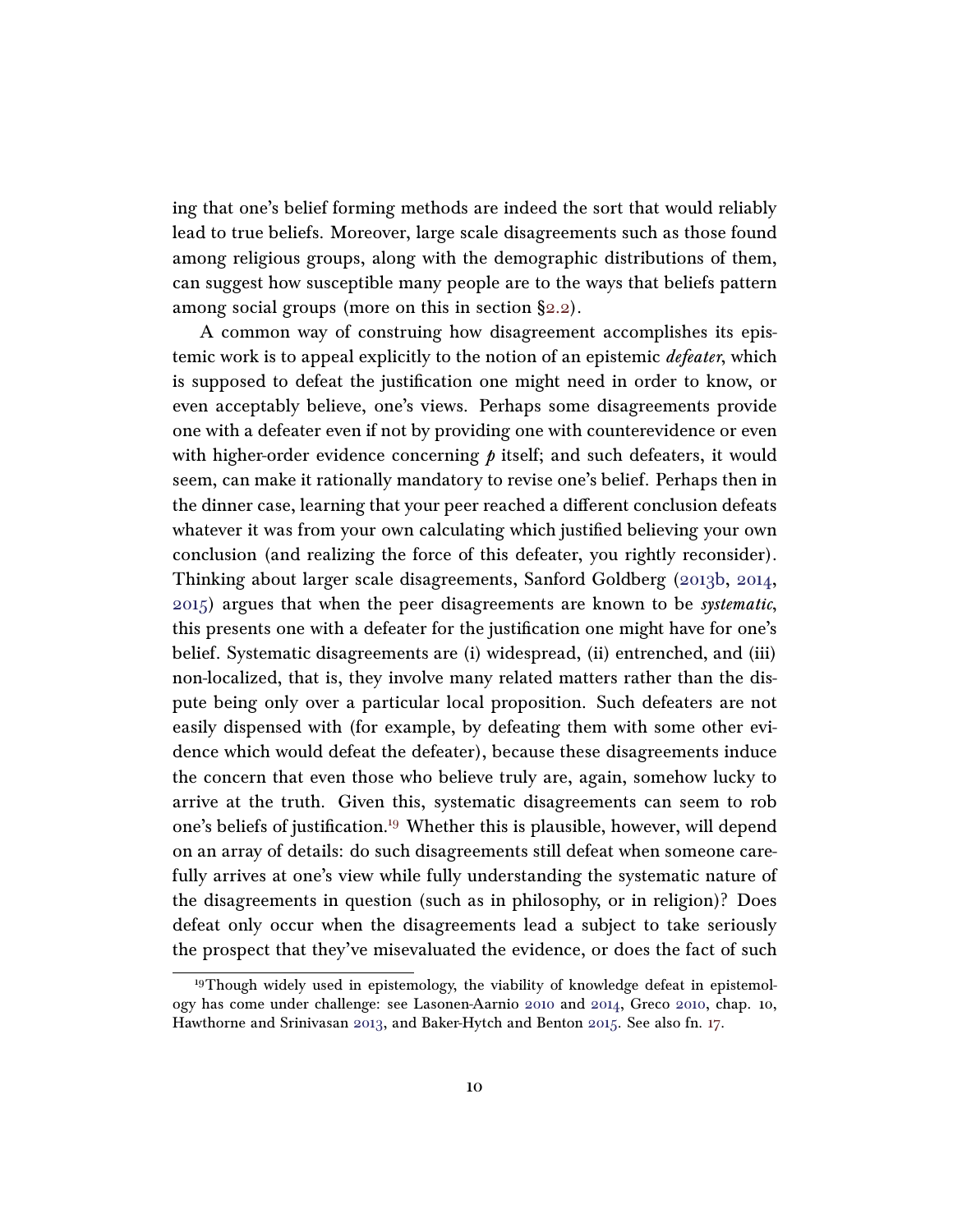ing that one's belief forming methods are indeed the sort that would reliably lead to true beliefs. Moreover, large scale disagreements such as those found among religious groups, along with the demographic distributions of them, can suggest how susceptible many people are to the ways that beliefs pattern among social groups (more on this in section §2.2).

A common way of construing how disagreement accomplishes its epistemic work is to appeal explicitly to the notion of an epistemic *defeater*, which is supposed to defeat the justification one might need in order to know, or even acceptably believe, one's views. Perhaps some disagreements provide one with a defeater even if not by providing one with counterevidence or even with higher-order evidence concerning $p$ itself; and such defeaters, it would seem, can make it rationally mandatory to revise one's belief. Perhaps then in the dinner case, learning that your peer reached a different conclusion defeats whatever it was from your own calculating which justified believing your own conclusion (and realizing the force of this defeater, you rightly reconsider). Thinking about larger scale disagreements, Sanford Goldberg (2013b, 2014, 2015) argues that when the peer disagreements are known to be *systematic*, this presents one with a defeater for the justification one might have for one's belief. Systematic disagreements are (i) widespread, (ii) entrenched, and (iii) non-localized, that is, they involve many related matters rather than the dispute being only over a particular local proposition. Such defeaters are not easily dispensed with (for example, by defeating them with some other evidence which would defeat the defeater), because these disagreements induce the concern that even those who believe truly are, again, somehow lucky to arrive at the truth. Given this, systematic disagreements can seem to rob one's beliefs of justification.[19] Whether this is plausible, however, will depend on an array of details: do such disagreements still defeat when someone carefully arrives at one's view while fully understanding the systematic nature of the disagreements in question (such as in philosophy, or in religion)? Does defeat only occur when the disagreements lead a subject to take seriously the prospect that they've misevaluated the evidence, or does the fact of such

[19]Though widely used in epistemology, the viability of knowledge defeat in epistemology has come under challenge: see Lasonen-Aarnio 2010 and 2014, Greco 2010, chap. 10, Hawthorne and Srinivasan 2013, and Baker-Hytch and Benton 2015. See also fn. 17.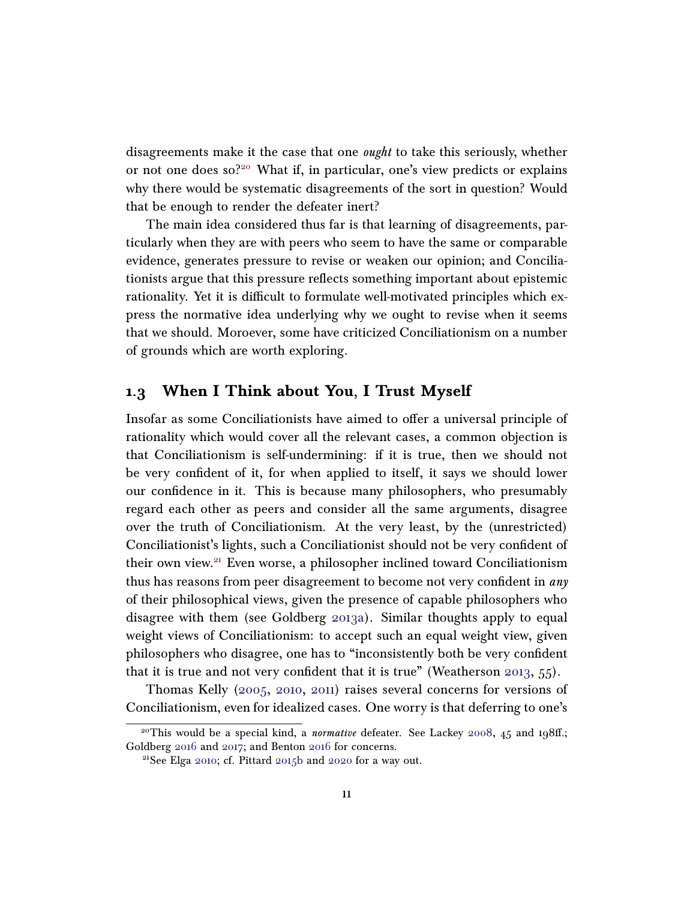disagreements make it the case that one *ought* to take this seriously, whether or not one does so?[20] What if, in particular, one's view predicts or explains why there would be systematic disagreements of the sort in question? Would that be enough to render the defeater inert?

The main idea considered thus far is that learning of disagreements, particularly when they are with peers who seem to have the same or comparable evidence, generates pressure to revise or weaken our opinion; and Conciliationists argue that this pressure reflects something important about epistemic rationality. Yet it is difficult to formulate well-motivated principles which express the normative idea underlying why we ought to revise when it seems that we should. Moroever, some have criticized Conciliationism on a number of grounds which are worth exploring.

## 1.3 When I Think about You, I Trust Myself

Insofar as some Conciliationists have aimed to offer a universal principle of rationality which would cover all the relevant cases, a common objection is that Conciliationism is self-undermining: if it is true, then we should not be very confident of it, for when applied to itself, it says we should lower our confidence in it. This is because many philosophers, who presumably regard each other as peers and consider all the same arguments, disagree over the truth of Conciliationism. At the very least, by the (unrestricted) Conciliationist's lights, such a Conciliationist should not be very confident of their own view.[21] Even worse, a philosopher inclined toward Conciliationism thus has reasons from peer disagreement to become not very confident in *any* of their philosophical views, given the presence of capable philosophers who disagree with them (see Goldberg 2013a). Similar thoughts apply to equal weight views of Conciliationism: to accept such an equal weight view, given philosophers who disagree, one has to "inconsistently both be very confident that it is true and not very confident that it is true" (Weatherson 2013, 55).

Thomas Kelly (2005, 2010, 2011) raises several concerns for versions of Conciliationism, even for idealized cases. One worry is that deferring to one's

[20] This would be a special kind, a *normative* defeater. See Lackey 2008, 45 and 198ff.; Goldberg 2016 and 2017; and Benton 2016 for concerns.

[21] See Elga 2010; cf. Pittard 2015b and 2020 for a way out.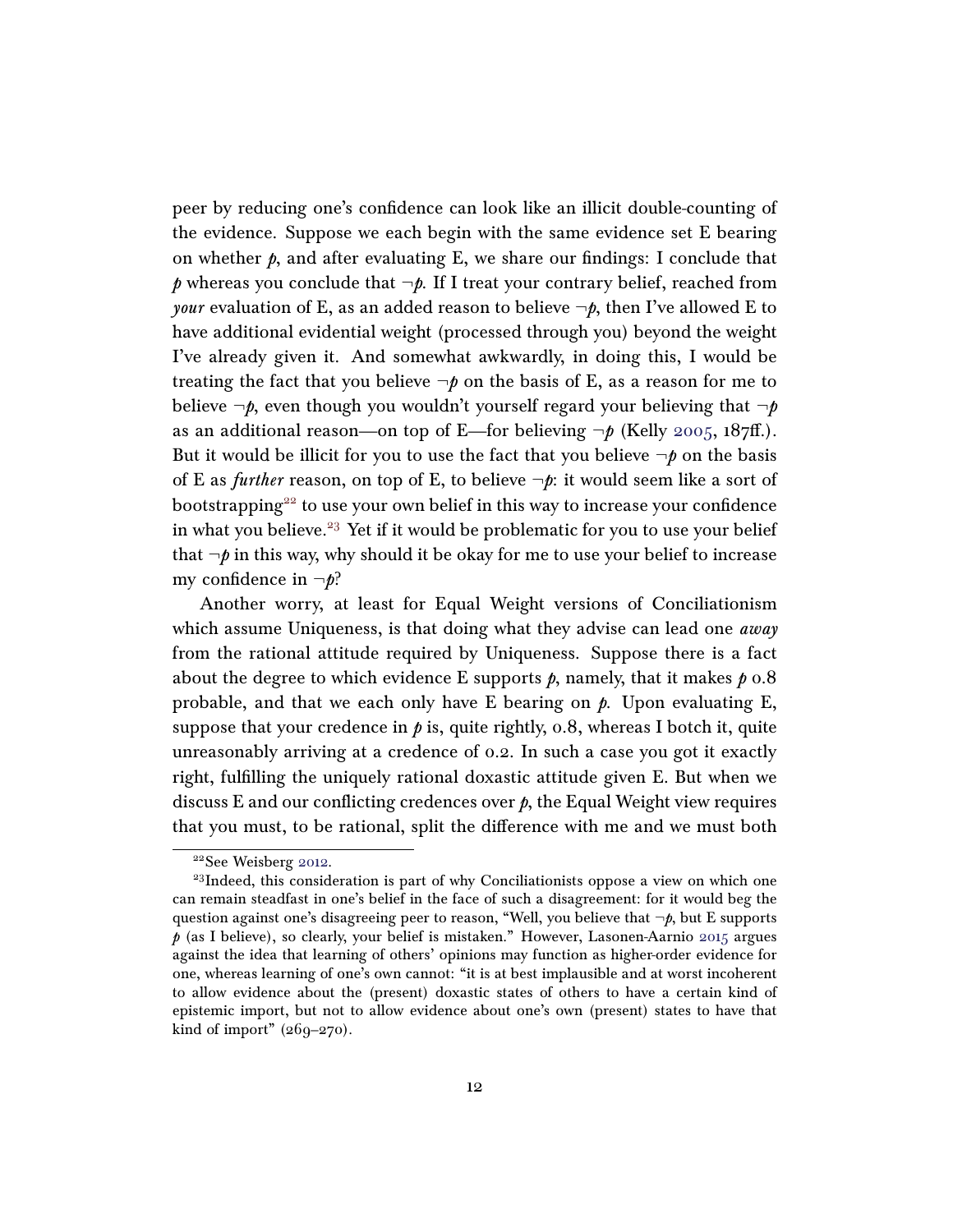peer by reducing one's confidence can look like an illicit double-counting of the evidence. Suppose we each begin with the same evidence set E bearing on whether $p$, and after evaluating E, we share our findings: I conclude that $p$ whereas you conclude that $\neg p$. If I treat your contrary belief, reached from *your* evaluation of E, as an added reason to believe $\neg p$, then I've allowed E to have additional evidential weight (processed through you) beyond the weight I've already given it. And somewhat awkwardly, in doing this, I would be treating the fact that you believe $\neg p$ on the basis of E, as a reason for me to believe $\neg p$, even though you wouldn't yourself regard your believing that $\neg p$ as an additional reason—on top of E—for believing $\neg p$ (Kelly 2005, 187ff.). But it would be illicit for you to use the fact that you believe $\neg p$ on the basis of E as *further* reason, on top of E, to believe $\neg p$: it would seem like a sort of bootstrapping[22] to use your own belief in this way to increase your confidence in what you believe.[23] Yet if it would be problematic for you to use your belief that $\neg p$ in this way, why should it be okay for me to use your belief to increase my confidence in $\neg p$?

Another worry, at least for Equal Weight versions of Conciliationism which assume Uniqueness, is that doing what they advise can lead one *away* from the rational attitude required by Uniqueness. Suppose there is a fact about the degree to which evidence E supports $p$, namely, that it makes $p$ 0.8 probable, and that we each only have E bearing on $p$. Upon evaluating E, suppose that your credence in $p$ is, quite rightly, 0.8, whereas I botch it, quite unreasonably arriving at a credence of 0.2. In such a case you got it exactly right, fulfilling the uniquely rational doxastic attitude given E. But when we discuss E and our conflicting credences over $p$, the Equal Weight view requires that you must, to be rational, split the difference with me and we must both

[22] See Weisberg 2012.

[23] Indeed, this consideration is part of why Conciliationists oppose a view on which one can remain steadfast in one's belief in the face of such a disagreement: for it would beg the question against one's disagreeing peer to reason, "Well, you believe that $\neg p$, but E supports $p$ (as I believe), so clearly, your belief is mistaken." However, Lasonen-Aarnio 2015 argues against the idea that learning of others' opinions may function as higher-order evidence for one, whereas learning of one's own cannot: "it is at best implausible and at worst incoherent to allow evidence about the (present) doxastic states of others to have a certain kind of epistemic import, but not to allow evidence about one's own (present) states to have that kind of import" (269–270).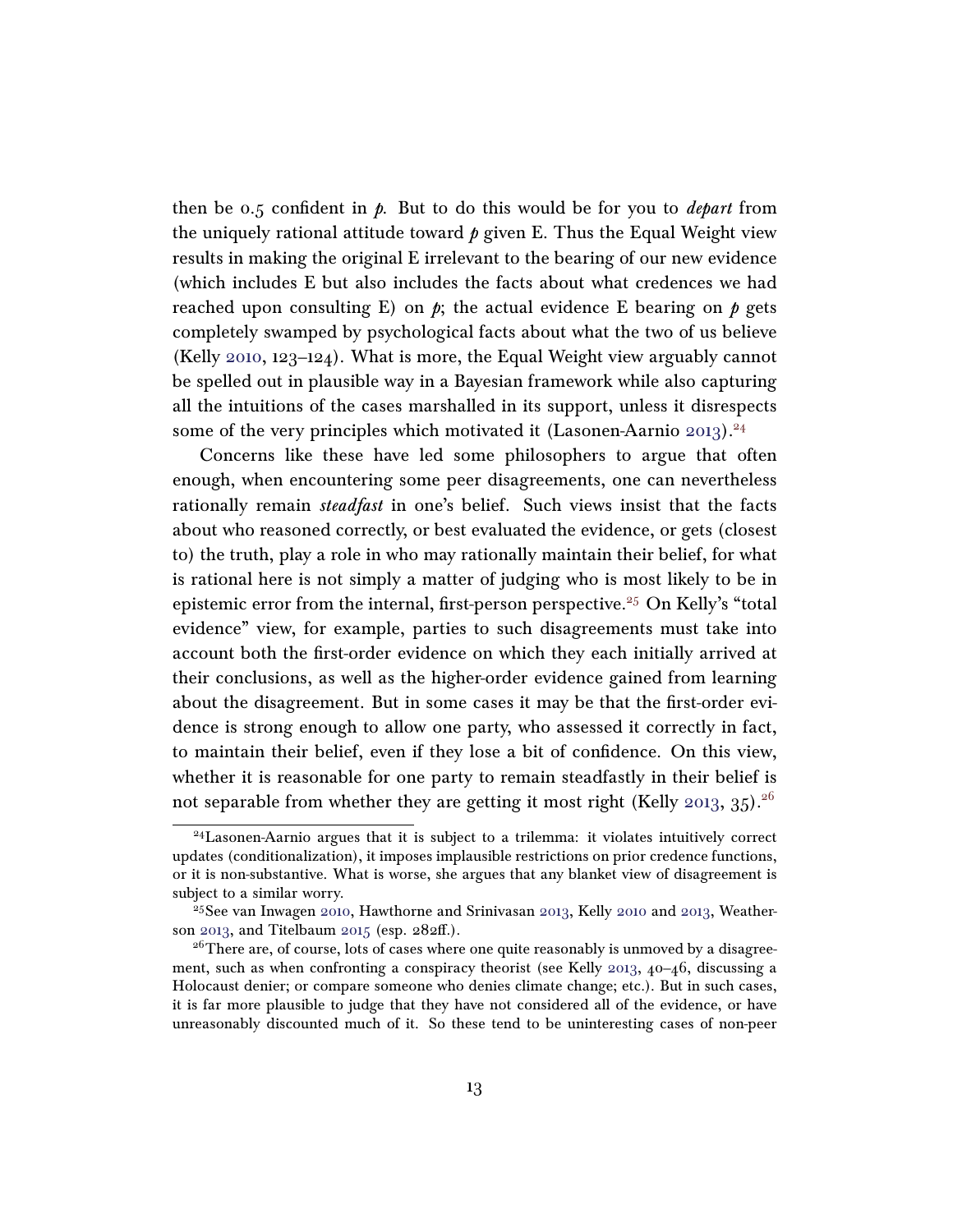then be 0.5 confident in *p*. But to do this would be for you to *depart* from the uniquely rational attitude toward *p* given E. Thus the Equal Weight view results in making the original E irrelevant to the bearing of our new evidence (which includes E but also includes the facts about what credences we had reached upon consulting E) on *p*; the actual evidence E bearing on *p* gets completely swamped by psychological facts about what the two of us believe (Kelly 2010, 123–124). What is more, the Equal Weight view arguably cannot be spelled out in plausible way in a Bayesian framework while also capturing all the intuitions of the cases marshalled in its support, unless it disrespects some of the very principles which motivated it (Lasonen-Aarnio 2013).[24]

Concerns like these have led some philosophers to argue that often enough, when encountering some peer disagreements, one can nevertheless rationally remain *steadfast* in one's belief. Such views insist that the facts about who reasoned correctly, or best evaluated the evidence, or gets (closest to) the truth, play a role in who may rationally maintain their belief, for what is rational here is not simply a matter of judging who is most likely to be in epistemic error from the internal, first-person perspective.[25] On Kelly's "total evidence" view, for example, parties to such disagreements must take into account both the first-order evidence on which they each initially arrived at their conclusions, as well as the higher-order evidence gained from learning about the disagreement. But in some cases it may be that the first-order evidence is strong enough to allow one party, who assessed it correctly in fact, to maintain their belief, even if they lose a bit of confidence. On this view, whether it is reasonable for one party to remain steadfastly in their belief is not separable from whether they are getting it most right (Kelly 2013, 35).[26]

---

[24] Lasonen-Aarnio argues that it is subject to a trilemma: it violates intuitively correct updates (conditionalization), it imposes implausible restrictions on prior credence functions, or it is non-substantive. What is worse, she argues that any blanket view of disagreement is subject to a similar worry.

[25] See van Inwagen 2010, Hawthorne and Srinivasan 2013, Kelly 2010 and 2013, Weatherson 2013, and Titelbaum 2015 (esp. 282ff.).

[26] There are, of course, lots of cases where one quite reasonably is unmoved by a disagreement, such as when confronting a conspiracy theorist (see Kelly 2013, 40–46, discussing a Holocaust denier; or compare someone who denies climate change; etc.). But in such cases, it is far more plausible to judge that they have not considered all of the evidence, or have unreasonably discounted much of it. So these tend to be uninteresting cases of non-peer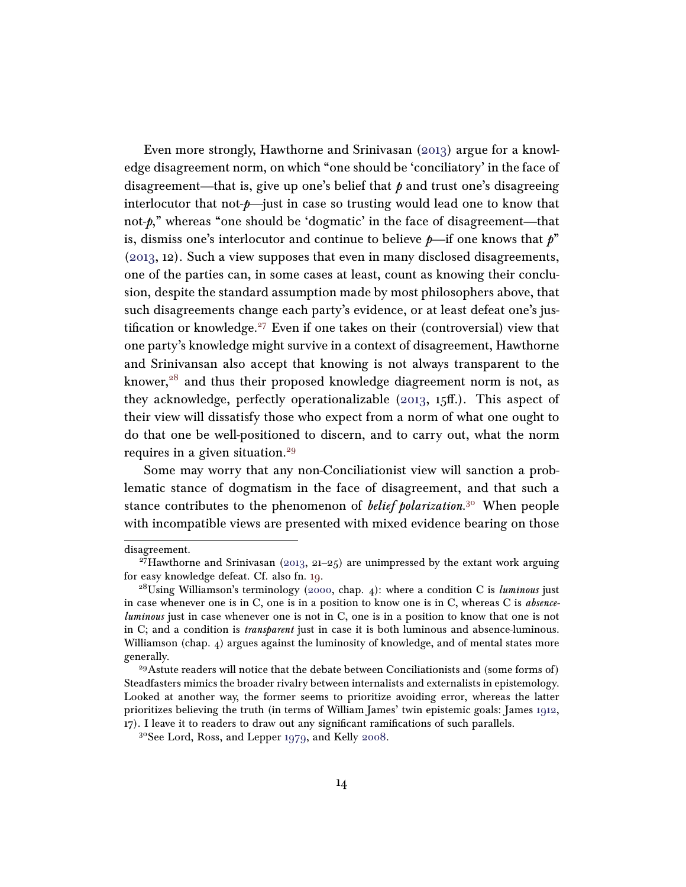Even more strongly, Hawthorne and Srinivasan (2013) argue for a knowledge disagreement norm, on which "one should be 'conciliatory' in the face of disagreement—that is, give up one's belief that *p* and trust one's disagreeing interlocutor that not-*p*—just in case so trusting would lead one to know that not-*p*," whereas "one should be 'dogmatic' in the face of disagreement—that is, dismiss one's interlocutor and continue to believe *p*—if one knows that *p*" (2013, 12). Such a view supposes that even in many disclosed disagreements, one of the parties can, in some cases at least, count as knowing their conclusion, despite the standard assumption made by most philosophers above, that such disagreements change each party's evidence, or at least defeat one's justification or knowledge.[27] Even if one takes on their (controversial) view that one party's knowledge might survive in a context of disagreement, Hawthorne and Srinivansan also accept that knowing is not always transparent to the knower,[28] and thus their proposed knowledge diagreement norm is not, as they acknowledge, perfectly operationalizable (2013, 15ff.). This aspect of their view will dissatisfy those who expect from a norm of what one ought to do that one be well-positioned to discern, and to carry out, what the norm requires in a given situation.[29]

Some may worry that any non-Conciliationist view will sanction a problematic stance of dogmatism in the face of disagreement, and that such a stance contributes to the phenomenon of *belief polarization*.[30] When people with incompatible views are presented with mixed evidence bearing on those

---

disagreement.

[27] Hawthorne and Srinivasan (2013, 21–25) are unimpressed by the extant work arguing for easy knowledge defeat. Cf. also fn. 19.

[28] Using Williamson's terminology (2000, chap. 4): where a condition C is *luminous* just in case whenever one is in C, one is in a position to know one is in C, whereas C is *absence-luminous* just in case whenever one is not in C, one is in a position to know that one is not in C; and a condition is *transparent* just in case it is both luminous and absence-luminous. Williamson (chap. 4) argues against the luminosity of knowledge, and of mental states more generally.

[29] Astute readers will notice that the debate between Conciliationists and (some forms of) Steadfasters mimics the broader rivalry between internalists and externalists in epistemology. Looked at another way, the former seems to prioritize avoiding error, whereas the latter prioritizes believing the truth (in terms of William James' twin epistemic goals: James 1912, 17). I leave it to readers to draw out any significant ramifications of such parallels.

[30] See Lord, Ross, and Lepper 1979, and Kelly 2008.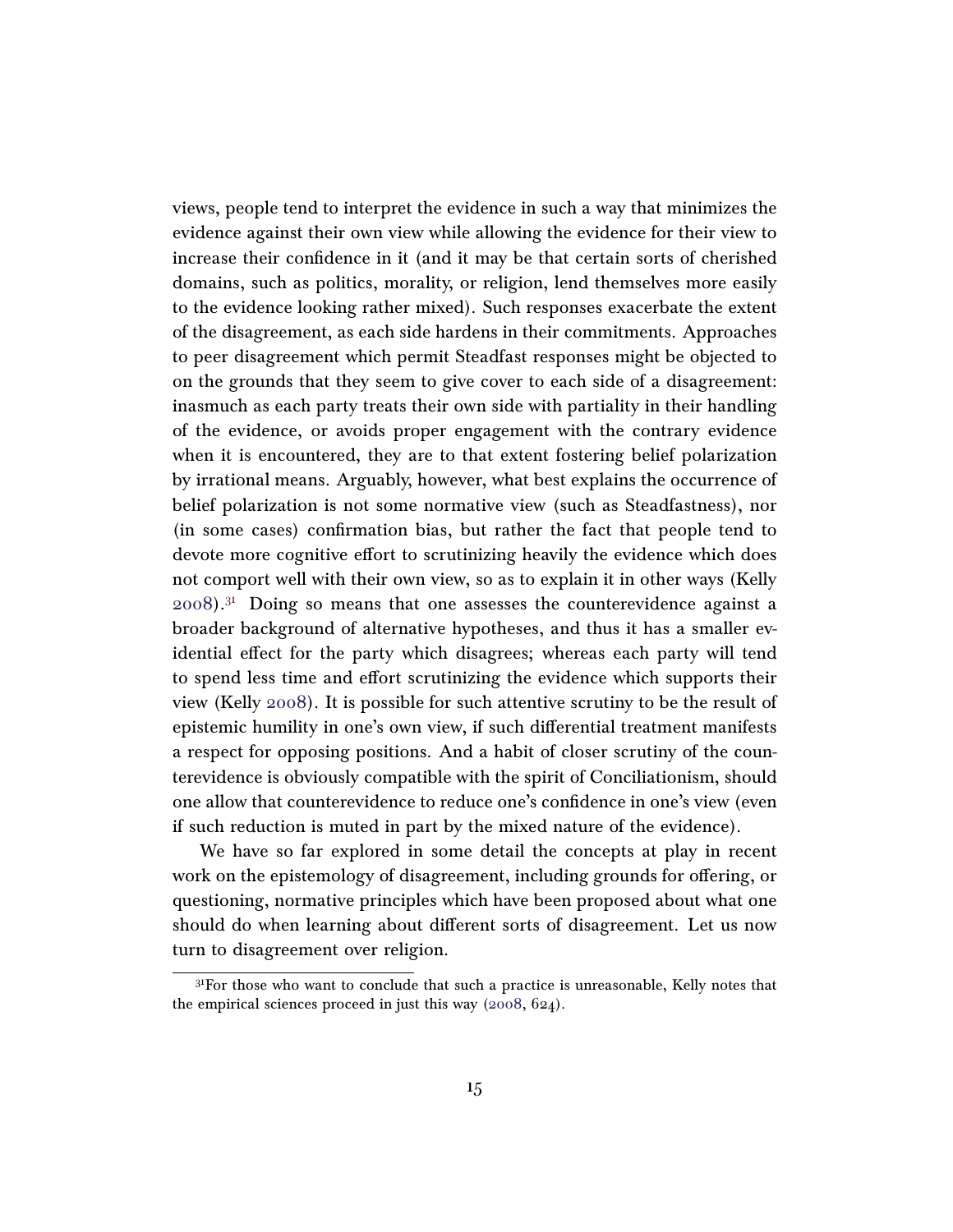views, people tend to interpret the evidence in such a way that minimizes the evidence against their own view while allowing the evidence for their view to increase their confidence in it (and it may be that certain sorts of cherished domains, such as politics, morality, or religion, lend themselves more easily to the evidence looking rather mixed). Such responses exacerbate the extent of the disagreement, as each side hardens in their commitments. Approaches to peer disagreement which permit Steadfast responses might be objected to on the grounds that they seem to give cover to each side of a disagreement: inasmuch as each party treats their own side with partiality in their handling of the evidence, or avoids proper engagement with the contrary evidence when it is encountered, they are to that extent fostering belief polarization by irrational means. Arguably, however, what best explains the occurrence of belief polarization is not some normative view (such as Steadfastness), nor (in some cases) confirmation bias, but rather the fact that people tend to devote more cognitive effort to scrutinizing heavily the evidence which does not comport well with their own view, so as to explain it in other ways (Kelly 2008).[31] Doing so means that one assesses the counterevidence against a broader background of alternative hypotheses, and thus it has a smaller evidential effect for the party which disagrees; whereas each party will tend to spend less time and effort scrutinizing the evidence which supports their view (Kelly 2008). It is possible for such attentive scrutiny to be the result of epistemic humility in one's own view, if such differential treatment manifests a respect for opposing positions. And a habit of closer scrutiny of the counterevidence is obviously compatible with the spirit of Conciliationism, should one allow that counterevidence to reduce one's confidence in one's view (even if such reduction is muted in part by the mixed nature of the evidence).

We have so far explored in some detail the concepts at play in recent work on the epistemology of disagreement, including grounds for offering, or questioning, normative principles which have been proposed about what one should do when learning about different sorts of disagreement. Let us now turn to disagreement over religion.

[31] For those who want to conclude that such a practice is unreasonable, Kelly notes that the empirical sciences proceed in just this way (2008, 624).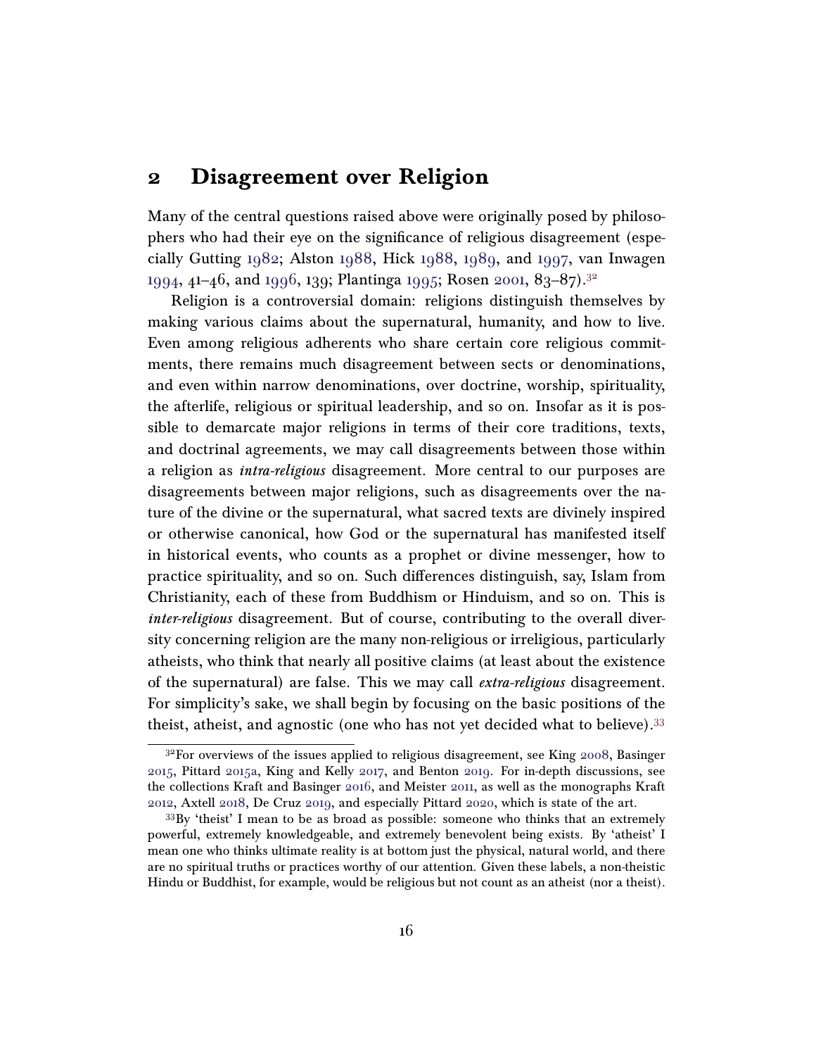## 2 Disagreement over Religion

Many of the central questions raised above were originally posed by philosophers who had their eye on the significance of religious disagreement (especially Gutting 1982; Alston 1988, Hick 1988, 1989, and 1997, van Inwagen 1994, 41–46, and 1996, 139; Plantinga 1995; Rosen 2001, 83–87).[32]

Religion is a controversial domain: religions distinguish themselves by making various claims about the supernatural, humanity, and how to live. Even among religious adherents who share certain core religious commitments, there remains much disagreement between sects or denominations, and even within narrow denominations, over doctrine, worship, spirituality, the afterlife, religious or spiritual leadership, and so on. Insofar as it is possible to demarcate major religions in terms of their core traditions, texts, and doctrinal agreements, we may call disagreements between those within a religion as *intra-religious* disagreement. More central to our purposes are disagreements between major religions, such as disagreements over the nature of the divine or the supernatural, what sacred texts are divinely inspired or otherwise canonical, how God or the supernatural has manifested itself in historical events, who counts as a prophet or divine messenger, how to practice spirituality, and so on. Such differences distinguish, say, Islam from Christianity, each of these from Buddhism or Hinduism, and so on. This is *inter-religious* disagreement. But of course, contributing to the overall diversity concerning religion are the many non-religious or irreligious, particularly atheists, who think that nearly all positive claims (at least about the existence of the supernatural) are false. This we may call *extra-religious* disagreement. For simplicity's sake, we shall begin by focusing on the basic positions of the theist, atheist, and agnostic (one who has not yet decided what to believe).[33]

---

[32] For overviews of the issues applied to religious disagreement, see King 2008, Basinger 2015, Pittard 2015a, King and Kelly 2017, and Benton 2019. For in-depth discussions, see the collections Kraft and Basinger 2016, and Meister 2011, as well as the monographs Kraft 2012, Axtell 2018, De Cruz 2019, and especially Pittard 2020, which is state of the art.

[33] By 'theist' I mean to be as broad as possible: someone who thinks that an extremely powerful, extremely knowledgeable, and extremely benevolent being exists. By 'atheist' I mean one who thinks ultimate reality is at bottom just the physical, natural world, and there are no spiritual truths or practices worthy of our attention. Given these labels, a non-theistic Hindu or Buddhist, for example, would be religious but not count as an atheist (nor a theist).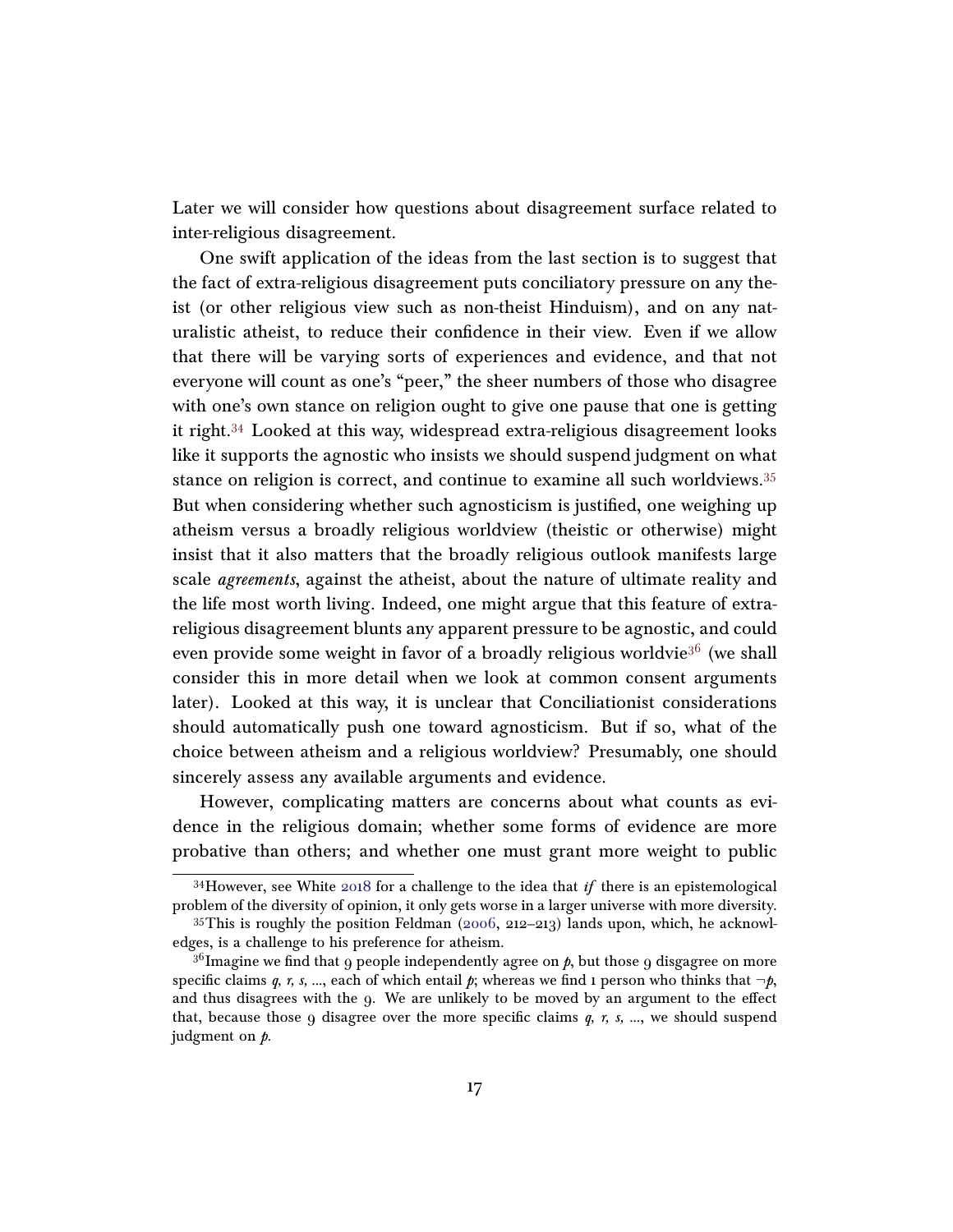Later we will consider how questions about disagreement surface related to inter-religious disagreement.

One swift application of the ideas from the last section is to suggest that the fact of extra-religious disagreement puts conciliatory pressure on any theist (or other religious view such as non-theist Hinduism), and on any naturalistic atheist, to reduce their confidence in their view. Even if we allow that there will be varying sorts of experiences and evidence, and that not everyone will count as one's "peer," the sheer numbers of those who disagree with one's own stance on religion ought to give one pause that one is getting it right.[34] Looked at this way, widespread extra-religious disagreement looks like it supports the agnostic who insists we should suspend judgment on what stance on religion is correct, and continue to examine all such worldviews.[35] But when considering whether such agnosticism is justified, one weighing up atheism versus a broadly religious worldview (theistic or otherwise) might insist that it also matters that the broadly religious outlook manifests large scale *agreements*, against the atheist, about the nature of ultimate reality and the life most worth living. Indeed, one might argue that this feature of extra-religious disagreement blunts any apparent pressure to be agnostic, and could even provide some weight in favor of a broadly religious worldvie[36] (we shall consider this in more detail when we look at common consent arguments later). Looked at this way, it is unclear that Conciliationist considerations should automatically push one toward agnosticism. But if so, what of the choice between atheism and a religious worldview? Presumably, one should sincerely assess any available arguments and evidence.

However, complicating matters are concerns about what counts as evidence in the religious domain; whether some forms of evidence are more probative than others; and whether one must grant more weight to public

[34] However, see White 2018 for a challenge to the idea that *if* there is an epistemological problem of the diversity of opinion, it only gets worse in a larger universe with more diversity.

[35] This is roughly the position Feldman (2006, 212–213) lands upon, which, he acknowledges, is a challenge to his preference for atheism.

[36] Imagine we find that 9 people independently agree on $p$, but those 9 disgagree on more specific claims $q$, $r$, $s$, ..., each of which entail $p$; whereas we find 1 person who thinks that $\neg p$, and thus disagrees with the 9. We are unlikely to be moved by an argument to the effect that, because those 9 disagree over the more specific claims $q$, $r$, $s$, ..., we should suspend judgment on $p$.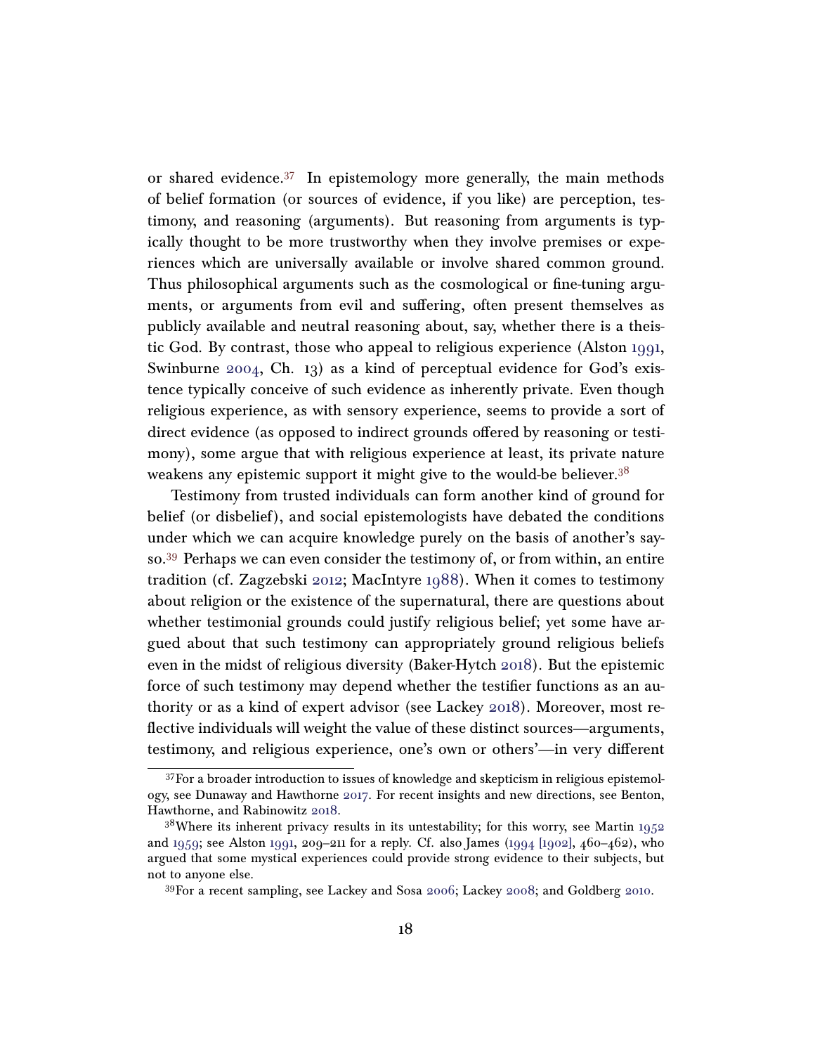or shared evidence.[37] In epistemology more generally, the main methods of belief formation (or sources of evidence, if you like) are perception, testimony, and reasoning (arguments). But reasoning from arguments is typically thought to be more trustworthy when they involve premises or experiences which are universally available or involve shared common ground. Thus philosophical arguments such as the cosmological or fine-tuning arguments, or arguments from evil and suffering, often present themselves as publicly available and neutral reasoning about, say, whether there is a theistic God. By contrast, those who appeal to religious experience (Alston 1991, Swinburne 2004, Ch. 13) as a kind of perceptual evidence for God's existence typically conceive of such evidence as inherently private. Even though religious experience, as with sensory experience, seems to provide a sort of direct evidence (as opposed to indirect grounds offered by reasoning or testimony), some argue that with religious experience at least, its private nature weakens any epistemic support it might give to the would-be believer.[38]

Testimony from trusted individuals can form another kind of ground for belief (or disbelief), and social epistemologists have debated the conditions under which we can acquire knowledge purely on the basis of another's say-so.[39] Perhaps we can even consider the testimony of, or from within, an entire tradition (cf. Zagzebski 2012; MacIntyre 1988). When it comes to testimony about religion or the existence of the supernatural, there are questions about whether testimonial grounds could justify religious belief; yet some have argued about that such testimony can appropriately ground religious beliefs even in the midst of religious diversity (Baker-Hytch 2018). But the epistemic force of such testimony may depend whether the testifier functions as an authority or as a kind of expert advisor (see Lackey 2018). Moreover, most reflective individuals will weight the value of these distinct sources—arguments, testimony, and religious experience, one's own or others'—in very different

[37] For a broader introduction to issues of knowledge and skepticism in religious epistemology, see Dunaway and Hawthorne 2017. For recent insights and new directions, see Benton, Hawthorne, and Rabinowitz 2018.

[38] Where its inherent privacy results in its untestability; for this worry, see Martin 1952 and 1959; see Alston 1991, 209–211 for a reply. Cf. also James (1994 [1902], 460–462), who argued that some mystical experiences could provide strong evidence to their subjects, but not to anyone else.

[39] For a recent sampling, see Lackey and Sosa 2006; Lackey 2008; and Goldberg 2010.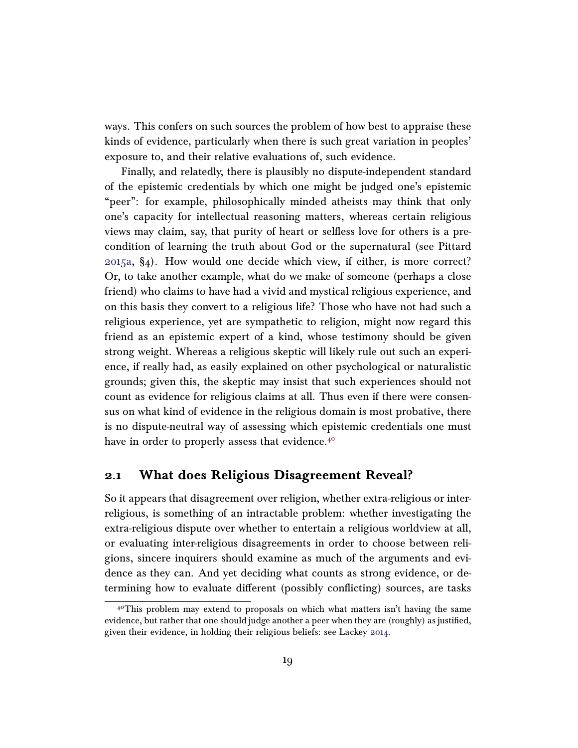ways. This confers on such sources the problem of how best to appraise these kinds of evidence, particularly when there is such great variation in peoples' exposure to, and their relative evaluations of, such evidence.

Finally, and relatedly, there is plausibly no dispute-independent standard of the epistemic credentials by which one might be judged one's epistemic "peer": for example, philosophically minded atheists may think that only one's capacity for intellectual reasoning matters, whereas certain religious views may claim, say, that purity of heart or selfless love for others is a precondition of learning the truth about God or the supernatural (see Pittard 2015a, §4). How would one decide which view, if either, is more correct? Or, to take another example, what do we make of someone (perhaps a close friend) who claims to have had a vivid and mystical religious experience, and on this basis they convert to a religious life? Those who have not had such a religious experience, yet are sympathetic to religion, might now regard this friend as an epistemic expert of a kind, whose testimony should be given strong weight. Whereas a religious skeptic will likely rule out such an experience, if really had, as easily explained on other psychological or naturalistic grounds; given this, the skeptic may insist that such experiences should not count as evidence for religious claims at all. Thus even if there were consensus on what kind of evidence in the religious domain is most probative, there is no dispute-neutral way of assessing which epistemic credentials one must have in order to properly assess that evidence.[40]

## 2.1 What does Religious Disagreement Reveal?

So it appears that disagreement over religion, whether extra-religious or inter-religious, is something of an intractable problem: whether investigating the extra-religious dispute over whether to entertain a religious worldview at all, or evaluating inter-religious disagreements in order to choose between religions, sincere inquirers should examine as much of the arguments and evidence as they can. And yet deciding what counts as strong evidence, or determining how to evaluate different (possibly conflicting) sources, are tasks

[40] This problem may extend to proposals on which what matters isn't having the same evidence, but rather that one should judge another a peer when they are (roughly) as justified, given their evidence, in holding their religious beliefs: see Lackey 2014.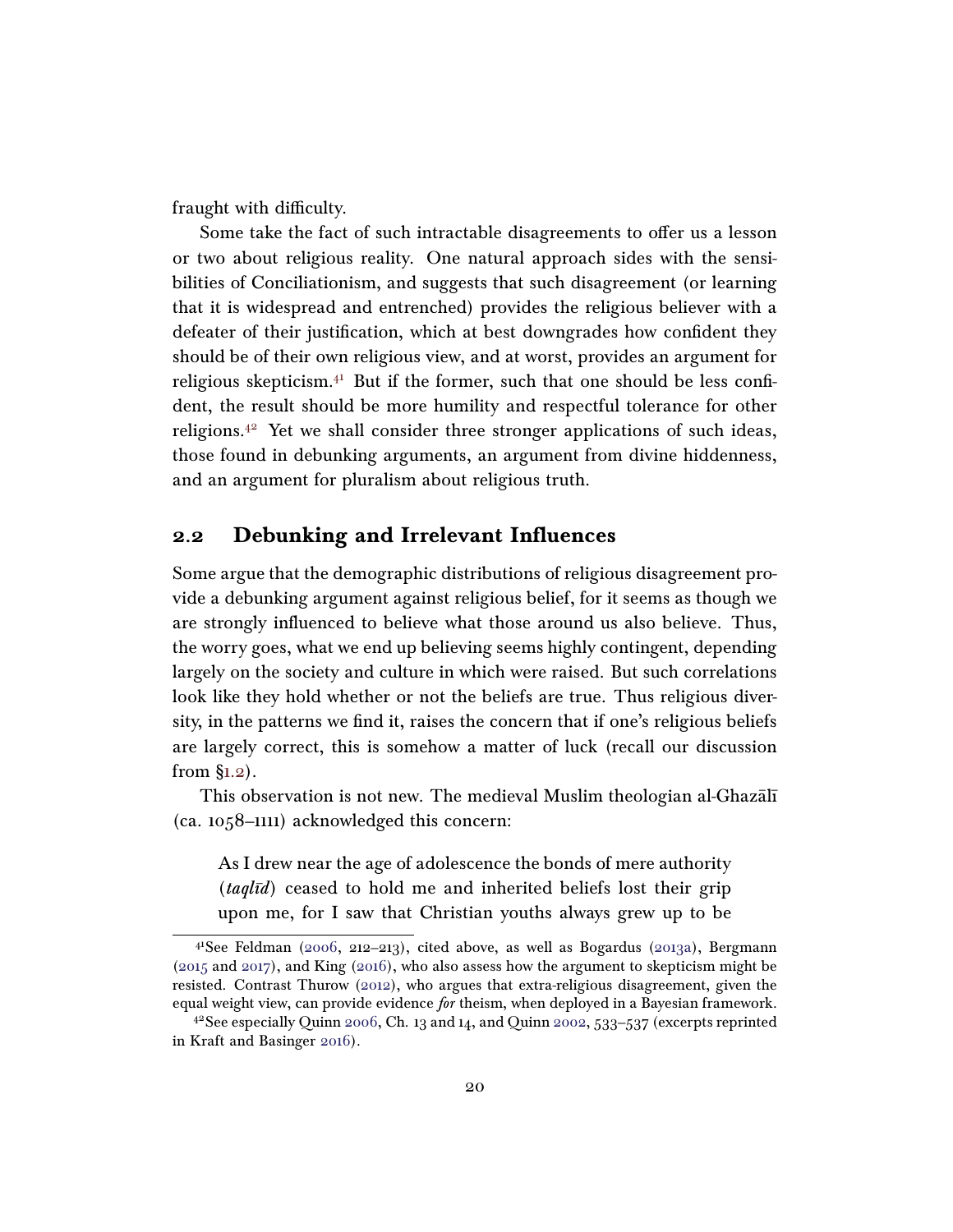fraught with difficulty.

Some take the fact of such intractable disagreements to offer us a lesson or two about religious reality. One natural approach sides with the sensibilities of Conciliationism, and suggests that such disagreement (or learning that it is widespread and entrenched) provides the religious believer with a defeater of their justification, which at best downgrades how confident they should be of their own religious view, and at worst, provides an argument for religious skepticism.[41] But if the former, such that one should be less confident, the result should be more humility and respectful tolerance for other religions.[42] Yet we shall consider three stronger applications of such ideas, those found in debunking arguments, an argument from divine hiddenness, and an argument for pluralism about religious truth.

## 2.2 Debunking and Irrelevant Influences

Some argue that the demographic distributions of religious disagreement provide a debunking argument against religious belief, for it seems as though we are strongly influenced to believe what those around us also believe. Thus, the worry goes, what we end up believing seems highly contingent, depending largely on the society and culture in which were raised. But such correlations look like they hold whether or not the beliefs are true. Thus religious diversity, in the patterns we find it, raises the concern that if one's religious beliefs are largely correct, this is somehow a matter of luck (recall our discussion from §1.2).

This observation is not new. The medieval Muslim theologian al-Ghazālī (ca. 1058–1111) acknowledged this concern:

> As I drew near the age of adolescence the bonds of mere authority (*taqlīd*) ceased to hold me and inherited beliefs lost their grip upon me, for I saw that Christian youths always grew up to be

---

[41] See Feldman (2006, 212–213), cited above, as well as Bogardus (2013a), Bergmann (2015 and 2017), and King (2016), who also assess how the argument to skepticism might be resisted. Contrast Thurow (2012), who argues that extra-religious disagreement, given the equal weight view, can provide evidence *for* theism, when deployed in a Bayesian framework.

[42] See especially Quinn 2006, Ch. 13 and 14, and Quinn 2002, 533–537 (excerpts reprinted in Kraft and Basinger 2016).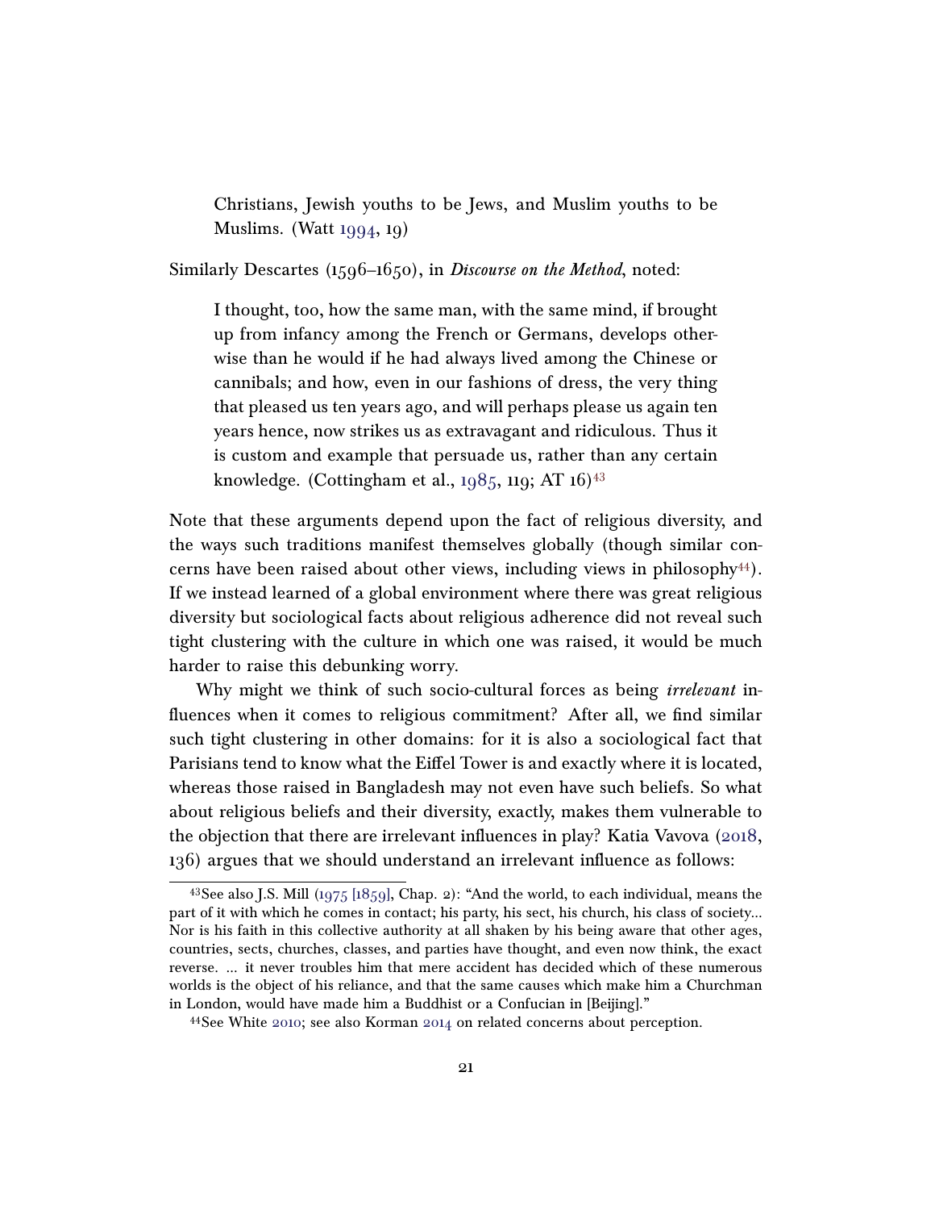> Christians, Jewish youths to be Jews, and Muslim youths to be Muslims. (Watt 1994, 19)

Similarly Descartes (1596–1650), in *Discourse on the Method*, noted:

> I thought, too, how the same man, with the same mind, if brought up from infancy among the French or Germans, develops otherwise than he would if he had always lived among the Chinese or cannibals; and how, even in our fashions of dress, the very thing that pleased us ten years ago, and will perhaps please us again ten years hence, now strikes us as extravagant and ridiculous. Thus it is custom and example that persuade us, rather than any certain knowledge. (Cottingham et al., 1985, 119; AT 16)[43]

Note that these arguments depend upon the fact of religious diversity, and the ways such traditions manifest themselves globally (though similar concerns have been raised about other views, including views in philosophy[44]). If we instead learned of a global environment where there was great religious diversity but sociological facts about religious adherence did not reveal such tight clustering with the culture in which one was raised, it would be much harder to raise this debunking worry.

Why might we think of such socio-cultural forces as being *irrelevant* influences when it comes to religious commitment? After all, we find similar such tight clustering in other domains: for it is also a sociological fact that Parisians tend to know what the Eiffel Tower is and exactly where it is located, whereas those raised in Bangladesh may not even have such beliefs. So what about religious beliefs and their diversity, exactly, makes them vulnerable to the objection that there are irrelevant influences in play? Katia Vavova (2018, 136) argues that we should understand an irrelevant influence as follows:

---

[43]See also J.S. Mill (1975 [1859], Chap. 2): "And the world, to each individual, means the part of it with which he comes in contact; his party, his sect, his church, his class of society... Nor is his faith in this collective authority at all shaken by his being aware that other ages, countries, sects, churches, classes, and parties have thought, and even now think, the exact reverse. ... it never troubles him that mere accident has decided which of these numerous worlds is the object of his reliance, and that the same causes which make him a Churchman in London, would have made him a Buddhist or a Confucian in [Beijing]."

[44]See White 2010; see also Korman 2014 on related concerns about perception.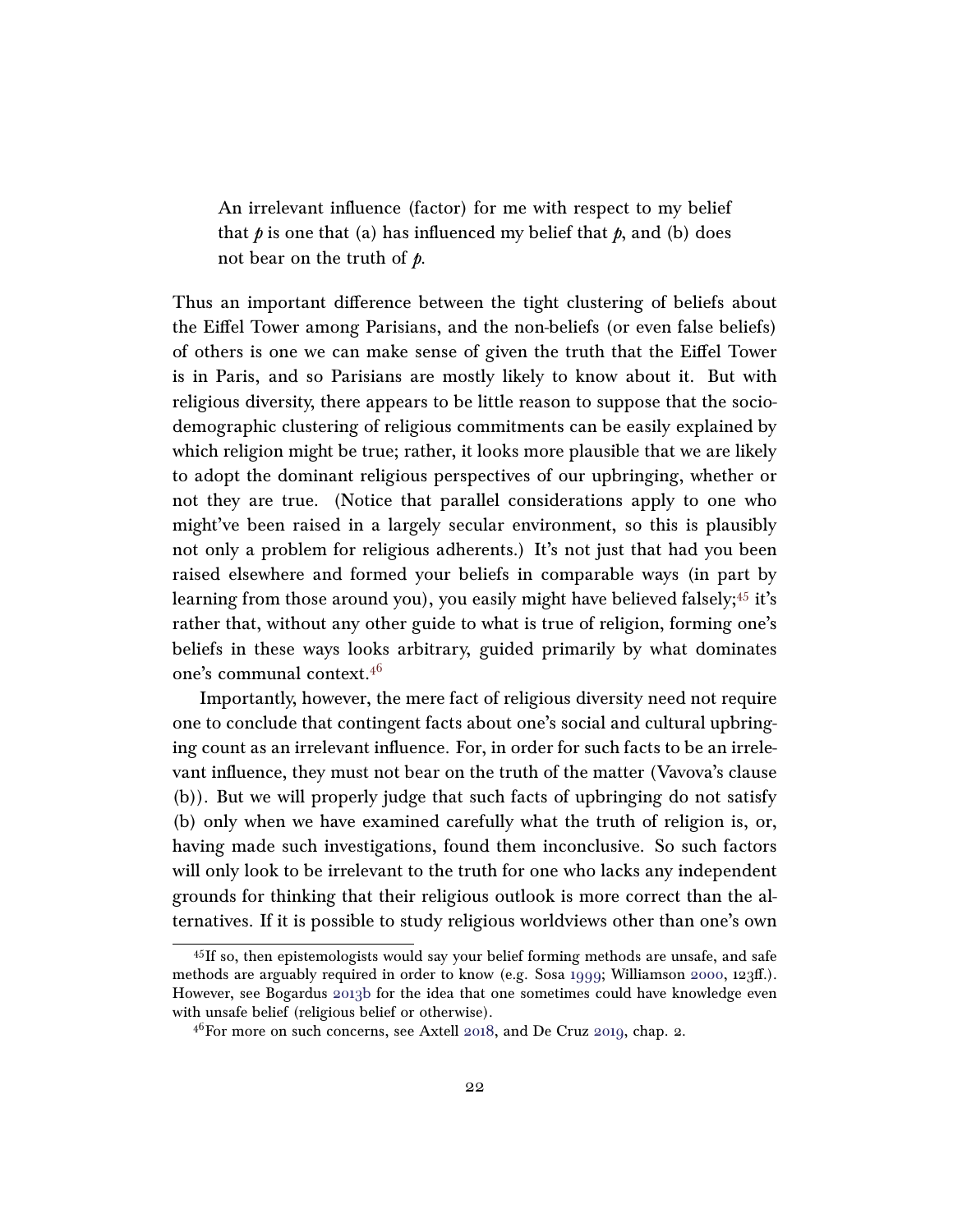> An irrelevant influence (factor) for me with respect to my belief that *p* is one that (a) has influenced my belief that *p*, and (b) does not bear on the truth of *p*.

Thus an important difference between the tight clustering of beliefs about the Eiffel Tower among Parisians, and the non-beliefs (or even false beliefs) of others is one we can make sense of given the truth that the Eiffel Tower is in Paris, and so Parisians are mostly likely to know about it. But with religious diversity, there appears to be little reason to suppose that the socio-demographic clustering of religious commitments can be easily explained by which religion might be true; rather, it looks more plausible that we are likely to adopt the dominant religious perspectives of our upbringing, whether or not they are true. (Notice that parallel considerations apply to one who might've been raised in a largely secular environment, so this is plausibly not only a problem for religious adherents.) It's not just that had you been raised elsewhere and formed your beliefs in comparable ways (in part by learning from those around you), you easily might have believed falsely;[45] it's rather that, without any other guide to what is true of religion, forming one's beliefs in these ways looks arbitrary, guided primarily by what dominates one's communal context.[46]

Importantly, however, the mere fact of religious diversity need not require one to conclude that contingent facts about one's social and cultural upbringing count as an irrelevant influence. For, in order for such facts to be an irrelevant influence, they must not bear on the truth of the matter (Vavova's clause (b)). But we will properly judge that such facts of upbringing do not satisfy (b) only when we have examined carefully what the truth of religion is, or, having made such investigations, found them inconclusive. So such factors will only look to be irrelevant to the truth for one who lacks any independent grounds for thinking that their religious outlook is more correct than the alternatives. If it is possible to study religious worldviews other than one's own

[45] If so, then epistemologists would say your belief forming methods are unsafe, and safe methods are arguably required in order to know (e.g. Sosa 1999; Williamson 2000, 123ff.). However, see Bogardus 2013b for the idea that one sometimes could have knowledge even with unsafe belief (religious belief or otherwise).

[46] For more on such concerns, see Axtell 2018, and De Cruz 2019, chap. 2.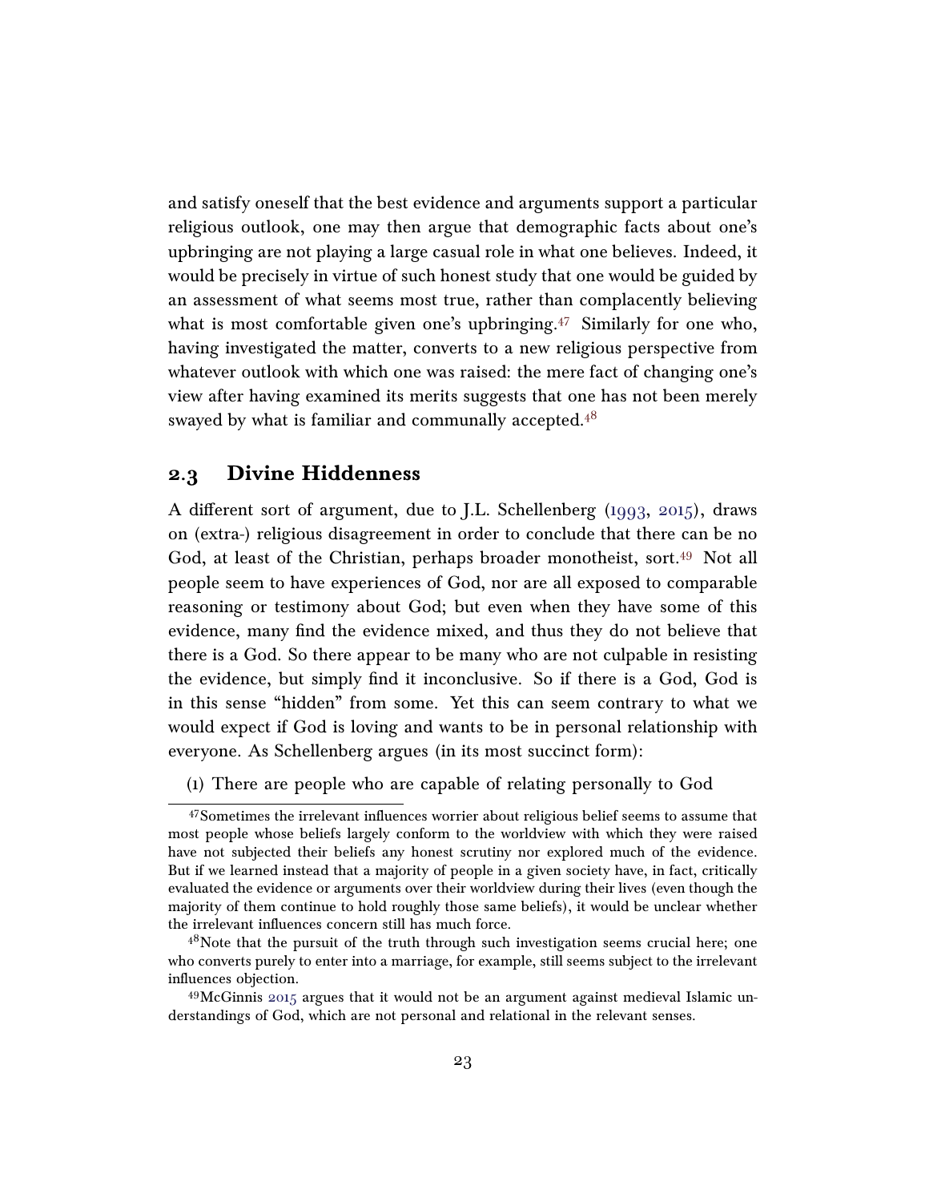and satisfy oneself that the best evidence and arguments support a particular religious outlook, one may then argue that demographic facts about one's upbringing are not playing a large casual role in what one believes. Indeed, it would be precisely in virtue of such honest study that one would be guided by an assessment of what seems most true, rather than complacently believing what is most comfortable given one's upbringing.[47] Similarly for one who, having investigated the matter, converts to a new religious perspective from whatever outlook with which one was raised: the mere fact of changing one's view after having examined its merits suggests that one has not been merely swayed by what is familiar and communally accepted.[48]

## 2.3 Divine Hiddenness

A different sort of argument, due to J.L. Schellenberg (1993, 2015), draws on (extra-) religious disagreement in order to conclude that there can be no God, at least of the Christian, perhaps broader monotheist, sort.[49] Not all people seem to have experiences of God, nor are all exposed to comparable reasoning or testimony about God; but even when they have some of this evidence, many find the evidence mixed, and thus they do not believe that there is a God. So there appear to be many who are not culpable in resisting the evidence, but simply find it inconclusive. So if there is a God, God is in this sense "hidden" from some. Yet this can seem contrary to what we would expect if God is loving and wants to be in personal relationship with everyone. As Schellenberg argues (in its most succinct form):

(1) There are people who are capable of relating personally to God

---

[47] Sometimes the irrelevant influences worrier about religious belief seems to assume that most people whose beliefs largely conform to the worldview with which they were raised have not subjected their beliefs any honest scrutiny nor explored much of the evidence. But if we learned instead that a majority of people in a given society have, in fact, critically evaluated the evidence or arguments over their worldview during their lives (even though the majority of them continue to hold roughly those same beliefs), it would be unclear whether the irrelevant influences concern still has much force.

[48] Note that the pursuit of the truth through such investigation seems crucial here; one who converts purely to enter into a marriage, for example, still seems subject to the irrelevant influences objection.

[49] McGinnis 2015 argues that it would not be an argument against medieval Islamic understandings of God, which are not personal and relational in the relevant senses.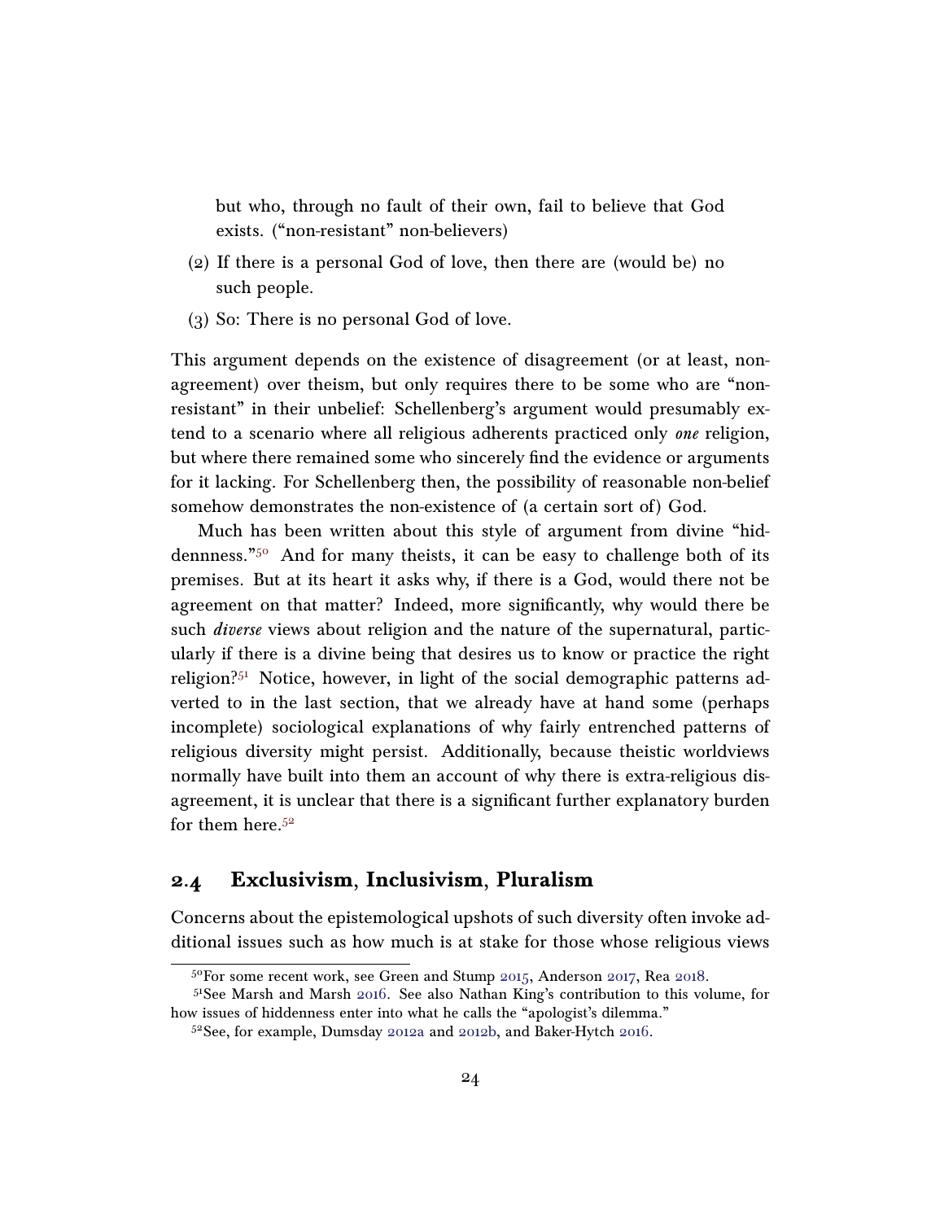but who, through no fault of their own, fail to believe that God exists. ("non-resistant" non-believers)

(2) If there is a personal God of love, then there are (would be) no such people.

(3) So: There is no personal God of love.

This argument depends on the existence of disagreement (or at least, non-agreement) over theism, but only requires there to be some who are "non-resistant" in their unbelief: Schellenberg's argument would presumably extend to a scenario where all religious adherents practiced only *one* religion, but where there remained some who sincerely find the evidence or arguments for it lacking. For Schellenberg then, the possibility of reasonable non-belief somehow demonstrates the non-existence of (a certain sort of) God.

Much has been written about this style of argument from divine "hiddennness."[50] And for many theists, it can be easy to challenge both of its premises. But at its heart it asks why, if there is a God, would there not be agreement on that matter? Indeed, more significantly, why would there be such *diverse* views about religion and the nature of the supernatural, particularly if there is a divine being that desires us to know or practice the right religion?[51] Notice, however, in light of the social demographic patterns adverted to in the last section, that we already have at hand some (perhaps incomplete) sociological explanations of why fairly entrenched patterns of religious diversity might persist. Additionally, because theistic worldviews normally have built into them an account of why there is extra-religious disagreement, it is unclear that there is a significant further explanatory burden for them here.[52]

## 2.4 Exclusivism, Inclusivism, Pluralism

Concerns about the epistemological upshots of such diversity often invoke additional issues such as how much is at stake for those whose religious views

---

[50] For some recent work, see Green and Stump 2015, Anderson 2017, Rea 2018.

[51] See Marsh and Marsh 2016. See also Nathan King's contribution to this volume, for how issues of hiddenness enter into what he calls the "apologist's dilemma."

[52] See, for example, Dumsday 2012a and 2012b, and Baker-Hytch 2016.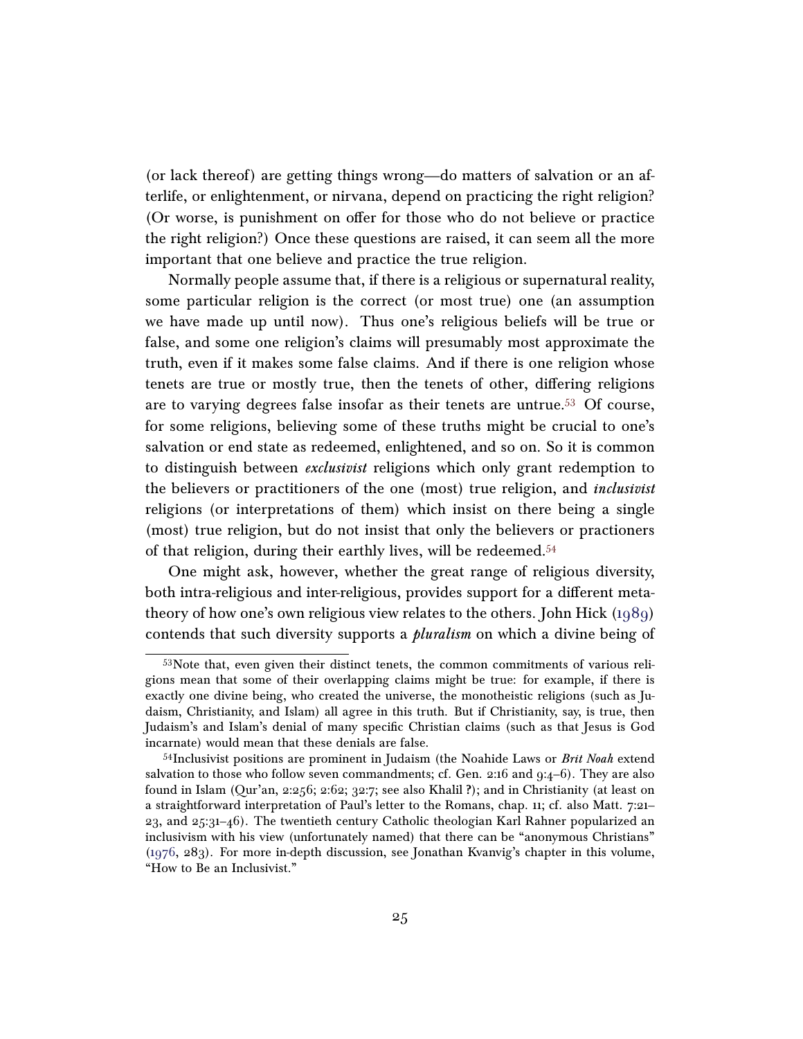(or lack thereof) are getting things wrong—do matters of salvation or an afterlife, or enlightenment, or nirvana, depend on practicing the right religion? (Or worse, is punishment on offer for those who do not believe or practice the right religion?) Once these questions are raised, it can seem all the more important that one believe and practice the true religion.

Normally people assume that, if there is a religious or supernatural reality, some particular religion is the correct (or most true) one (an assumption we have made up until now). Thus one's religious beliefs will be true or false, and some one religion's claims will presumably most approximate the truth, even if it makes some false claims. And if there is one religion whose tenets are true or mostly true, then the tenets of other, differing religions are to varying degrees false insofar as their tenets are untrue.[53] Of course, for some religions, believing some of these truths might be crucial to one's salvation or end state as redeemed, enlightened, and so on. So it is common to distinguish between *exclusivist* religions which only grant redemption to the believers or practitioners of the one (most) true religion, and *inclusivist* religions (or interpretations of them) which insist on there being a single (most) true religion, but do not insist that only the believers or practioners of that religion, during their earthly lives, will be redeemed.[54]

One might ask, however, whether the great range of religious diversity, both intra-religious and inter-religious, provides support for a different meta-theory of how one's own religious view relates to the others. John Hick (1989) contends that such diversity supports a *pluralism* on which a divine being of

---

[53] Note that, even given their distinct tenets, the common commitments of various religions mean that some of their overlapping claims might be true: for example, if there is exactly one divine being, who created the universe, the monotheistic religions (such as Judaism, Christianity, and Islam) all agree in this truth. But if Christianity, say, is true, then Judaism's and Islam's denial of many specific Christian claims (such as that Jesus is God incarnate) would mean that these denials are false.

[54] Inclusivist positions are prominent in Judaism (the Noahide Laws or *Brit Noah* extend salvation to those who follow seven commandments; cf. Gen. 2:16 and 9:4–6). They are also found in Islam (Qur'an, 2:256; 2:62; 32:7; see also Khalil ?); and in Christianity (at least on a straightforward interpretation of Paul's letter to the Romans, chap. 11; cf. also Matt. 7:21–23, and 25:31–46). The twentieth century Catholic theologian Karl Rahner popularized an inclusivism with his view (unfortunately named) that there can be "anonymous Christians" (1976, 283). For more in-depth discussion, see Jonathan Kvanvig's chapter in this volume, "How to Be an Inclusivist."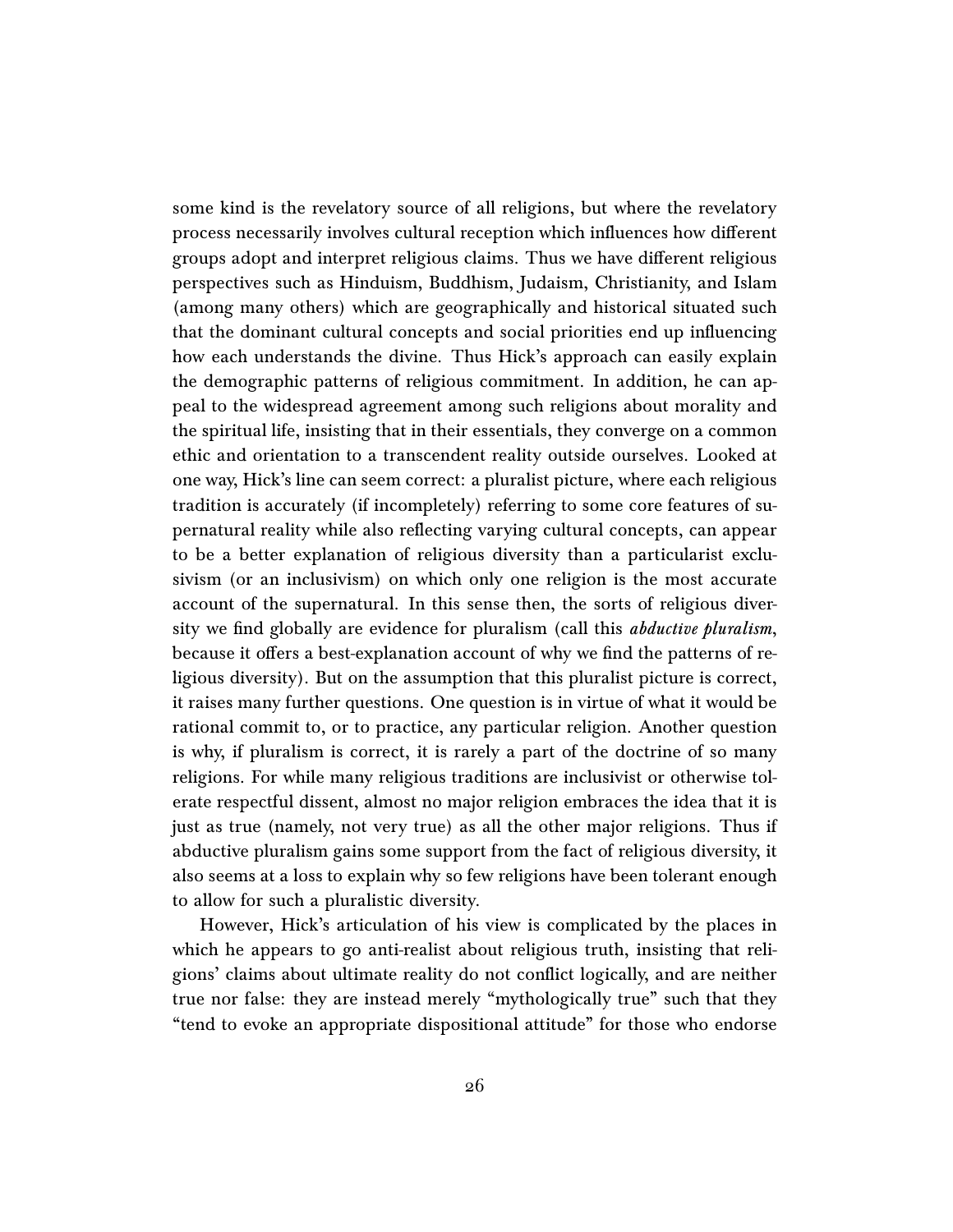some kind is the revelatory source of all religions, but where the revelatory process necessarily involves cultural reception which influences how different groups adopt and interpret religious claims. Thus we have different religious perspectives such as Hinduism, Buddhism, Judaism, Christianity, and Islam (among many others) which are geographically and historical situated such that the dominant cultural concepts and social priorities end up influencing how each understands the divine. Thus Hick's approach can easily explain the demographic patterns of religious commitment. In addition, he can appeal to the widespread agreement among such religions about morality and the spiritual life, insisting that in their essentials, they converge on a common ethic and orientation to a transcendent reality outside ourselves. Looked at one way, Hick's line can seem correct: a pluralist picture, where each religious tradition is accurately (if incompletely) referring to some core features of supernatural reality while also reflecting varying cultural concepts, can appear to be a better explanation of religious diversity than a particularist exclusivism (or an inclusivism) on which only one religion is the most accurate account of the supernatural. In this sense then, the sorts of religious diversity we find globally are evidence for pluralism (call this *abductive pluralism*, because it offers a best-explanation account of why we find the patterns of religious diversity). But on the assumption that this pluralist picture is correct, it raises many further questions. One question is in virtue of what it would be rational commit to, or to practice, any particular religion. Another question is why, if pluralism is correct, it is rarely a part of the doctrine of so many religions. For while many religious traditions are inclusivist or otherwise tolerate respectful dissent, almost no major religion embraces the idea that it is just as true (namely, not very true) as all the other major religions. Thus if abductive pluralism gains some support from the fact of religious diversity, it also seems at a loss to explain why so few religions have been tolerant enough to allow for such a pluralistic diversity.

However, Hick's articulation of his view is complicated by the places in which he appears to go anti-realist about religious truth, insisting that religions' claims about ultimate reality do not conflict logically, and are neither true nor false: they are instead merely "mythologically true" such that they "tend to evoke an appropriate dispositional attitude" for those who endorse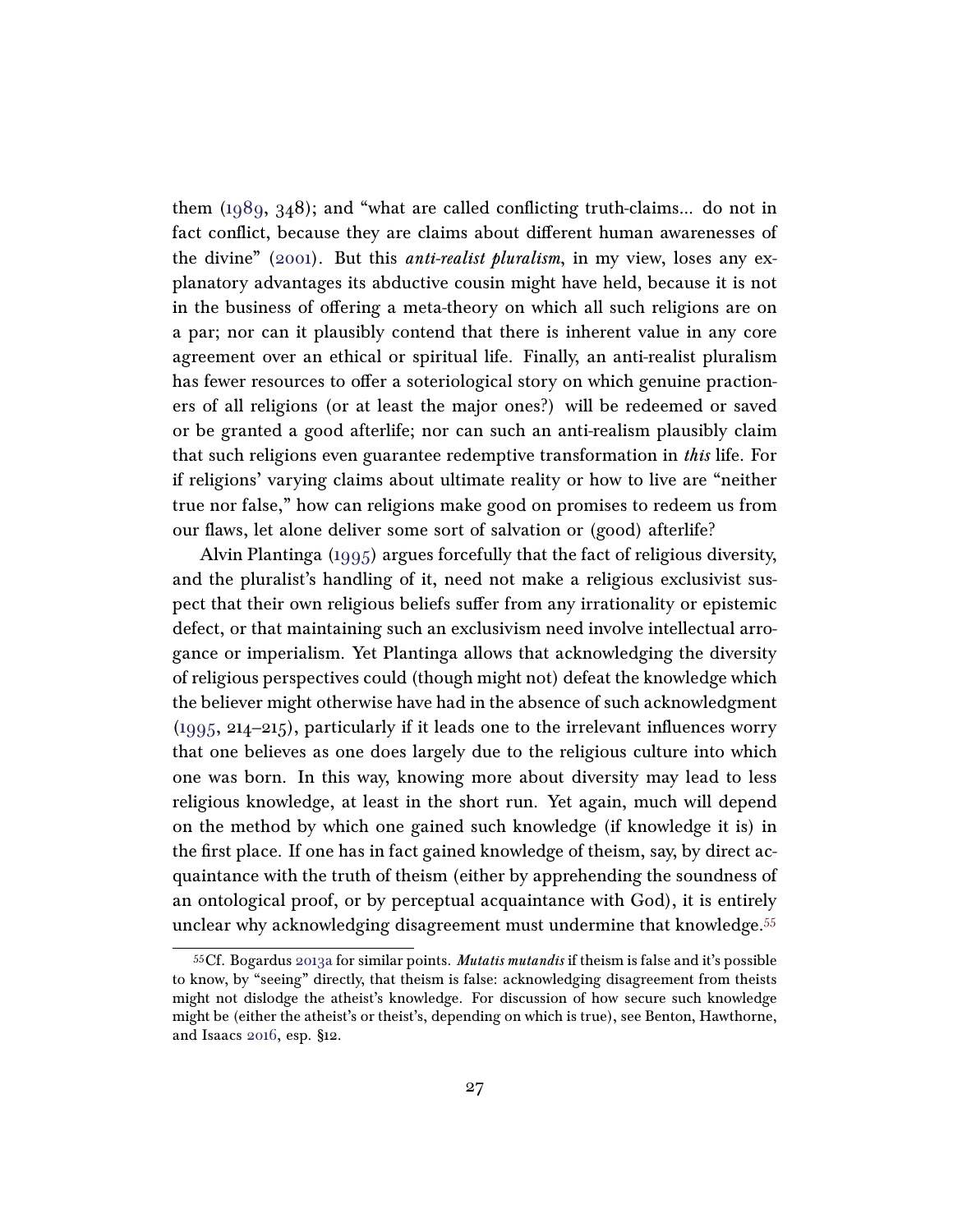them (1989, 348); and "what are called conflicting truth-claims... do not in fact conflict, because they are claims about different human awarenesses of the divine" (2001). But this *anti-realist pluralism*, in my view, loses any explanatory advantages its abductive cousin might have held, because it is not in the business of offering a meta-theory on which all such religions are on a par; nor can it plausibly contend that there is inherent value in any core agreement over an ethical or spiritual life. Finally, an anti-realist pluralism has fewer resources to offer a soteriological story on which genuine practioners of all religions (or at least the major ones?) will be redeemed or saved or be granted a good afterlife; nor can such an anti-realism plausibly claim that such religions even guarantee redemptive transformation in *this* life. For if religions' varying claims about ultimate reality or how to live are "neither true nor false," how can religions make good on promises to redeem us from our flaws, let alone deliver some sort of salvation or (good) afterlife?

Alvin Plantinga (1995) argues forcefully that the fact of religious diversity, and the pluralist's handling of it, need not make a religious exclusivist suspect that their own religious beliefs suffer from any irrationality or epistemic defect, or that maintaining such an exclusivism need involve intellectual arrogance or imperialism. Yet Plantinga allows that acknowledging the diversity of religious perspectives could (though might not) defeat the knowledge which the believer might otherwise have had in the absence of such acknowledgment (1995, 214–215), particularly if it leads one to the irrelevant influences worry that one believes as one does largely due to the religious culture into which one was born. In this way, knowing more about diversity may lead to less religious knowledge, at least in the short run. Yet again, much will depend on the method by which one gained such knowledge (if knowledge it is) in the first place. If one has in fact gained knowledge of theism, say, by direct acquaintance with the truth of theism (either by apprehending the soundness of an ontological proof, or by perceptual acquaintance with God), it is entirely unclear why acknowledging disagreement must undermine that knowledge.[55]

[55] Cf. Bogardus 2013a for similar points. *Mutatis mutandis* if theism is false and it's possible to know, by "seeing" directly, that theism is false: acknowledging disagreement from theists might not dislodge the atheist's knowledge. For discussion of how secure such knowledge might be (either the atheist's or theist's, depending on which is true), see Benton, Hawthorne, and Isaacs 2016, esp. §12.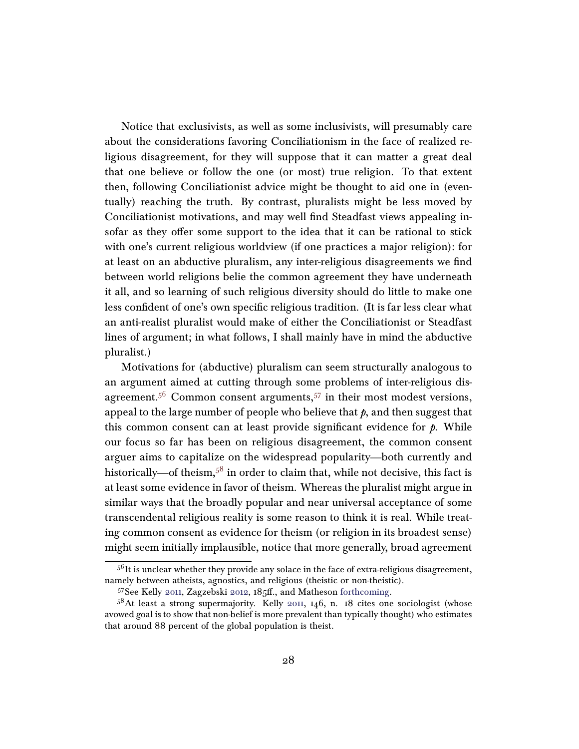Notice that exclusivists, as well as some inclusivists, will presumably care about the considerations favoring Conciliationism in the face of realized religious disagreement, for they will suppose that it can matter a great deal that one believe or follow the one (or most) true religion. To that extent then, following Conciliationist advice might be thought to aid one in (eventually) reaching the truth. By contrast, pluralists might be less moved by Conciliationist motivations, and may well find Steadfast views appealing insofar as they offer some support to the idea that it can be rational to stick with one's current religious worldview (if one practices a major religion): for at least on an abductive pluralism, any inter-religious disagreements we find between world religions belie the common agreement they have underneath it all, and so learning of such religious diversity should do little to make one less confident of one's own specific religious tradition. (It is far less clear what an anti-realist pluralist would make of either the Conciliationist or Steadfast lines of argument; in what follows, I shall mainly have in mind the abductive pluralist.)

Motivations for (abductive) pluralism can seem structurally analogous to an argument aimed at cutting through some problems of inter-religious disagreement.[56] Common consent arguments,[57] in their most modest versions, appeal to the large number of people who believe that *p*, and then suggest that this common consent can at least provide significant evidence for *p*. While our focus so far has been on religious disagreement, the common consent arguer aims to capitalize on the widespread popularity—both currently and historically—of theism,[58] in order to claim that, while not decisive, this fact is at least some evidence in favor of theism. Whereas the pluralist might argue in similar ways that the broadly popular and near universal acceptance of some transcendental religious reality is some reason to think it is real. While treating common consent as evidence for theism (or religion in its broadest sense) might seem initially implausible, notice that more generally, broad agreement

[56] It is unclear whether they provide any solace in the face of extra-religious disagreement, namely between atheists, agnostics, and religious (theistic or non-theistic).

[57] See Kelly 2011, Zagzebski 2012, 185ff., and Matheson forthcoming.

[58] At least a strong supermajority. Kelly 2011, 146, n. 18 cites one sociologist (whose avowed goal is to show that non-belief is more prevalent than typically thought) who estimates that around 88 percent of the global population is theist.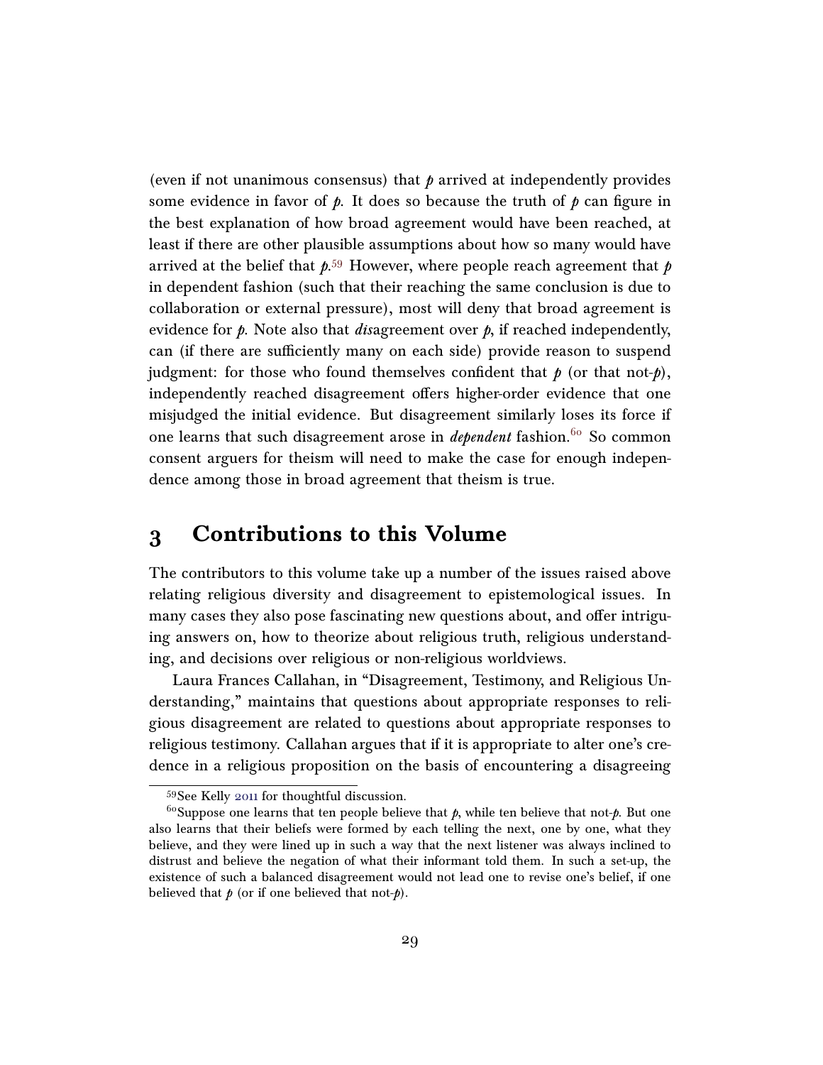(even if not unanimous consensus) that *p* arrived at independently provides some evidence in favor of *p*. It does so because the truth of *p* can figure in the best explanation of how broad agreement would have been reached, at least if there are other plausible assumptions about how so many would have arrived at the belief that *p*.[59] However, where people reach agreement that *p* in dependent fashion (such that their reaching the same conclusion is due to collaboration or external pressure), most will deny that broad agreement is evidence for *p*. Note also that *dis*agreement over *p*, if reached independently, can (if there are sufficiently many on each side) provide reason to suspend judgment: for those who found themselves confident that *p* (or that not-*p*), independently reached disagreement offers higher-order evidence that one misjudged the initial evidence. But disagreement similarly loses its force if one learns that such disagreement arose in *dependent* fashion.[60] So common consent arguers for theism will need to make the case for enough independence among those in broad agreement that theism is true.

## 3 Contributions to this Volume

The contributors to this volume take up a number of the issues raised above relating religious diversity and disagreement to epistemological issues. In many cases they also pose fascinating new questions about, and offer intriguing answers on, how to theorize about religious truth, religious understanding, and decisions over religious or non-religious worldviews.

Laura Frances Callahan, in "Disagreement, Testimony, and Religious Understanding," maintains that questions about appropriate responses to religious disagreement are related to questions about appropriate responses to religious testimony. Callahan argues that if it is appropriate to alter one's credence in a religious proposition on the basis of encountering a disagreeing

---

[59] See Kelly 2011 for thoughtful discussion.

[60] Suppose one learns that ten people believe that *p*, while ten believe that not-*p*. But one also learns that their beliefs were formed by each telling the next, one by one, what they believe, and they were lined up in such a way that the next listener was always inclined to distrust and believe the negation of what their informant told them. In such a set-up, the existence of such a balanced disagreement would not lead one to revise one's belief, if one believed that *p* (or if one believed that not-*p*).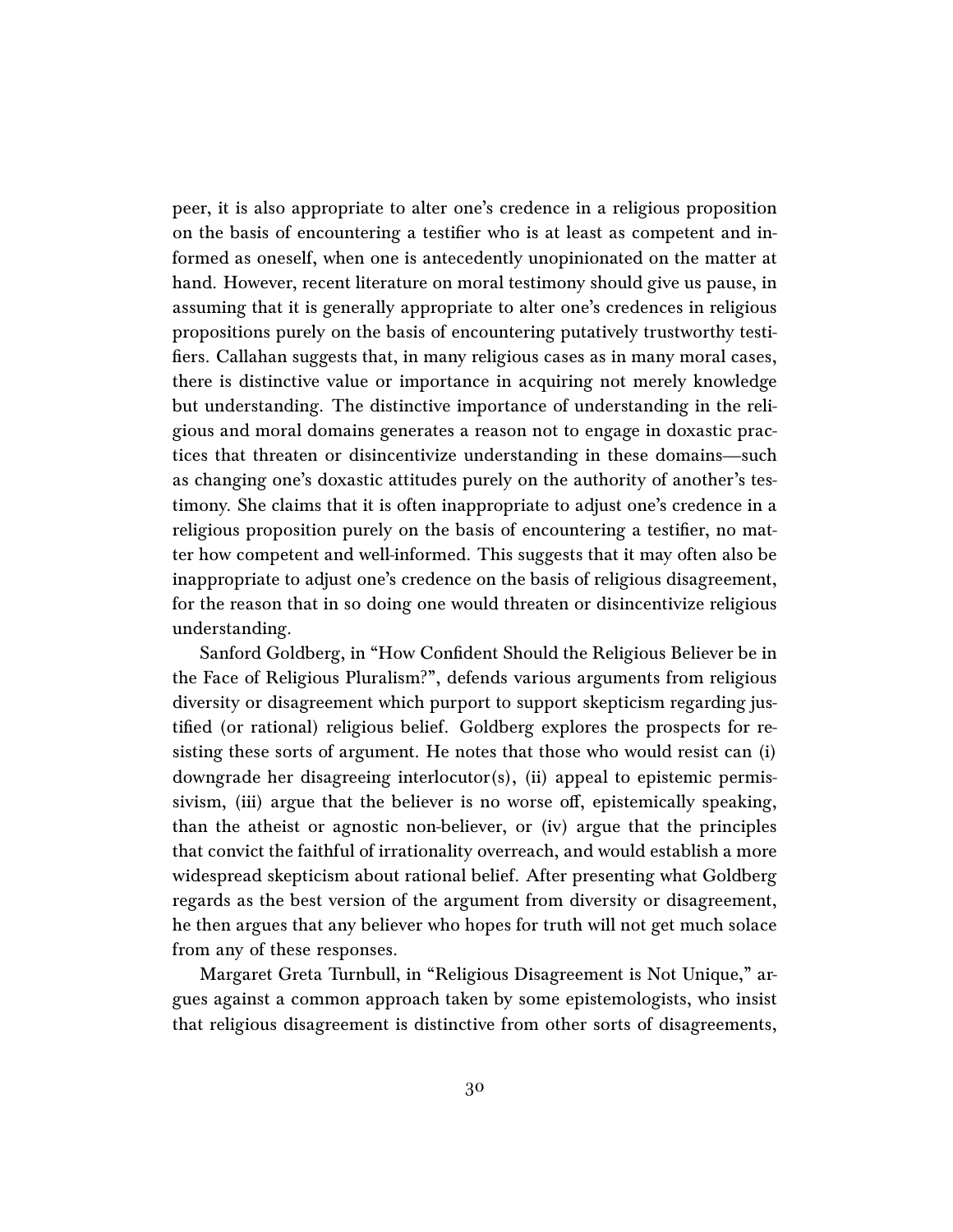peer, it is also appropriate to alter one's credence in a religious proposition on the basis of encountering a testifier who is at least as competent and informed as oneself, when one is antecedently unopinionated on the matter at hand. However, recent literature on moral testimony should give us pause, in assuming that it is generally appropriate to alter one's credences in religious propositions purely on the basis of encountering putatively trustworthy testifiers. Callahan suggests that, in many religious cases as in many moral cases, there is distinctive value or importance in acquiring not merely knowledge but understanding. The distinctive importance of understanding in the religious and moral domains generates a reason not to engage in doxastic practices that threaten or disincentivize understanding in these domains—such as changing one's doxastic attitudes purely on the authority of another's testimony. She claims that it is often inappropriate to adjust one's credence in a religious proposition purely on the basis of encountering a testifier, no matter how competent and well-informed. This suggests that it may often also be inappropriate to adjust one's credence on the basis of religious disagreement, for the reason that in so doing one would threaten or disincentivize religious understanding.

Sanford Goldberg, in "How Confident Should the Religious Believer be in the Face of Religious Pluralism?", defends various arguments from religious diversity or disagreement which purport to support skepticism regarding justified (or rational) religious belief. Goldberg explores the prospects for resisting these sorts of argument. He notes that those who would resist can (i) downgrade her disagreeing interlocutor(s), (ii) appeal to epistemic permissivism, (iii) argue that the believer is no worse off, epistemically speaking, than the atheist or agnostic non-believer, or (iv) argue that the principles that convict the faithful of irrationality overreach, and would establish a more widespread skepticism about rational belief. After presenting what Goldberg regards as the best version of the argument from diversity or disagreement, he then argues that any believer who hopes for truth will not get much solace from any of these responses.

Margaret Greta Turnbull, in "Religious Disagreement is Not Unique," argues against a common approach taken by some epistemologists, who insist that religious disagreement is distinctive from other sorts of disagreements,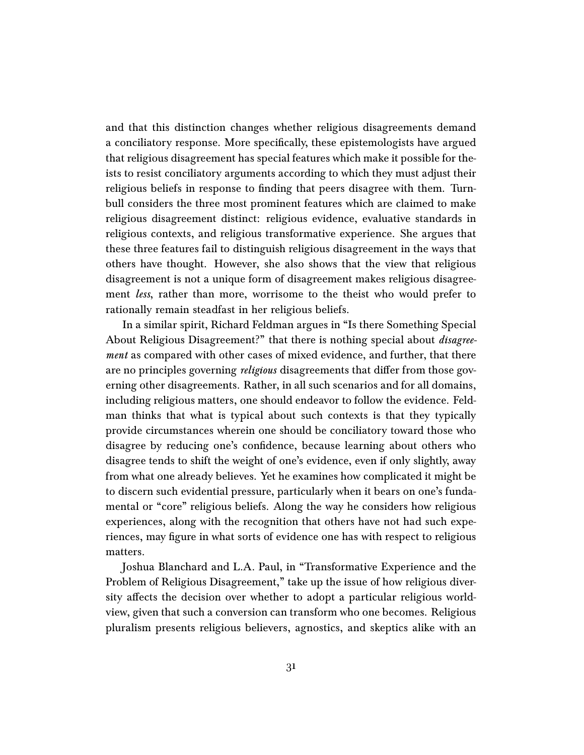and that this distinction changes whether religious disagreements demand a conciliatory response. More specifically, these epistemologists have argued that religious disagreement has special features which make it possible for theists to resist conciliatory arguments according to which they must adjust their religious beliefs in response to finding that peers disagree with them. Turnbull considers the three most prominent features which are claimed to make religious disagreement distinct: religious evidence, evaluative standards in religious contexts, and religious transformative experience. She argues that these three features fail to distinguish religious disagreement in the ways that others have thought. However, she also shows that the view that religious disagreement is not a unique form of disagreement makes religious disagreement *less*, rather than more, worrisome to the theist who would prefer to rationally remain steadfast in her religious beliefs.

In a similar spirit, Richard Feldman argues in "Is there Something Special About Religious Disagreement?" that there is nothing special about *disagreement* as compared with other cases of mixed evidence, and further, that there are no principles governing *religious* disagreements that differ from those governing other disagreements. Rather, in all such scenarios and for all domains, including religious matters, one should endeavor to follow the evidence. Feldman thinks that what is typical about such contexts is that they typically provide circumstances wherein one should be conciliatory toward those who disagree by reducing one's confidence, because learning about others who disagree tends to shift the weight of one's evidence, even if only slightly, away from what one already believes. Yet he examines how complicated it might be to discern such evidential pressure, particularly when it bears on one's fundamental or "core" religious beliefs. Along the way he considers how religious experiences, along with the recognition that others have not had such experiences, may figure in what sorts of evidence one has with respect to religious matters.

Joshua Blanchard and L.A. Paul, in "Transformative Experience and the Problem of Religious Disagreement," take up the issue of how religious diversity affects the decision over whether to adopt a particular religious worldview, given that such a conversion can transform who one becomes. Religious pluralism presents religious believers, agnostics, and skeptics alike with an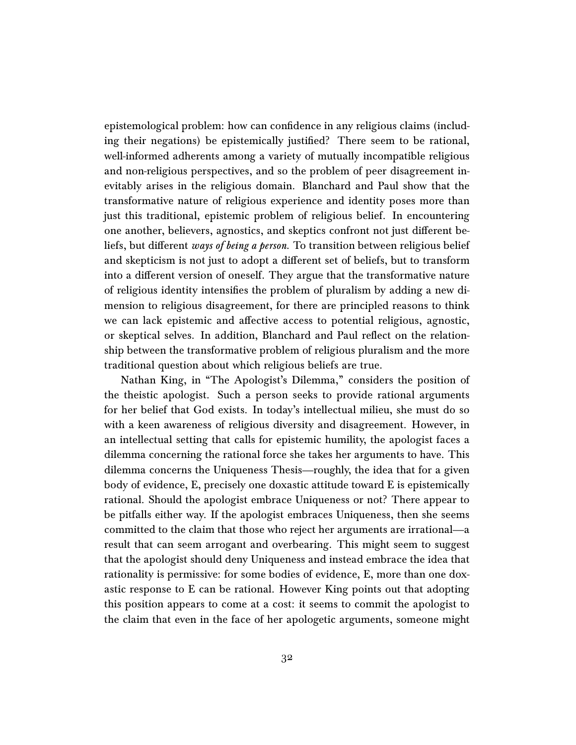epistemological problem: how can confidence in any religious claims (including their negations) be epistemically justified? There seem to be rational, well-informed adherents among a variety of mutually incompatible religious and non-religious perspectives, and so the problem of peer disagreement inevitably arises in the religious domain. Blanchard and Paul show that the transformative nature of religious experience and identity poses more than just this traditional, epistemic problem of religious belief. In encountering one another, believers, agnostics, and skeptics confront not just different beliefs, but different *ways of being a person.* To transition between religious belief and skepticism is not just to adopt a different set of beliefs, but to transform into a different version of oneself. They argue that the transformative nature of religious identity intensifies the problem of pluralism by adding a new dimension to religious disagreement, for there are principled reasons to think we can lack epistemic and affective access to potential religious, agnostic, or skeptical selves. In addition, Blanchard and Paul reflect on the relationship between the transformative problem of religious pluralism and the more traditional question about which religious beliefs are true.

Nathan King, in "The Apologist's Dilemma," considers the position of the theistic apologist. Such a person seeks to provide rational arguments for her belief that God exists. In today's intellectual milieu, she must do so with a keen awareness of religious diversity and disagreement. However, in an intellectual setting that calls for epistemic humility, the apologist faces a dilemma concerning the rational force she takes her arguments to have. This dilemma concerns the Uniqueness Thesis—roughly, the idea that for a given body of evidence, E, precisely one doxastic attitude toward E is epistemically rational. Should the apologist embrace Uniqueness or not? There appear to be pitfalls either way. If the apologist embraces Uniqueness, then she seems committed to the claim that those who reject her arguments are irrational—a result that can seem arrogant and overbearing. This might seem to suggest that the apologist should deny Uniqueness and instead embrace the idea that rationality is permissive: for some bodies of evidence, E, more than one doxastic response to E can be rational. However King points out that adopting this position appears to come at a cost: it seems to commit the apologist to the claim that even in the face of her apologetic arguments, someone might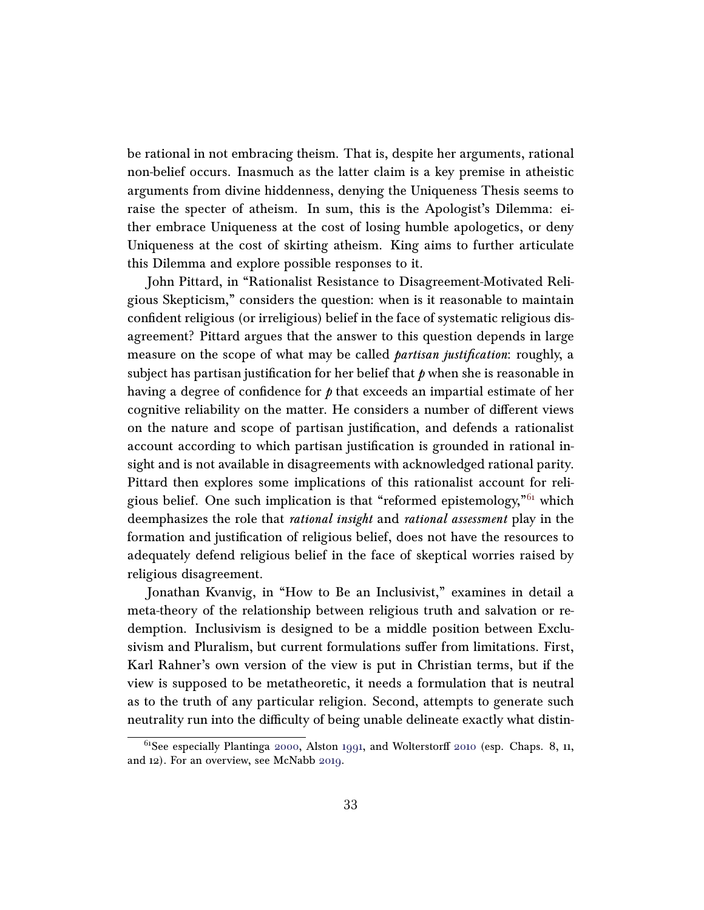be rational in not embracing theism. That is, despite her arguments, rational non-belief occurs. Inasmuch as the latter claim is a key premise in atheistic arguments from divine hiddenness, denying the Uniqueness Thesis seems to raise the specter of atheism. In sum, this is the Apologist's Dilemma: either embrace Uniqueness at the cost of losing humble apologetics, or deny Uniqueness at the cost of skirting atheism. King aims to further articulate this Dilemma and explore possible responses to it.

John Pittard, in "Rationalist Resistance to Disagreement-Motivated Religious Skepticism," considers the question: when is it reasonable to maintain confident religious (or irreligious) belief in the face of systematic religious disagreement? Pittard argues that the answer to this question depends in large measure on the scope of what may be called *partisan justification*: roughly, a subject has partisan justification for her belief that *p* when she is reasonable in having a degree of confidence for *p* that exceeds an impartial estimate of her cognitive reliability on the matter. He considers a number of different views on the nature and scope of partisan justification, and defends a rationalist account according to which partisan justification is grounded in rational insight and is not available in disagreements with acknowledged rational parity. Pittard then explores some implications of this rationalist account for religious belief. One such implication is that "reformed epistemology,"[61] which deemphasizes the role that *rational insight* and *rational assessment* play in the formation and justification of religious belief, does not have the resources to adequately defend religious belief in the face of skeptical worries raised by religious disagreement.

Jonathan Kvanvig, in "How to Be an Inclusivist," examines in detail a meta-theory of the relationship between religious truth and salvation or redemption. Inclusivism is designed to be a middle position between Exclusivism and Pluralism, but current formulations suffer from limitations. First, Karl Rahner's own version of the view is put in Christian terms, but if the view is supposed to be metatheoretic, it needs a formulation that is neutral as to the truth of any particular religion. Second, attempts to generate such neutrality run into the difficulty of being unable delineate exactly what distin-

[61] See especially Plantinga 2000, Alston 1991, and Wolterstorff 2010 (esp. Chaps. 8, 11, and 12). For an overview, see McNabb 2019.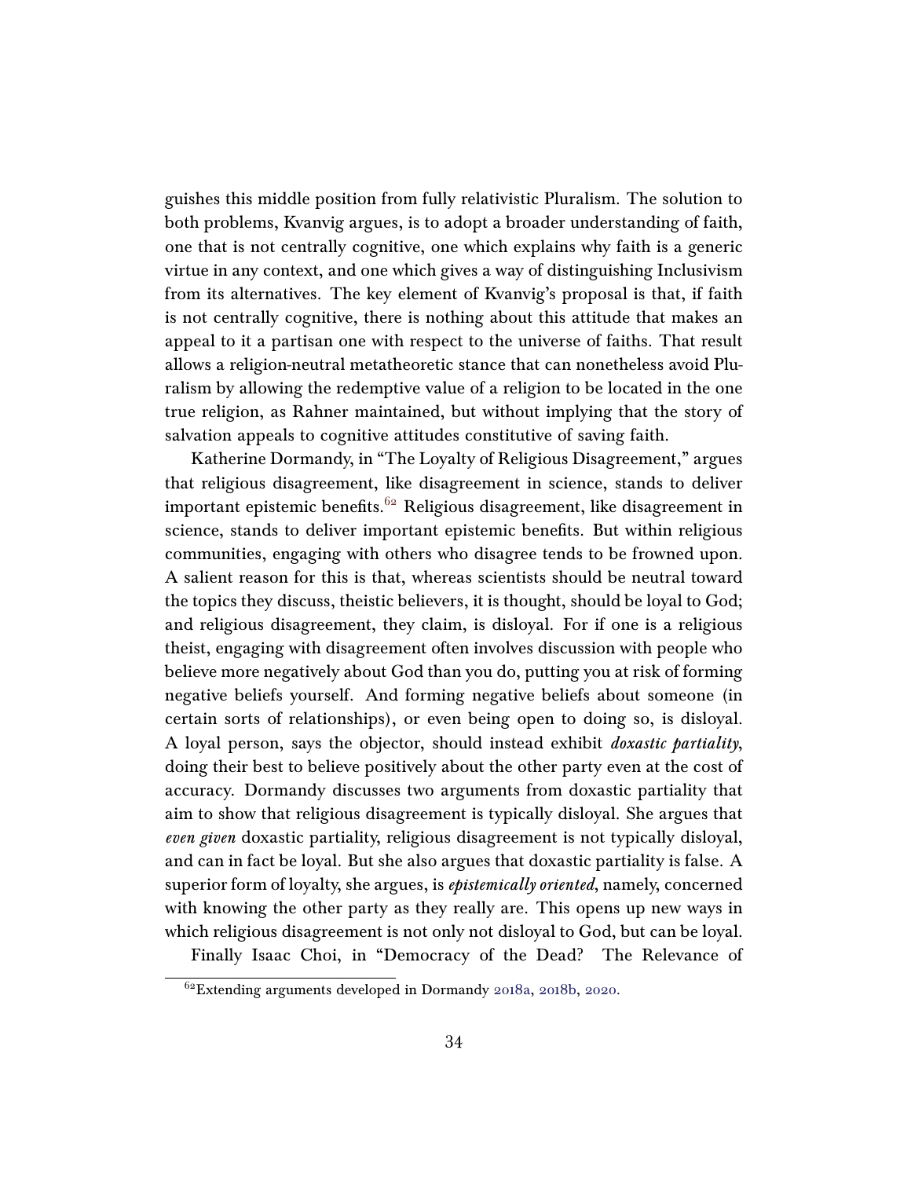guishes this middle position from fully relativistic Pluralism. The solution to both problems, Kvanvig argues, is to adopt a broader understanding of faith, one that is not centrally cognitive, one which explains why faith is a generic virtue in any context, and one which gives a way of distinguishing Inclusivism from its alternatives. The key element of Kvanvig's proposal is that, if faith is not centrally cognitive, there is nothing about this attitude that makes an appeal to it a partisan one with respect to the universe of faiths. That result allows a religion-neutral metatheoretic stance that can nonetheless avoid Pluralism by allowing the redemptive value of a religion to be located in the one true religion, as Rahner maintained, but without implying that the story of salvation appeals to cognitive attitudes constitutive of saving faith.

Katherine Dormandy, in "The Loyalty of Religious Disagreement," argues that religious disagreement, like disagreement in science, stands to deliver important epistemic benefits.[62] Religious disagreement, like disagreement in science, stands to deliver important epistemic benefits. But within religious communities, engaging with others who disagree tends to be frowned upon. A salient reason for this is that, whereas scientists should be neutral toward the topics they discuss, theistic believers, it is thought, should be loyal to God; and religious disagreement, they claim, is disloyal. For if one is a religious theist, engaging with disagreement often involves discussion with people who believe more negatively about God than you do, putting you at risk of forming negative beliefs yourself. And forming negative beliefs about someone (in certain sorts of relationships), or even being open to doing so, is disloyal. A loyal person, says the objector, should instead exhibit *doxastic partiality*, doing their best to believe positively about the other party even at the cost of accuracy. Dormandy discusses two arguments from doxastic partiality that aim to show that religious disagreement is typically disloyal. She argues that *even given* doxastic partiality, religious disagreement is not typically disloyal, and can in fact be loyal. But she also argues that doxastic partiality is false. A superior form of loyalty, she argues, is *epistemically oriented*, namely, concerned with knowing the other party as they really are. This opens up new ways in which religious disagreement is not only not disloyal to God, but can be loyal.

Finally Isaac Choi, in "Democracy of the Dead? The Relevance of

[62] Extending arguments developed in Dormandy 2018a, 2018b, 2020.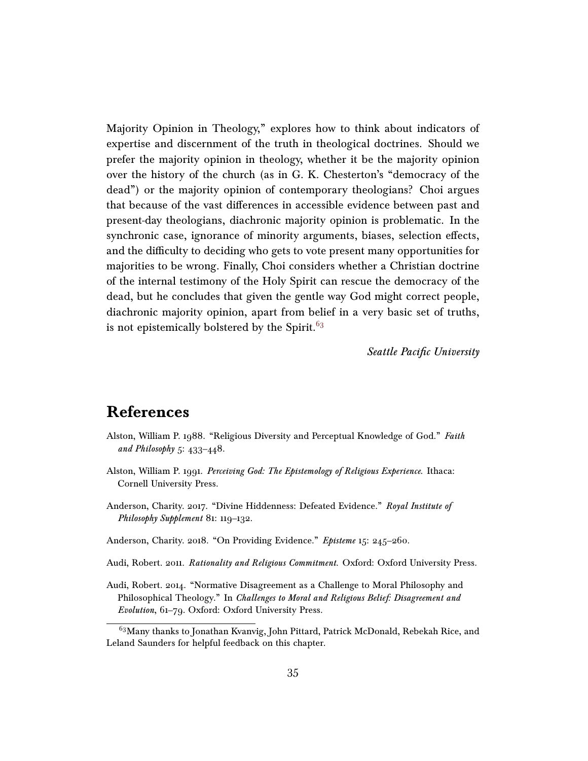Majority Opinion in Theology," explores how to think about indicators of expertise and discernment of the truth in theological doctrines. Should we prefer the majority opinion in theology, whether it be the majority opinion over the history of the church (as in G. K. Chesterton's "democracy of the dead") or the majority opinion of contemporary theologians? Choi argues that because of the vast differences in accessible evidence between past and present-day theologians, diachronic majority opinion is problematic. In the synchronic case, ignorance of minority arguments, biases, selection effects, and the difficulty to deciding who gets to vote present many opportunities for majorities to be wrong. Finally, Choi considers whether a Christian doctrine of the internal testimony of the Holy Spirit can rescue the democracy of the dead, but he concludes that given the gentle way God might correct people, diachronic majority opinion, apart from belief in a very basic set of truths, is not epistemically bolstered by the Spirit.[63]

*Seattle Pacific University*

## References

Alston, William P. 1988. "Religious Diversity and Perceptual Knowledge of God." *Faith and Philosophy* 5: 433–448.

Alston, William P. 1991. *Perceiving God: The Epistemology of Religious Experience.* Ithaca: Cornell University Press.

Anderson, Charity. 2017. "Divine Hiddenness: Defeated Evidence." *Royal Institute of Philosophy Supplement* 81: 119–132.

Anderson, Charity. 2018. "On Providing Evidence." *Episteme* 15: 245–260.

Audi, Robert. 2011. *Rationality and Religious Commitment.* Oxford: Oxford University Press.

Audi, Robert. 2014. "Normative Disagreement as a Challenge to Moral Philosophy and Philosophical Theology." In *Challenges to Moral and Religious Belief: Disagreement and Evolution*, 61–79. Oxford: Oxford University Press.

[63] Many thanks to Jonathan Kvanvig, John Pittard, Patrick McDonald, Rebekah Rice, and Leland Saunders for helpful feedback on this chapter.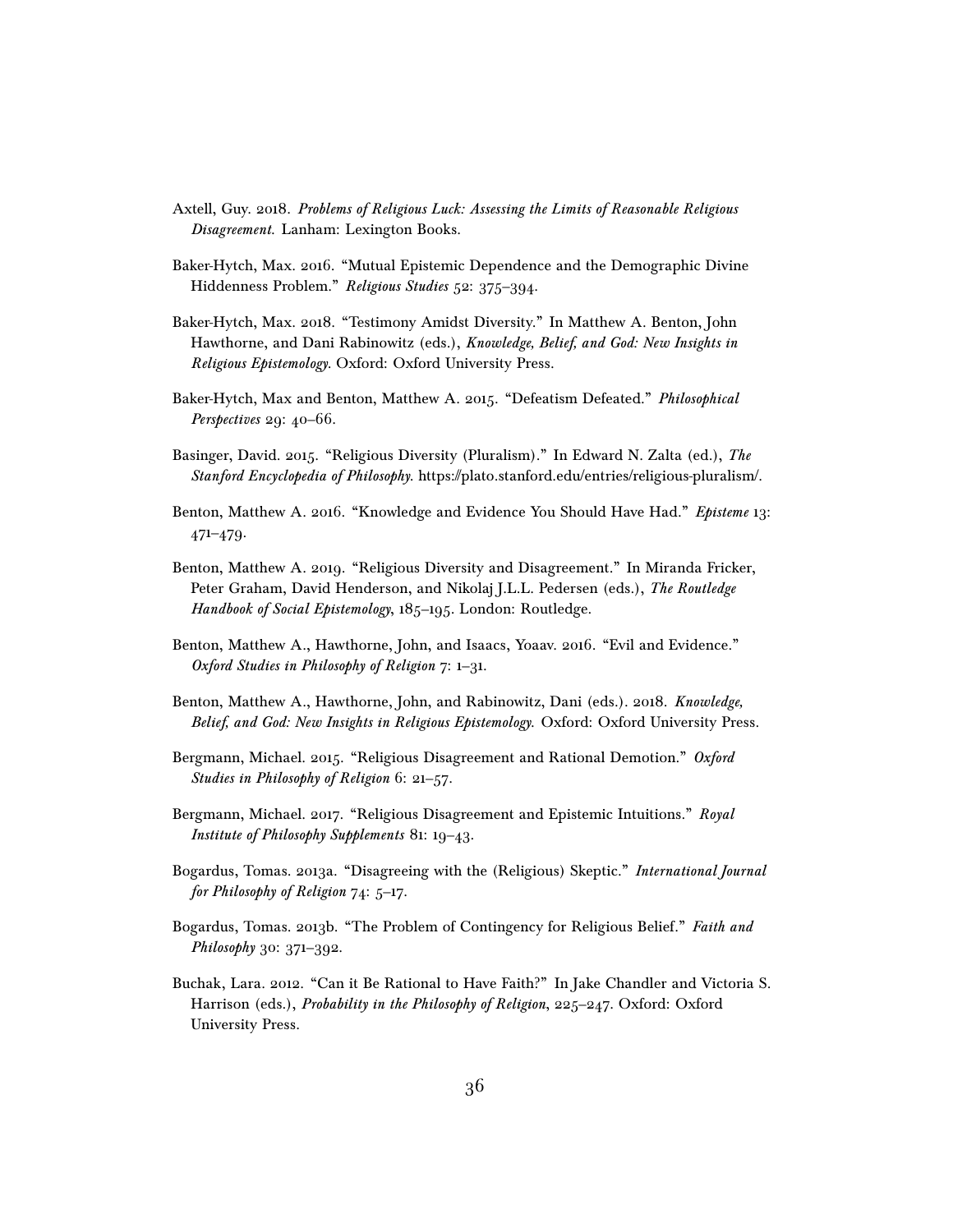Axtell, Guy. 2018. *Problems of Religious Luck: Assessing the Limits of Reasonable Religious Disagreement*. Lanham: Lexington Books.

Baker-Hytch, Max. 2016. "Mutual Epistemic Dependence and the Demographic Divine Hiddenness Problem." *Religious Studies* 52: 375–394.

Baker-Hytch, Max. 2018. "Testimony Amidst Diversity." In Matthew A. Benton, John Hawthorne, and Dani Rabinowitz (eds.), *Knowledge, Belief, and God: New Insights in Religious Epistemology*. Oxford: Oxford University Press.

Baker-Hytch, Max and Benton, Matthew A. 2015. "Defeatism Defeated." *Philosophical Perspectives* 29: 40–66.

Basinger, David. 2015. "Religious Diversity (Pluralism)." In Edward N. Zalta (ed.), *The Stanford Encyclopedia of Philosophy*. https://plato.stanford.edu/entries/religious-pluralism/.

Benton, Matthew A. 2016. "Knowledge and Evidence You Should Have Had." *Episteme* 13: 471–479.

Benton, Matthew A. 2019. "Religious Diversity and Disagreement." In Miranda Fricker, Peter Graham, David Henderson, and Nikolaj J.L.L. Pedersen (eds.), *The Routledge Handbook of Social Epistemology*, 185–195. London: Routledge.

Benton, Matthew A., Hawthorne, John, and Isaacs, Yoaav. 2016. "Evil and Evidence." *Oxford Studies in Philosophy of Religion* 7: 1–31.

Benton, Matthew A., Hawthorne, John, and Rabinowitz, Dani (eds.). 2018. *Knowledge, Belief, and God: New Insights in Religious Epistemology*. Oxford: Oxford University Press.

Bergmann, Michael. 2015. "Religious Disagreement and Rational Demotion." *Oxford Studies in Philosophy of Religion* 6: 21–57.

Bergmann, Michael. 2017. "Religious Disagreement and Epistemic Intuitions." *Royal Institute of Philosophy Supplements* 81: 19–43.

Bogardus, Tomas. 2013a. "Disagreeing with the (Religious) Skeptic." *International Journal for Philosophy of Religion* 74: 5–17.

Bogardus, Tomas. 2013b. "The Problem of Contingency for Religious Belief." *Faith and Philosophy* 30: 371–392.

Buchak, Lara. 2012. "Can it Be Rational to Have Faith?" In Jake Chandler and Victoria S. Harrison (eds.), *Probability in the Philosophy of Religion*, 225–247. Oxford: Oxford University Press.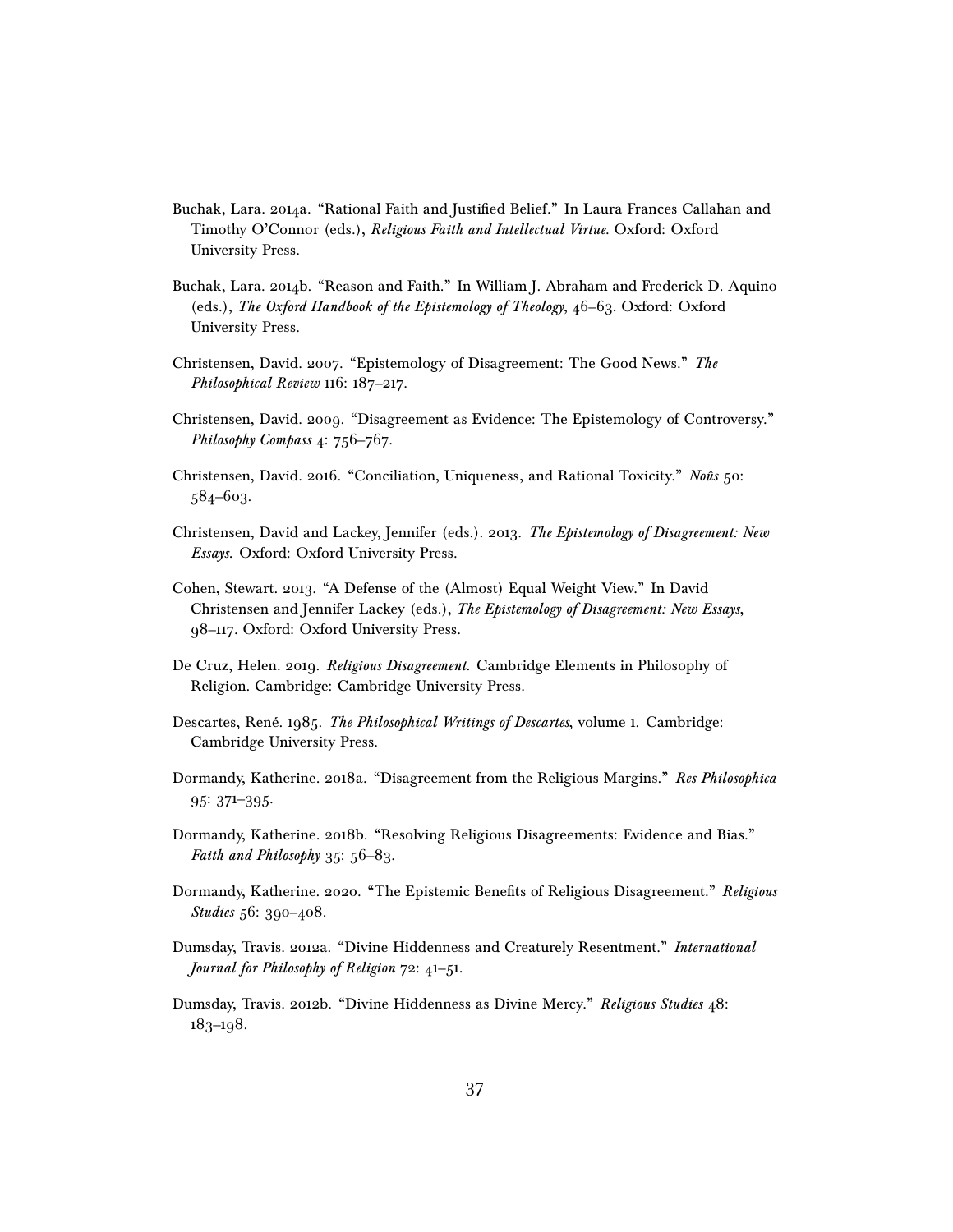Buchak, Lara. 2014a. "Rational Faith and Justified Belief." In Laura Frances Callahan and Timothy O'Connor (eds.), *Religious Faith and Intellectual Virtue*. Oxford: Oxford University Press.

Buchak, Lara. 2014b. "Reason and Faith." In William J. Abraham and Frederick D. Aquino (eds.), *The Oxford Handbook of the Epistemology of Theology*, 46–63. Oxford: Oxford University Press.

Christensen, David. 2007. "Epistemology of Disagreement: The Good News." *The Philosophical Review* 116: 187–217.

Christensen, David. 2009. "Disagreement as Evidence: The Epistemology of Controversy." *Philosophy Compass* 4: 756–767.

Christensen, David. 2016. "Conciliation, Uniqueness, and Rational Toxicity." *Noûs* 50: 584–603.

Christensen, David and Lackey, Jennifer (eds.). 2013. *The Epistemology of Disagreement: New Essays*. Oxford: Oxford University Press.

Cohen, Stewart. 2013. "A Defense of the (Almost) Equal Weight View." In David Christensen and Jennifer Lackey (eds.), *The Epistemology of Disagreement: New Essays*, 98–117. Oxford: Oxford University Press.

De Cruz, Helen. 2019. *Religious Disagreement*. Cambridge Elements in Philosophy of Religion. Cambridge: Cambridge University Press.

Descartes, René. 1985. *The Philosophical Writings of Descartes*, volume 1. Cambridge: Cambridge University Press.

Dormandy, Katherine. 2018a. "Disagreement from the Religious Margins." *Res Philosophica* 95: 371–395.

Dormandy, Katherine. 2018b. "Resolving Religious Disagreements: Evidence and Bias." *Faith and Philosophy* 35: 56–83.

Dormandy, Katherine. 2020. "The Epistemic Benefits of Religious Disagreement." *Religious Studies* 56: 390–408.

Dumsday, Travis. 2012a. "Divine Hiddenness and Creaturely Resentment." *International Journal for Philosophy of Religion* 72: 41–51.

Dumsday, Travis. 2012b. "Divine Hiddenness as Divine Mercy." *Religious Studies* 48: 183–198.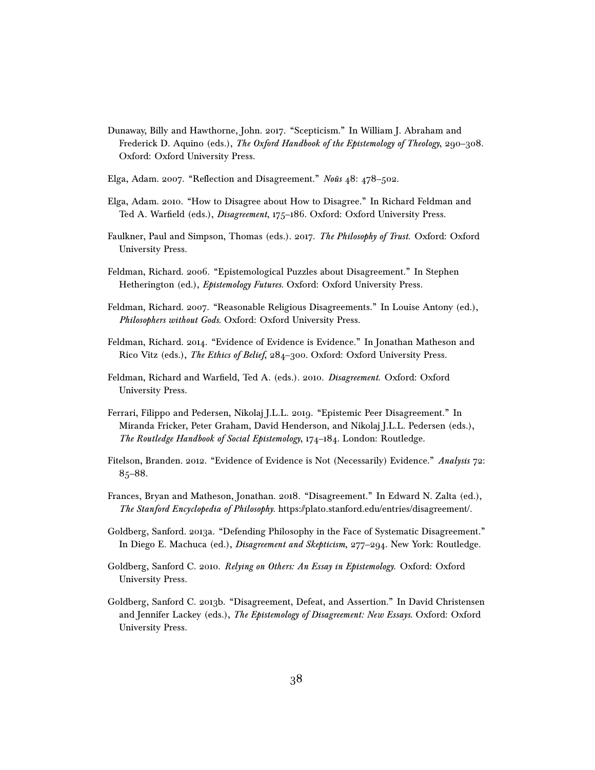Dunaway, Billy and Hawthorne, John. 2017. "Scepticism." In William J. Abraham and Frederick D. Aquino (eds.), *The Oxford Handbook of the Epistemology of Theology*, 290–308. Oxford: Oxford University Press.

Elga, Adam. 2007. "Reflection and Disagreement." *Noûs* 48: 478–502.

Elga, Adam. 2010. "How to Disagree about How to Disagree." In Richard Feldman and Ted A. Warfield (eds.), *Disagreement*, 175–186. Oxford: Oxford University Press.

Faulkner, Paul and Simpson, Thomas (eds.). 2017. *The Philosophy of Trust*. Oxford: Oxford University Press.

Feldman, Richard. 2006. "Epistemological Puzzles about Disagreement." In Stephen Hetherington (ed.), *Epistemology Futures*. Oxford: Oxford University Press.

Feldman, Richard. 2007. "Reasonable Religious Disagreements." In Louise Antony (ed.), *Philosophers without Gods*. Oxford: Oxford University Press.

Feldman, Richard. 2014. "Evidence of Evidence is Evidence." In Jonathan Matheson and Rico Vitz (eds.), *The Ethics of Belief*, 284–300. Oxford: Oxford University Press.

Feldman, Richard and Warfield, Ted A. (eds.). 2010. *Disagreement*. Oxford: Oxford University Press.

Ferrari, Filippo and Pedersen, Nikolaj J.L.L. 2019. "Epistemic Peer Disagreement." In Miranda Fricker, Peter Graham, David Henderson, and Nikolaj J.L.L. Pedersen (eds.), *The Routledge Handbook of Social Epistemology*, 174–184. London: Routledge.

Fitelson, Branden. 2012. "Evidence of Evidence is Not (Necessarily) Evidence." *Analysis* 72: 85–88.

Frances, Bryan and Matheson, Jonathan. 2018. "Disagreement." In Edward N. Zalta (ed.), *The Stanford Encyclopedia of Philosophy*. https://plato.stanford.edu/entries/disagreement/.

Goldberg, Sanford. 2013a. "Defending Philosophy in the Face of Systematic Disagreement." In Diego E. Machuca (ed.), *Disagreement and Skepticism*, 277–294. New York: Routledge.

Goldberg, Sanford C. 2010. *Relying on Others: An Essay in Epistemology*. Oxford: Oxford University Press.

Goldberg, Sanford C. 2013b. "Disagreement, Defeat, and Assertion." In David Christensen and Jennifer Lackey (eds.), *The Epistemology of Disagreement: New Essays*. Oxford: Oxford University Press.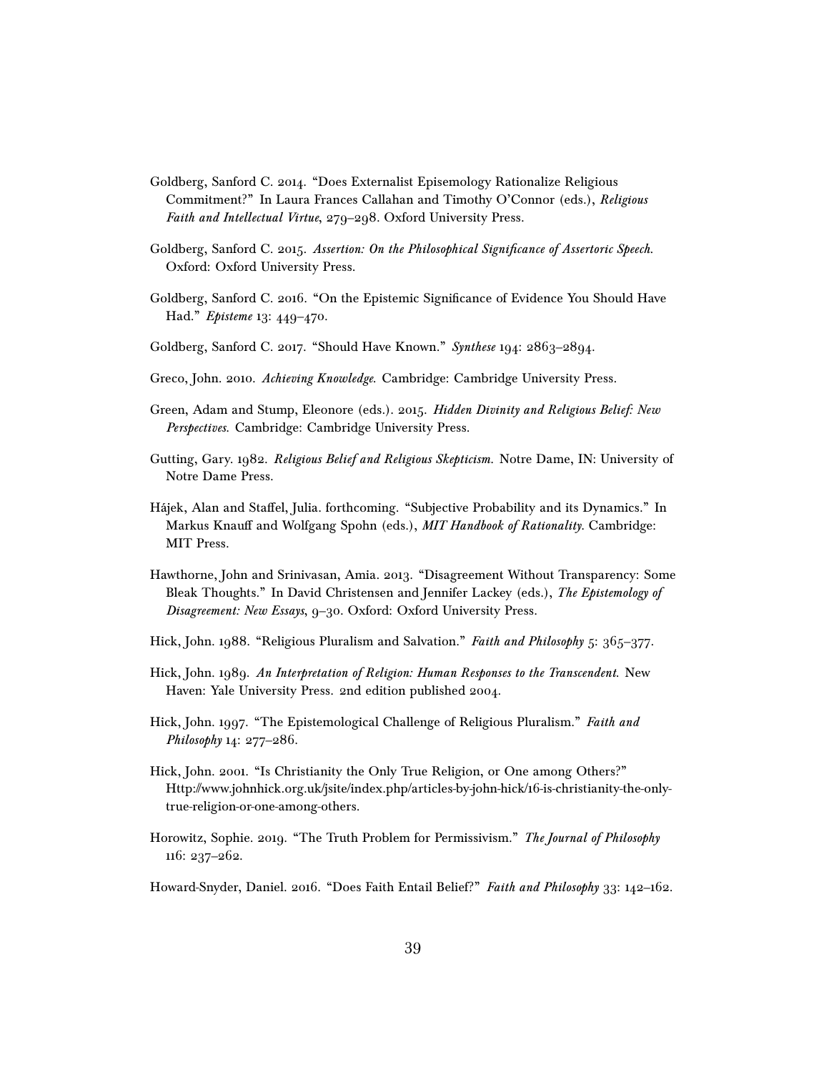Goldberg, Sanford C. 2014. "Does Externalist Episemology Rationalize Religious Commitment?" In Laura Frances Callahan and Timothy O'Connor (eds.), *Religious Faith and Intellectual Virtue*, 279–298. Oxford University Press.

Goldberg, Sanford C. 2015. *Assertion: On the Philosophical Significance of Assertoric Speech*. Oxford: Oxford University Press.

Goldberg, Sanford C. 2016. "On the Epistemic Significance of Evidence You Should Have Had." *Episteme* 13: 449–470.

Goldberg, Sanford C. 2017. "Should Have Known." *Synthese* 194: 2863–2894.

Greco, John. 2010. *Achieving Knowledge*. Cambridge: Cambridge University Press.

Green, Adam and Stump, Eleonore (eds.). 2015. *Hidden Divinity and Religious Belief: New Perspectives*. Cambridge: Cambridge University Press.

Gutting, Gary. 1982. *Religious Belief and Religious Skepticism*. Notre Dame, IN: University of Notre Dame Press.

Hájek, Alan and Staffel, Julia. forthcoming. "Subjective Probability and its Dynamics." In Markus Knauff and Wolfgang Spohn (eds.), *MIT Handbook of Rationality*. Cambridge: MIT Press.

Hawthorne, John and Srinivasan, Amia. 2013. "Disagreement Without Transparency: Some Bleak Thoughts." In David Christensen and Jennifer Lackey (eds.), *The Epistemology of Disagreement: New Essays*, 9–30. Oxford: Oxford University Press.

Hick, John. 1988. "Religious Pluralism and Salvation." *Faith and Philosophy* 5: 365–377.

Hick, John. 1989. *An Interpretation of Religion: Human Responses to the Transcendent*. New Haven: Yale University Press. 2nd edition published 2004.

Hick, John. 1997. "The Epistemological Challenge of Religious Pluralism." *Faith and Philosophy* 14: 277–286.

Hick, John. 2001. "Is Christianity the Only True Religion, or One among Others?" Http://www.johnhick.org.uk/jsite/index.php/articles-by-john-hick/16-is-christianity-the-only-true-religion-or-one-among-others.

Horowitz, Sophie. 2019. "The Truth Problem for Permissivism." *The Journal of Philosophy* 116: 237–262.

Howard-Snyder, Daniel. 2016. "Does Faith Entail Belief?" *Faith and Philosophy* 33: 142–162.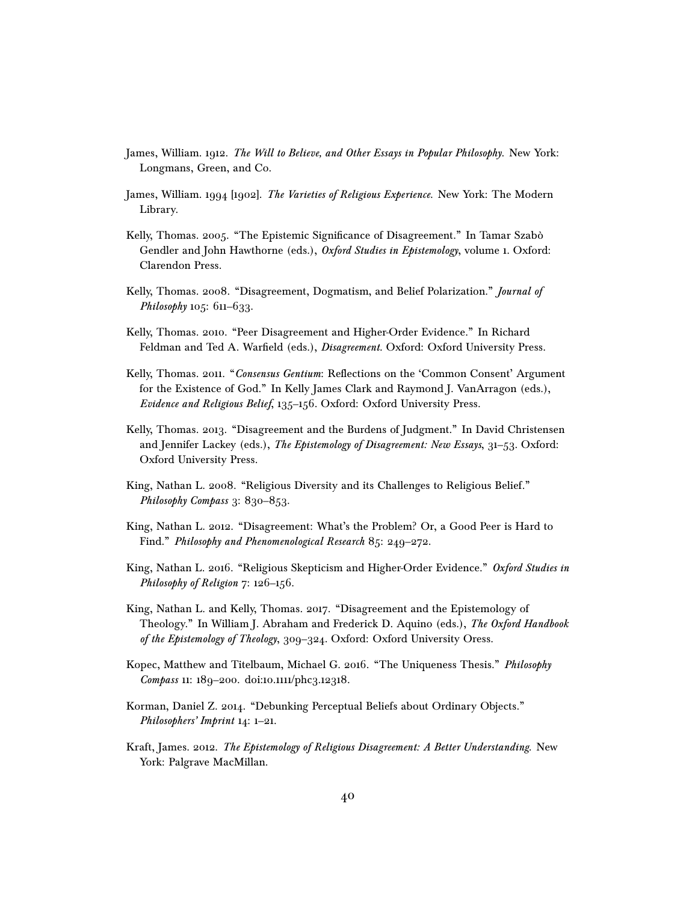James, William. 1912. *The Will to Believe, and Other Essays in Popular Philosophy.* New York: Longmans, Green, and Co.

James, William. 1994 [1902]. *The Varieties of Religious Experience.* New York: The Modern Library.

Kelly, Thomas. 2005. "The Epistemic Significance of Disagreement." In Tamar Szabò Gendler and John Hawthorne (eds.), *Oxford Studies in Epistemology*, volume 1. Oxford: Clarendon Press.

Kelly, Thomas. 2008. "Disagreement, Dogmatism, and Belief Polarization." *Journal of Philosophy* 105: 611–633.

Kelly, Thomas. 2010. "Peer Disagreement and Higher-Order Evidence." In Richard Feldman and Ted A. Warfield (eds.), *Disagreement.* Oxford: Oxford University Press.

Kelly, Thomas. 2011. "*Consensus Gentium*: Reflections on the 'Common Consent' Argument for the Existence of God." In Kelly James Clark and Raymond J. VanArragon (eds.), *Evidence and Religious Belief*, 135–156. Oxford: Oxford University Press.

Kelly, Thomas. 2013. "Disagreement and the Burdens of Judgment." In David Christensen and Jennifer Lackey (eds.), *The Epistemology of Disagreement: New Essays*, 31–53. Oxford: Oxford University Press.

King, Nathan L. 2008. "Religious Diversity and its Challenges to Religious Belief." *Philosophy Compass* 3: 830–853.

King, Nathan L. 2012. "Disagreement: What's the Problem? Or, a Good Peer is Hard to Find." *Philosophy and Phenomenological Research* 85: 249–272.

King, Nathan L. 2016. "Religious Skepticism and Higher-Order Evidence." *Oxford Studies in Philosophy of Religion* 7: 126–156.

King, Nathan L. and Kelly, Thomas. 2017. "Disagreement and the Epistemology of Theology." In William J. Abraham and Frederick D. Aquino (eds.), *The Oxford Handbook of the Epistemology of Theology*, 309–324. Oxford: Oxford University Oress.

Kopec, Matthew and Titelbaum, Michael G. 2016. "The Uniqueness Thesis." *Philosophy Compass* 11: 189–200. doi:10.1111/phc3.12318.

Korman, Daniel Z. 2014. "Debunking Perceptual Beliefs about Ordinary Objects." *Philosophers' Imprint* 14: 1–21.

Kraft, James. 2012. *The Epistemology of Religious Disagreement: A Better Understanding.* New York: Palgrave MacMillan.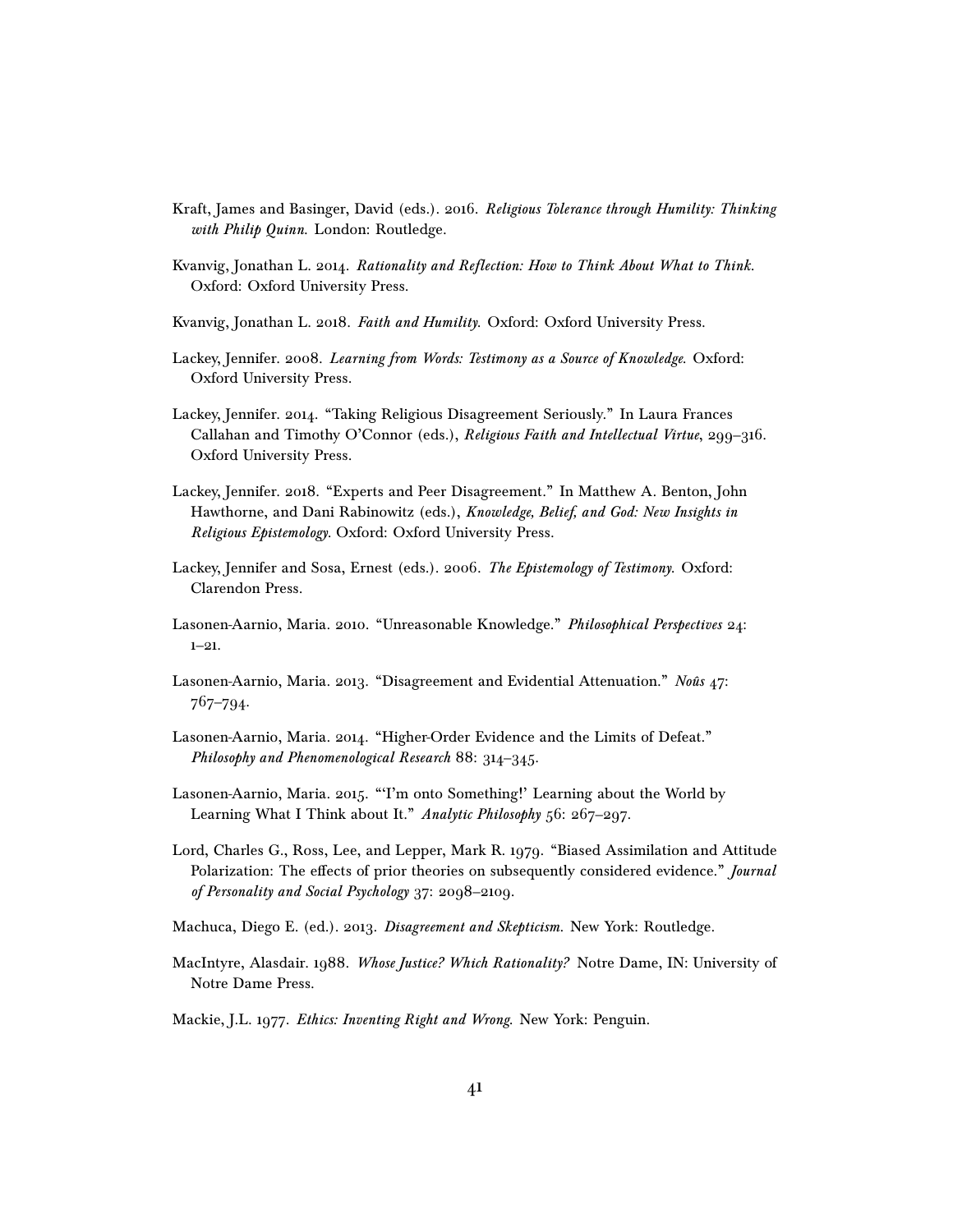Kraft, James and Basinger, David (eds.). 2016. *Religious Tolerance through Humility: Thinking with Philip Quinn*. London: Routledge.

Kvanvig, Jonathan L. 2014. *Rationality and Reflection: How to Think About What to Think*. Oxford: Oxford University Press.

Kvanvig, Jonathan L. 2018. *Faith and Humility*. Oxford: Oxford University Press.

Lackey, Jennifer. 2008. *Learning from Words: Testimony as a Source of Knowledge*. Oxford: Oxford University Press.

Lackey, Jennifer. 2014. "Taking Religious Disagreement Seriously." In Laura Frances Callahan and Timothy O'Connor (eds.), *Religious Faith and Intellectual Virtue*, 299–316. Oxford University Press.

Lackey, Jennifer. 2018. "Experts and Peer Disagreement." In Matthew A. Benton, John Hawthorne, and Dani Rabinowitz (eds.), *Knowledge, Belief, and God: New Insights in Religious Epistemology*. Oxford: Oxford University Press.

Lackey, Jennifer and Sosa, Ernest (eds.). 2006. *The Epistemology of Testimony*. Oxford: Clarendon Press.

Lasonen-Aarnio, Maria. 2010. "Unreasonable Knowledge." *Philosophical Perspectives* 24: 1–21.

Lasonen-Aarnio, Maria. 2013. "Disagreement and Evidential Attenuation." *Noûs* 47: 767–794.

Lasonen-Aarnio, Maria. 2014. "Higher-Order Evidence and the Limits of Defeat." *Philosophy and Phenomenological Research* 88: 314–345.

Lasonen-Aarnio, Maria. 2015. "'I'm onto Something!' Learning about the World by Learning What I Think about It." *Analytic Philosophy* 56: 267–297.

Lord, Charles G., Ross, Lee, and Lepper, Mark R. 1979. "Biased Assimilation and Attitude Polarization: The effects of prior theories on subsequently considered evidence." *Journal of Personality and Social Psychology* 37: 2098–2109.

Machuca, Diego E. (ed.). 2013. *Disagreement and Skepticism*. New York: Routledge.

MacIntyre, Alasdair. 1988. *Whose Justice? Which Rationality?* Notre Dame, IN: University of Notre Dame Press.

Mackie, J.L. 1977. *Ethics: Inventing Right and Wrong*. New York: Penguin.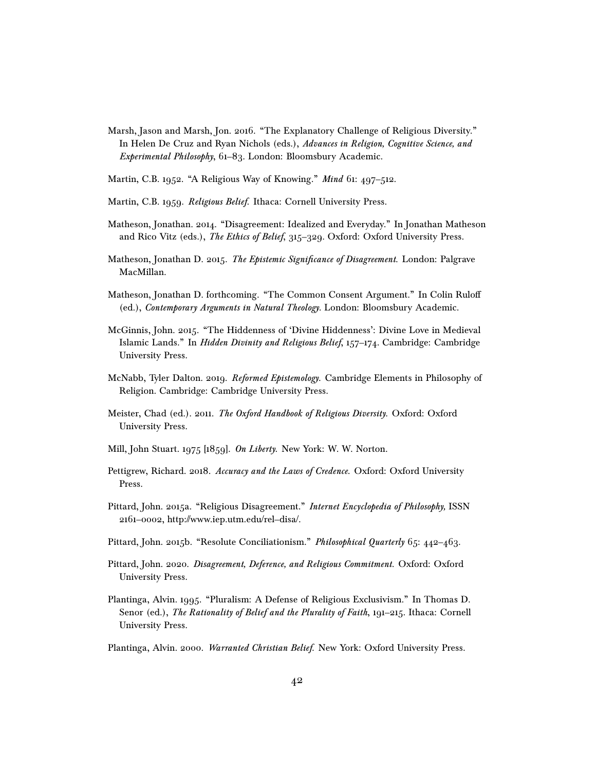Marsh, Jason and Marsh, Jon. 2016. "The Explanatory Challenge of Religious Diversity." In Helen De Cruz and Ryan Nichols (eds.), *Advances in Religion, Cognitive Science, and Experimental Philosophy*, 61–83. London: Bloomsbury Academic.

Martin, C.B. 1952. "A Religious Way of Knowing." *Mind* 61: 497–512.

Martin, C.B. 1959. *Religious Belief.* Ithaca: Cornell University Press.

Matheson, Jonathan. 2014. "Disagreement: Idealized and Everyday." In Jonathan Matheson and Rico Vitz (eds.), *The Ethics of Belief*, 315–329. Oxford: Oxford University Press.

Matheson, Jonathan D. 2015. *The Epistemic Significance of Disagreement.* London: Palgrave MacMillan.

Matheson, Jonathan D. forthcoming. "The Common Consent Argument." In Colin Ruloff (ed.), *Contemporary Arguments in Natural Theology.* London: Bloomsbury Academic.

McGinnis, John. 2015. "The Hiddenness of 'Divine Hiddenness': Divine Love in Medieval Islamic Lands." In *Hidden Divinity and Religious Belief*, 157–174. Cambridge: Cambridge University Press.

McNabb, Tyler Dalton. 2019. *Reformed Epistemology.* Cambridge Elements in Philosophy of Religion. Cambridge: Cambridge University Press.

Meister, Chad (ed.). 2011. *The Oxford Handbook of Religious Diversity.* Oxford: Oxford University Press.

Mill, John Stuart. 1975 [1859]. *On Liberty.* New York: W. W. Norton.

Pettigrew, Richard. 2018. *Accuracy and the Laws of Credence.* Oxford: Oxford University Press.

Pittard, John. 2015a. "Religious Disagreement." *Internet Encyclopedia of Philosophy,* ISSN 2161–0002, http://www.iep.utm.edu/rel–disa/.

Pittard, John. 2015b. "Resolute Conciliationism." *Philosophical Quarterly* 65: 442–463.

Pittard, John. 2020. *Disagreement, Deference, and Religious Commitment.* Oxford: Oxford University Press.

Plantinga, Alvin. 1995. "Pluralism: A Defense of Religious Exclusivism." In Thomas D. Senor (ed.), *The Rationality of Belief and the Plurality of Faith*, 191–215. Ithaca: Cornell University Press.

Plantinga, Alvin. 2000. *Warranted Christian Belief.* New York: Oxford University Press.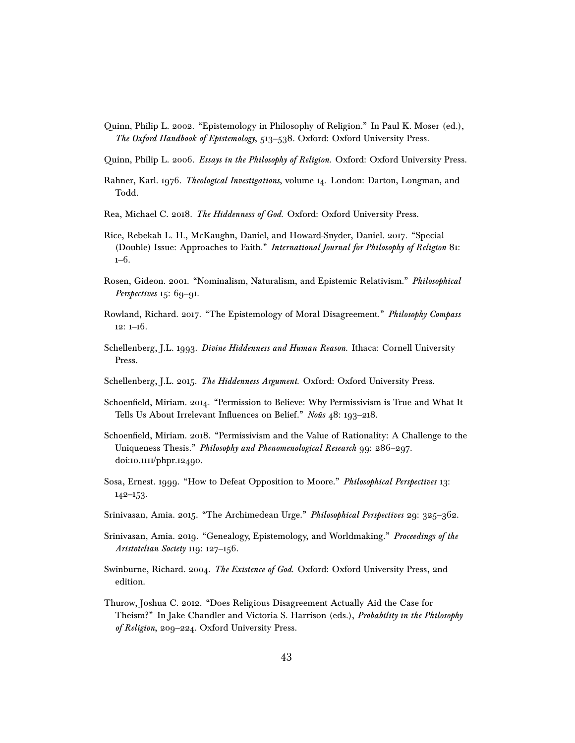Quinn, Philip L. 2002. "Epistemology in Philosophy of Religion." In Paul K. Moser (ed.), *The Oxford Handbook of Epistemology*, 513–538. Oxford: Oxford University Press.

Quinn, Philip L. 2006. *Essays in the Philosophy of Religion.* Oxford: Oxford University Press.

Rahner, Karl. 1976. *Theological Investigations*, volume 14. London: Darton, Longman, and Todd.

Rea, Michael C. 2018. *The Hiddenness of God.* Oxford: Oxford University Press.

Rice, Rebekah L. H., McKaughn, Daniel, and Howard-Snyder, Daniel. 2017. "Special (Double) Issue: Approaches to Faith." *International Journal for Philosophy of Religion* 81: 1–6.

Rosen, Gideon. 2001. "Nominalism, Naturalism, and Epistemic Relativism." *Philosophical Perspectives* 15: 69–91.

Rowland, Richard. 2017. "The Epistemology of Moral Disagreement." *Philosophy Compass* 12: 1–16.

Schellenberg, J.L. 1993. *Divine Hiddenness and Human Reason.* Ithaca: Cornell University Press.

Schellenberg, J.L. 2015. *The Hiddenness Argument.* Oxford: Oxford University Press.

Schoenfield, Miriam. 2014. "Permission to Believe: Why Permissivism is True and What It Tells Us About Irrelevant Influences on Belief." *Noûs* 48: 193–218.

Schoenfield, Miriam. 2018. "Permissivism and the Value of Rationality: A Challenge to the Uniqueness Thesis." *Philosophy and Phenomenological Research* 99: 286–297. doi:10.1111/phpr.12490.

Sosa, Ernest. 1999. "How to Defeat Opposition to Moore." *Philosophical Perspectives* 13: 142–153.

Srinivasan, Amia. 2015. "The Archimedean Urge." *Philosophical Perspectives* 29: 325–362.

Srinivasan, Amia. 2019. "Genealogy, Epistemology, and Worldmaking." *Proceedings of the Aristotelian Society* 119: 127–156.

Swinburne, Richard. 2004. *The Existence of God.* Oxford: Oxford University Press, 2nd edition.

Thurow, Joshua C. 2012. "Does Religious Disagreement Actually Aid the Case for Theism?" In Jake Chandler and Victoria S. Harrison (eds.), *Probability in the Philosophy of Religion*, 209–224. Oxford University Press.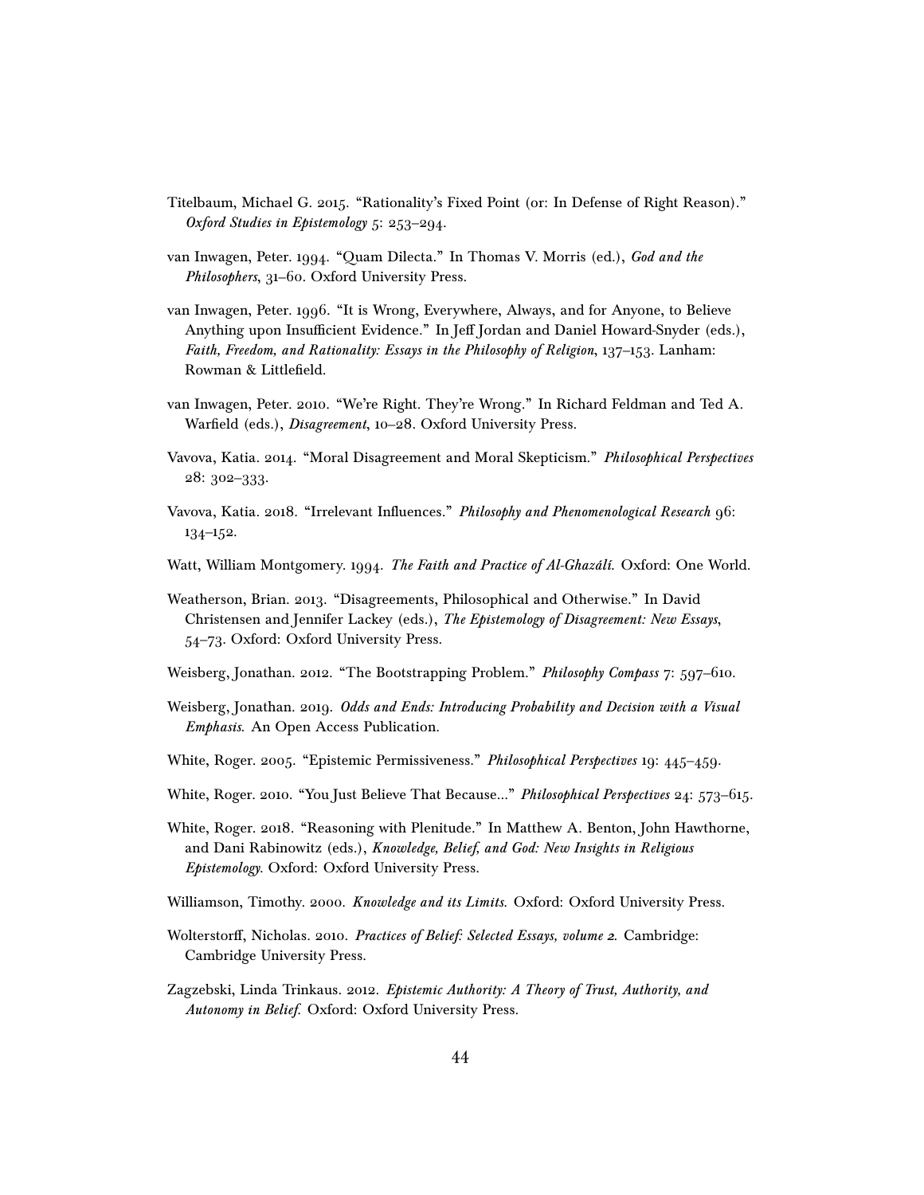Titelbaum, Michael G. 2015. "Rationality's Fixed Point (or: In Defense of Right Reason)." *Oxford Studies in Epistemology* 5: 253–294.

van Inwagen, Peter. 1994. "Quam Dilecta." In Thomas V. Morris (ed.), *God and the Philosophers*, 31–60. Oxford University Press.

van Inwagen, Peter. 1996. "It is Wrong, Everywhere, Always, and for Anyone, to Believe Anything upon Insufficient Evidence." In Jeff Jordan and Daniel Howard-Snyder (eds.), *Faith, Freedom, and Rationality: Essays in the Philosophy of Religion*, 137–153. Lanham: Rowman & Littlefield.

van Inwagen, Peter. 2010. "We're Right. They're Wrong." In Richard Feldman and Ted A. Warfield (eds.), *Disagreement*, 10–28. Oxford University Press.

Vavova, Katia. 2014. "Moral Disagreement and Moral Skepticism." *Philosophical Perspectives* 28: 302–333.

Vavova, Katia. 2018. "Irrelevant Influences." *Philosophy and Phenomenological Research* 96: 134–152.

Watt, William Montgomery. 1994. *The Faith and Practice of Al-Ghazálí*. Oxford: One World.

Weatherson, Brian. 2013. "Disagreements, Philosophical and Otherwise." In David Christensen and Jennifer Lackey (eds.), *The Epistemology of Disagreement: New Essays*, 54–73. Oxford: Oxford University Press.

Weisberg, Jonathan. 2012. "The Bootstrapping Problem." *Philosophy Compass* 7: 597–610.

Weisberg, Jonathan. 2019. *Odds and Ends: Introducing Probability and Decision with a Visual Emphasis*. An Open Access Publication.

White, Roger. 2005. "Epistemic Permissiveness." *Philosophical Perspectives* 19: 445–459.

White, Roger. 2010. "You Just Believe That Because..." *Philosophical Perspectives* 24: 573–615.

White, Roger. 2018. "Reasoning with Plenitude." In Matthew A. Benton, John Hawthorne, and Dani Rabinowitz (eds.), *Knowledge, Belief, and God: New Insights in Religious Epistemology*. Oxford: Oxford University Press.

Williamson, Timothy. 2000. *Knowledge and its Limits*. Oxford: Oxford University Press.

Wolterstorff, Nicholas. 2010. *Practices of Belief: Selected Essays, volume 2*. Cambridge: Cambridge University Press.

Zagzebski, Linda Trinkaus. 2012. *Epistemic Authority: A Theory of Trust, Authority, and Autonomy in Belief*. Oxford: Oxford University Press.